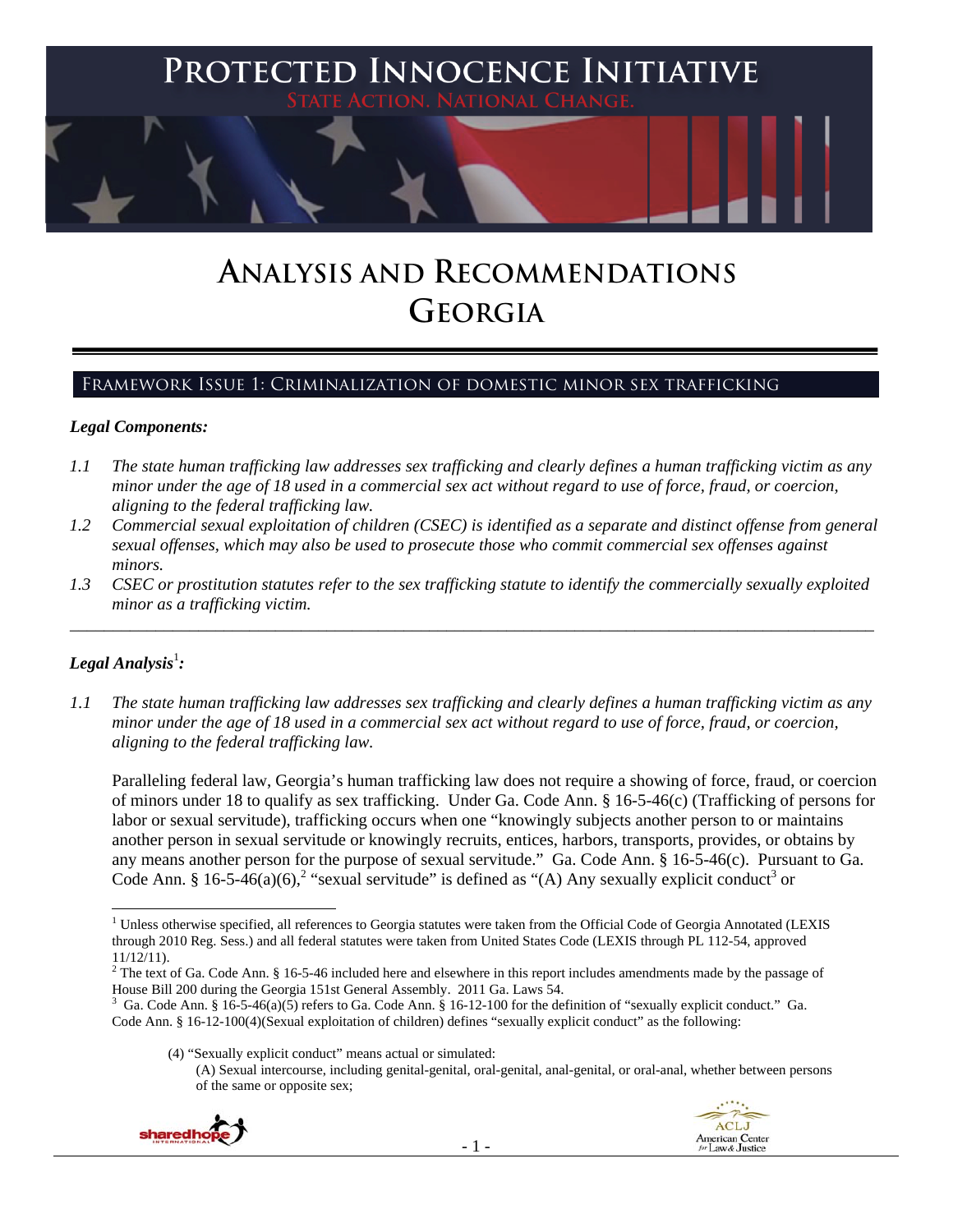# Protected Innocence Initiative

State Action. National Change.

# Analysis and Recommendations
# Georgia

## Framework Issue 1: Criminalization of domestic minor sex trafficking

***Legal Components:***

*1.1 The state human trafficking law addresses sex trafficking and clearly defines a human trafficking victim as any minor under the age of 18 used in a commercial sex act without regard to use of force, fraud, or coercion, aligning to the federal trafficking law.*

*1.2 Commercial sexual exploitation of children (CSEC) is identified as a separate and distinct offense from general sexual offenses, which may also be used to prosecute those who commit commercial sex offenses against minors.*

*1.3 CSEC or prostitution statutes refer to the sex trafficking statute to identify the commercially sexually exploited minor as a trafficking victim.*

---

***Legal Analysis***[1]***:***

*1.1 The state human trafficking law addresses sex trafficking and clearly defines a human trafficking victim as any minor under the age of 18 used in a commercial sex act without regard to use of force, fraud, or coercion, aligning to the federal trafficking law.*

Paralleling federal law, Georgia's human trafficking law does not require a showing of force, fraud, or coercion of minors under 18 to qualify as sex trafficking. Under Ga. Code Ann. § 16-5-46(c) (Trafficking of persons for labor or sexual servitude), trafficking occurs when one "knowingly subjects another person to or maintains another person in sexual servitude or knowingly recruits, entices, harbors, transports, provides, or obtains by any means another person for the purpose of sexual servitude." Ga. Code Ann. § 16-5-46(c). Pursuant to Ga. Code Ann. § 16-5-46(a)(6),[2] "sexual servitude" is defined as "(A) Any sexually explicit conduct[3] or

---

[1] Unless otherwise specified, all references to Georgia statutes were taken from the Official Code of Georgia Annotated (LEXIS through 2010 Reg. Sess.) and all federal statutes were taken from United States Code (LEXIS through PL 112-54, approved 11/12/11).

[2] The text of Ga. Code Ann. § 16-5-46 included here and elsewhere in this report includes amendments made by the passage of House Bill 200 during the Georgia 151st General Assembly. 2011 Ga. Laws 54.

[3] Ga. Code Ann. § 16-5-46(a)(5) refers to Ga. Code Ann. § 16-12-100 for the definition of "sexually explicit conduct." Ga. Code Ann. § 16-12-100(4)(Sexual exploitation of children) defines "sexually explicit conduct" as the following:

> (4) "Sexually explicit conduct" means actual or simulated:
> (A) Sexual intercourse, including genital-genital, oral-genital, anal-genital, or oral-anal, whether between persons of the same or opposite sex;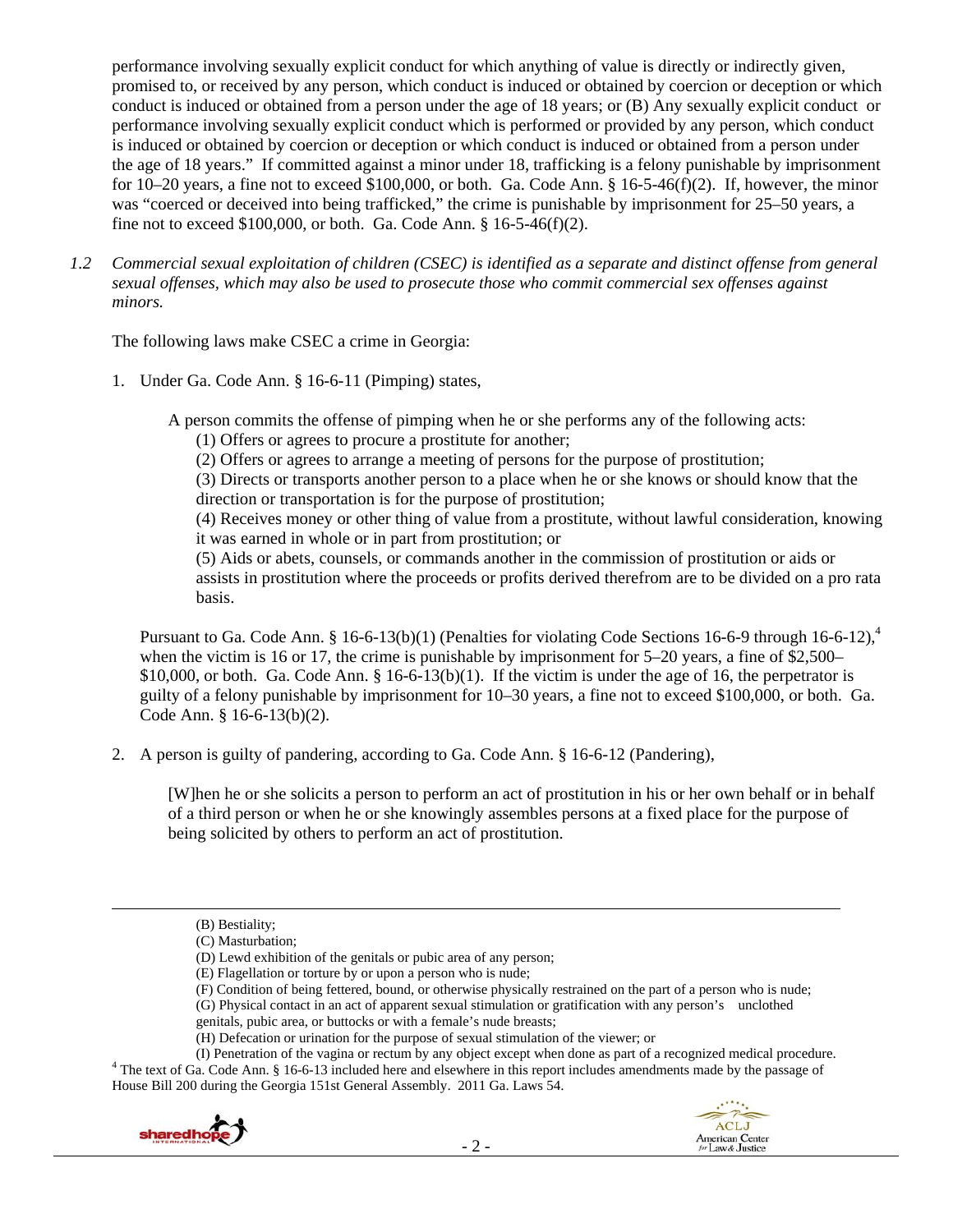performance involving sexually explicit conduct for which anything of value is directly or indirectly given, promised to, or received by any person, which conduct is induced or obtained by coercion or deception or which conduct is induced or obtained from a person under the age of 18 years; or (B) Any sexually explicit conduct or performance involving sexually explicit conduct which is performed or provided by any person, which conduct is induced or obtained by coercion or deception or which conduct is induced or obtained from a person under the age of 18 years." If committed against a minor under 18, trafficking is a felony punishable by imprisonment for 10–20 years, a fine not to exceed $100,000, or both. Ga. Code Ann. § 16-5-46(f)(2). If, however, the minor was "coerced or deceived into being trafficked," the crime is punishable by imprisonment for 25–50 years, a fine not to exceed $100,000, or both. Ga. Code Ann. § 16-5-46(f)(2).

*1.2 Commercial sexual exploitation of children (CSEC) is identified as a separate and distinct offense from general sexual offenses, which may also be used to prosecute those who commit commercial sex offenses against minors.*

The following laws make CSEC a crime in Georgia:

1. Under Ga. Code Ann. § 16-6-11 (Pimping) states,

   A person commits the offense of pimping when he or she performs any of the following acts:
   (1) Offers or agrees to procure a prostitute for another;
   (2) Offers or agrees to arrange a meeting of persons for the purpose of prostitution;
   (3) Directs or transports another person to a place when he or she knows or should know that the direction or transportation is for the purpose of prostitution;
   (4) Receives money or other thing of value from a prostitute, without lawful consideration, knowing it was earned in whole or in part from prostitution; or
   (5) Aids or abets, counsels, or commands another in the commission of prostitution or aids or assists in prostitution where the proceeds or profits derived therefrom are to be divided on a pro rata basis.

   Pursuant to Ga. Code Ann. § 16-6-13(b)(1) (Penalties for violating Code Sections 16-6-9 through 16-6-12),[4] when the victim is 16 or 17, the crime is punishable by imprisonment for 5–20 years, a fine of $2,500–$10,000, or both. Ga. Code Ann. § 16-6-13(b)(1). If the victim is under the age of 16, the perpetrator is guilty of a felony punishable by imprisonment for 10–30 years, a fine not to exceed $100,000, or both. Ga. Code Ann. § 16-6-13(b)(2).

2. A person is guilty of pandering, according to Ga. Code Ann. § 16-6-12 (Pandering),

   [W]hen he or she solicits a person to perform an act of prostitution in his or her own behalf or in behalf of a third person or when he or she knowingly assembles persons at a fixed place for the purpose of being solicited by others to perform an act of prostitution.

---

(B) Bestiality;
(C) Masturbation;
(D) Lewd exhibition of the genitals or pubic area of any person;
(E) Flagellation or torture by or upon a person who is nude;
(F) Condition of being fettered, bound, or otherwise physically restrained on the part of a person who is nude;
(G) Physical contact in an act of apparent sexual stimulation or gratification with any person's unclothed genitals, pubic area, or buttocks or with a female's nude breasts;
(H) Defecation or urination for the purpose of sexual stimulation of the viewer; or
(I) Penetration of the vagina or rectum by any object except when done as part of a recognized medical procedure.

[4] The text of Ga. Code Ann. § 16-6-13 included here and elsewhere in this report includes amendments made by the passage of House Bill 200 during the Georgia 151st General Assembly. 2011 Ga. Laws 54.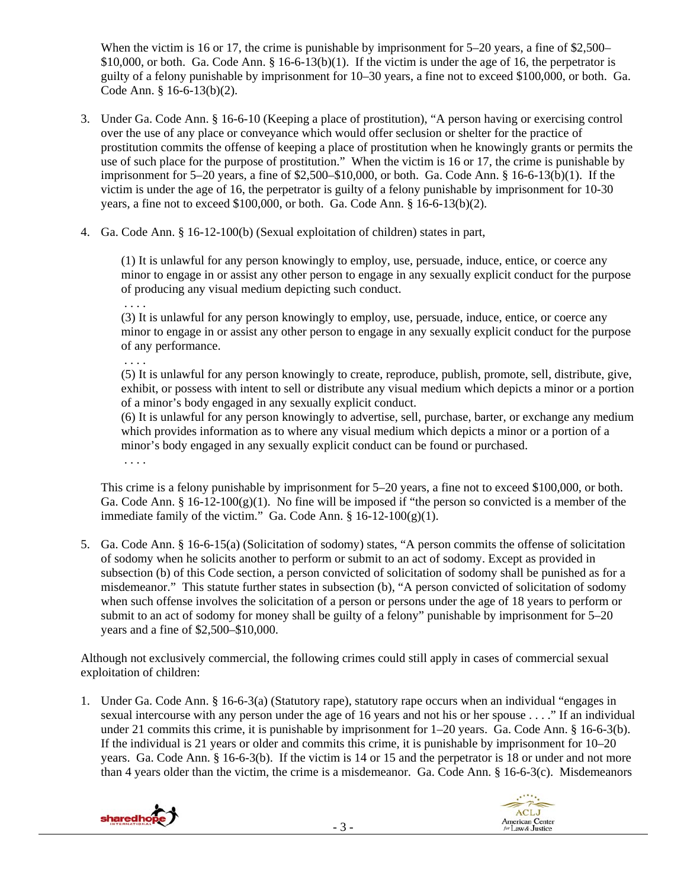When the victim is 16 or 17, the crime is punishable by imprisonment for 5–20 years, a fine of $2,500–$10,000, or both. Ga. Code Ann. § 16-6-13(b)(1). If the victim is under the age of 16, the perpetrator is guilty of a felony punishable by imprisonment for 10–30 years, a fine not to exceed $100,000, or both. Ga. Code Ann. § 16-6-13(b)(2).

3. Under Ga. Code Ann. § 16-6-10 (Keeping a place of prostitution), "A person having or exercising control over the use of any place or conveyance which would offer seclusion or shelter for the practice of prostitution commits the offense of keeping a place of prostitution when he knowingly grants or permits the use of such place for the purpose of prostitution." When the victim is 16 or 17, the crime is punishable by imprisonment for 5–20 years, a fine of $2,500–$10,000, or both. Ga. Code Ann. § 16-6-13(b)(1). If the victim is under the age of 16, the perpetrator is guilty of a felony punishable by imprisonment for 10-30 years, a fine not to exceed $100,000, or both. Ga. Code Ann. § 16-6-13(b)(2).

4. Ga. Code Ann. § 16-12-100(b) (Sexual exploitation of children) states in part,

   > (1) It is unlawful for any person knowingly to employ, use, persuade, induce, entice, or coerce any minor to engage in or assist any other person to engage in any sexually explicit conduct for the purpose of producing any visual medium depicting such conduct.
   > . . . .
   > (3) It is unlawful for any person knowingly to employ, use, persuade, induce, entice, or coerce any minor to engage in or assist any other person to engage in any sexually explicit conduct for the purpose of any performance.
   > . . . .
   > (5) It is unlawful for any person knowingly to create, reproduce, publish, promote, sell, distribute, give, exhibit, or possess with intent to sell or distribute any visual medium which depicts a minor or a portion of a minor's body engaged in any sexually explicit conduct.
   > (6) It is unlawful for any person knowingly to advertise, sell, purchase, barter, or exchange any medium which provides information as to where any visual medium which depicts a minor or a portion of a minor's body engaged in any sexually explicit conduct can be found or purchased.
   > . . . .

   This crime is a felony punishable by imprisonment for 5–20 years, a fine not to exceed $100,000, or both. Ga. Code Ann. § 16-12-100(g)(1). No fine will be imposed if "the person so convicted is a member of the immediate family of the victim." Ga. Code Ann. § 16-12-100(g)(1).

5. Ga. Code Ann. § 16-6-15(a) (Solicitation of sodomy) states, "A person commits the offense of solicitation of sodomy when he solicits another to perform or submit to an act of sodomy. Except as provided in subsection (b) of this Code section, a person convicted of solicitation of sodomy shall be punished as for a misdemeanor." This statute further states in subsection (b), "A person convicted of solicitation of sodomy when such offense involves the solicitation of a person or persons under the age of 18 years to perform or submit to an act of sodomy for money shall be guilty of a felony" punishable by imprisonment for 5–20 years and a fine of $2,500–$10,000.

Although not exclusively commercial, the following crimes could still apply in cases of commercial sexual exploitation of children:

1. Under Ga. Code Ann. § 16-6-3(a) (Statutory rape), statutory rape occurs when an individual "engages in sexual intercourse with any person under the age of 16 years and not his or her spouse . . . ." If an individual under 21 commits this crime, it is punishable by imprisonment for 1–20 years. Ga. Code Ann. § 16-6-3(b). If the individual is 21 years or older and commits this crime, it is punishable by imprisonment for 10–20 years. Ga. Code Ann. § 16-6-3(b). If the victim is 14 or 15 and the perpetrator is 18 or under and not more than 4 years older than the victim, the crime is a misdemeanor. Ga. Code Ann. § 16-6-3(c). Misdemeanors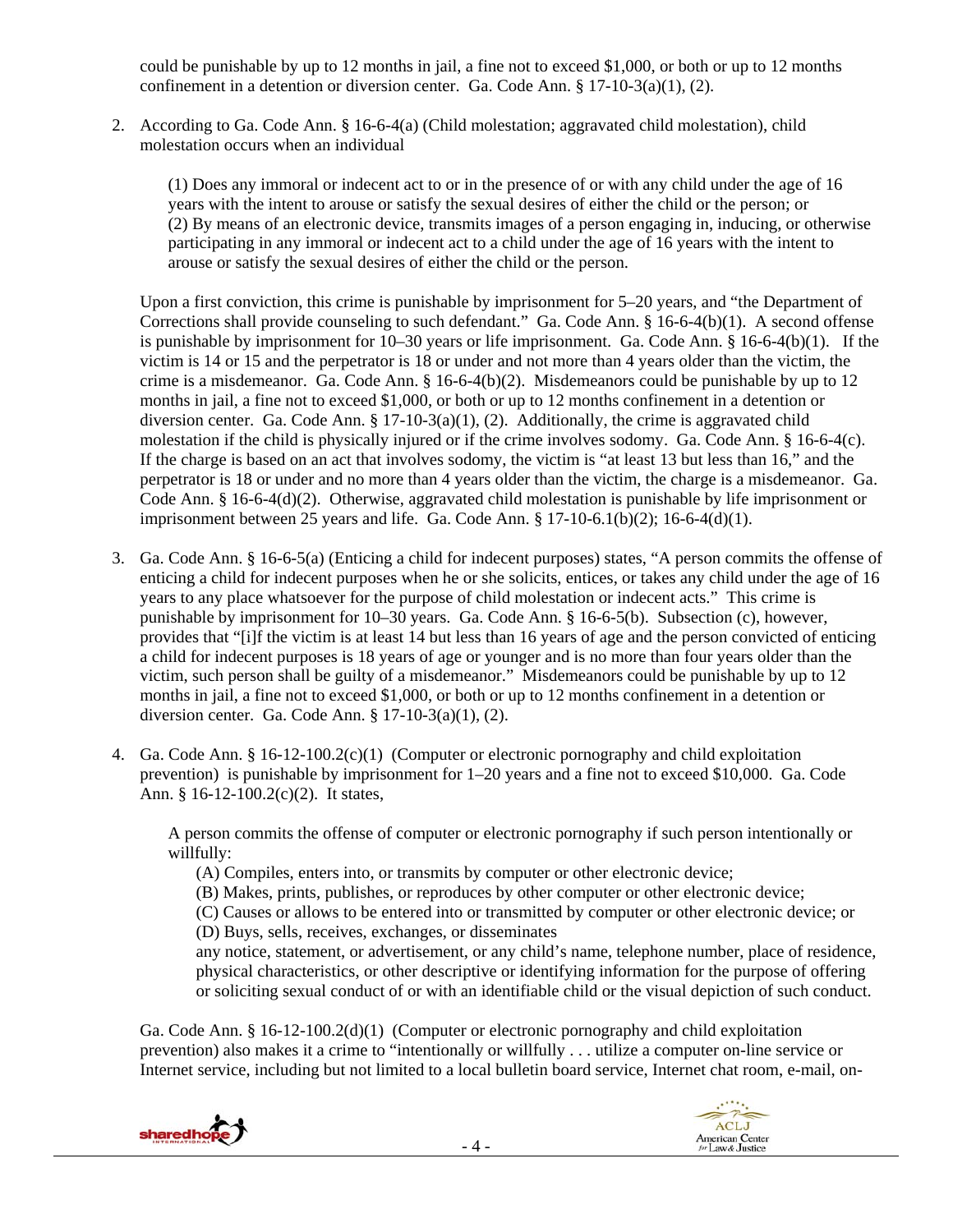could be punishable by up to 12 months in jail, a fine not to exceed $1,000, or both or up to 12 months confinement in a detention or diversion center. Ga. Code Ann. § 17-10-3(a)(1), (2).

2. According to Ga. Code Ann. § 16-6-4(a) (Child molestation; aggravated child molestation), child molestation occurs when an individual

   (1) Does any immoral or indecent act to or in the presence of or with any child under the age of 16 years with the intent to arouse or satisfy the sexual desires of either the child or the person; or
   (2) By means of an electronic device, transmits images of a person engaging in, inducing, or otherwise participating in any immoral or indecent act to a child under the age of 16 years with the intent to arouse or satisfy the sexual desires of either the child or the person.

   Upon a first conviction, this crime is punishable by imprisonment for 5–20 years, and "the Department of Corrections shall provide counseling to such defendant." Ga. Code Ann. § 16-6-4(b)(1). A second offense is punishable by imprisonment for 10–30 years or life imprisonment. Ga. Code Ann. § 16-6-4(b)(1). If the victim is 14 or 15 and the perpetrator is 18 or under and not more than 4 years older than the victim, the crime is a misdemeanor. Ga. Code Ann. § 16-6-4(b)(2). Misdemeanors could be punishable by up to 12 months in jail, a fine not to exceed $1,000, or both or up to 12 months confinement in a detention or diversion center. Ga. Code Ann. § 17-10-3(a)(1), (2). Additionally, the crime is aggravated child molestation if the child is physically injured or if the crime involves sodomy. Ga. Code Ann. § 16-6-4(c). If the charge is based on an act that involves sodomy, the victim is "at least 13 but less than 16," and the perpetrator is 18 or under and no more than 4 years older than the victim, the charge is a misdemeanor. Ga. Code Ann. § 16-6-4(d)(2). Otherwise, aggravated child molestation is punishable by life imprisonment or imprisonment between 25 years and life. Ga. Code Ann. § 17-10-6.1(b)(2); 16-6-4(d)(1).

3. Ga. Code Ann. § 16-6-5(a) (Enticing a child for indecent purposes) states, "A person commits the offense of enticing a child for indecent purposes when he or she solicits, entices, or takes any child under the age of 16 years to any place whatsoever for the purpose of child molestation or indecent acts." This crime is punishable by imprisonment for 10–30 years. Ga. Code Ann. § 16-6-5(b). Subsection (c), however, provides that "[i]f the victim is at least 14 but less than 16 years of age and the person convicted of enticing a child for indecent purposes is 18 years of age or younger and is no more than four years older than the victim, such person shall be guilty of a misdemeanor." Misdemeanors could be punishable by up to 12 months in jail, a fine not to exceed $1,000, or both or up to 12 months confinement in a detention or diversion center. Ga. Code Ann. § 17-10-3(a)(1), (2).

4. Ga. Code Ann. § 16-12-100.2(c)(1) (Computer or electronic pornography and child exploitation prevention) is punishable by imprisonment for 1–20 years and a fine not to exceed $10,000. Ga. Code Ann. § 16-12-100.2(c)(2). It states,

   A person commits the offense of computer or electronic pornography if such person intentionally or willfully:
   (A) Compiles, enters into, or transmits by computer or other electronic device;
   (B) Makes, prints, publishes, or reproduces by other computer or other electronic device;
   (C) Causes or allows to be entered into or transmitted by computer or other electronic device; or
   (D) Buys, sells, receives, exchanges, or disseminates
   any notice, statement, or advertisement, or any child's name, telephone number, place of residence, physical characteristics, or other descriptive or identifying information for the purpose of offering or soliciting sexual conduct of or with an identifiable child or the visual depiction of such conduct.

   Ga. Code Ann. § 16-12-100.2(d)(1) (Computer or electronic pornography and child exploitation prevention) also makes it a crime to "intentionally or willfully . . . utilize a computer on-line service or Internet service, including but not limited to a local bulletin board service, Internet chat room, e-mail, on-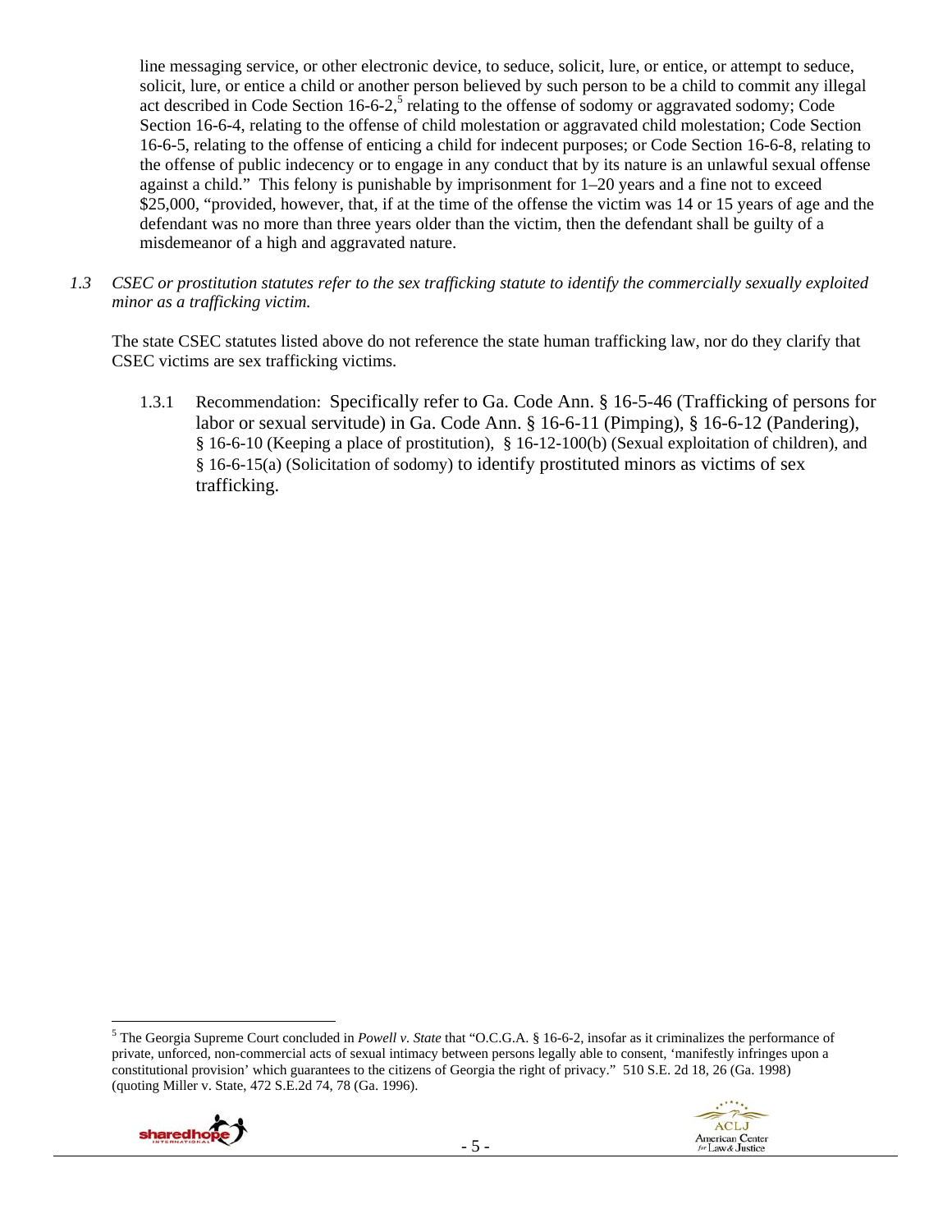line messaging service, or other electronic device, to seduce, solicit, lure, or entice, or attempt to seduce, solicit, lure, or entice a child or another person believed by such person to be a child to commit any illegal act described in Code Section 16-6-2,[5] relating to the offense of sodomy or aggravated sodomy; Code Section 16-6-4, relating to the offense of child molestation or aggravated child molestation; Code Section 16-6-5, relating to the offense of enticing a child for indecent purposes; or Code Section 16-6-8, relating to the offense of public indecency or to engage in any conduct that by its nature is an unlawful sexual offense against a child." This felony is punishable by imprisonment for 1–20 years and a fine not to exceed $25,000, "provided, however, that, if at the time of the offense the victim was 14 or 15 years of age and the defendant was no more than three years older than the victim, then the defendant shall be guilty of a misdemeanor of a high and aggravated nature.

*1.3 CSEC or prostitution statutes refer to the sex trafficking statute to identify the commercially sexually exploited minor as a trafficking victim.*

The state CSEC statutes listed above do not reference the state human trafficking law, nor do they clarify that CSEC victims are sex trafficking victims.

1.3.1 Recommendation: Specifically refer to Ga. Code Ann. § 16-5-46 (Trafficking of persons for labor or sexual servitude) in Ga. Code Ann. § 16-6-11 (Pimping), § 16-6-12 (Pandering), § 16-6-10 (Keeping a place of prostitution), § 16-12-100(b) (Sexual exploitation of children), and § 16-6-15(a) (Solicitation of sodomy) to identify prostituted minors as victims of sex trafficking.

---

[5] The Georgia Supreme Court concluded in *Powell v. State* that "O.C.G.A. § 16-6-2, insofar as it criminalizes the performance of private, unforced, non-commercial acts of sexual intimacy between persons legally able to consent, 'manifestly infringes upon a constitutional provision' which guarantees to the citizens of Georgia the right of privacy." 510 S.E. 2d 18, 26 (Ga. 1998) (quoting Miller v. State, 472 S.E.2d 74, 78 (Ga. 1996).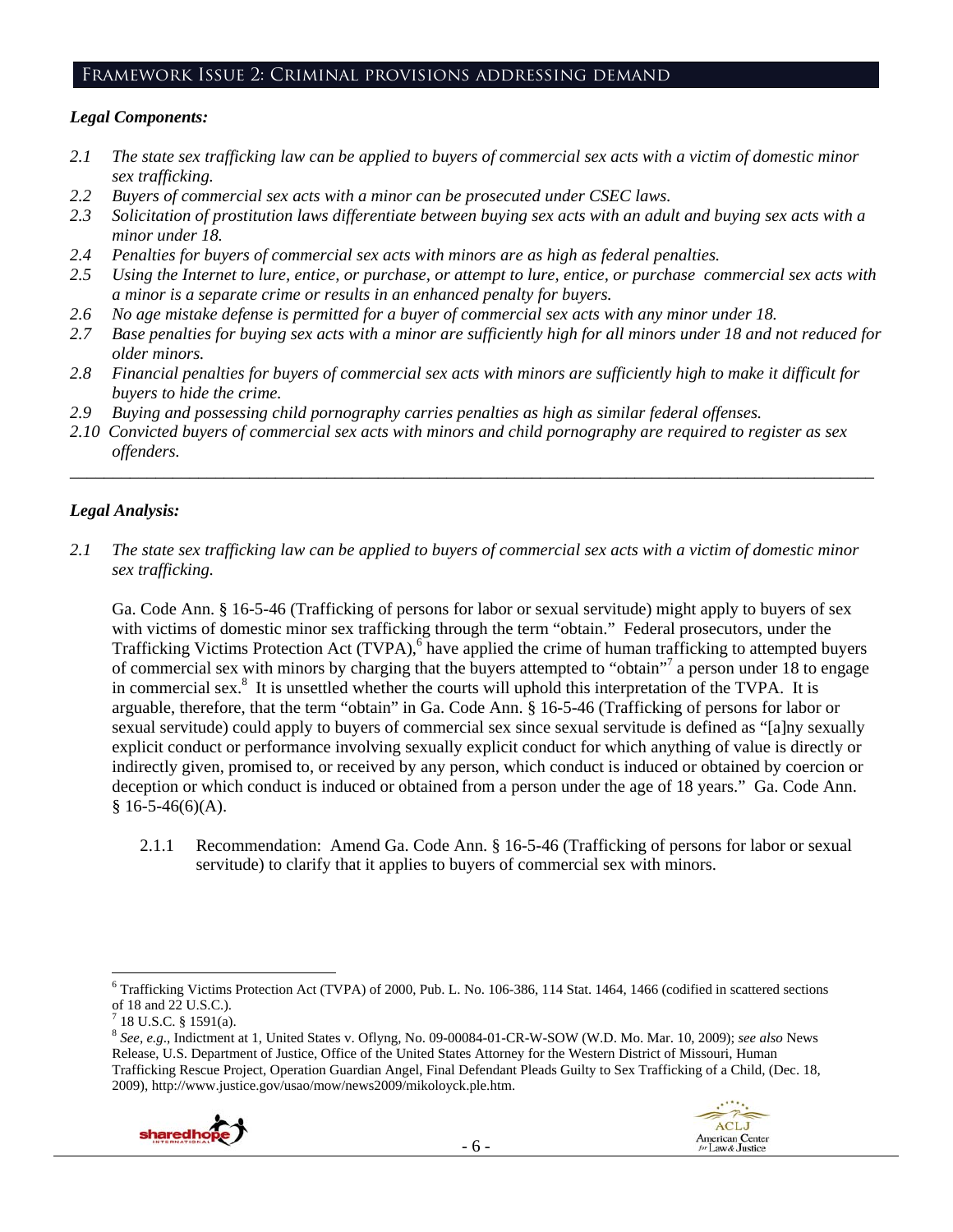## Framework Issue 2: Criminal provisions addressing demand

***Legal Components:***

*2.1 The state sex trafficking law can be applied to buyers of commercial sex acts with a victim of domestic minor sex trafficking.*
*2.2 Buyers of commercial sex acts with a minor can be prosecuted under CSEC laws.*
*2.3 Solicitation of prostitution laws differentiate between buying sex acts with an adult and buying sex acts with a minor under 18.*
*2.4 Penalties for buyers of commercial sex acts with minors are as high as federal penalties.*
*2.5 Using the Internet to lure, entice, or purchase, or attempt to lure, entice, or purchase commercial sex acts with a minor is a separate crime or results in an enhanced penalty for buyers.*
*2.6 No age mistake defense is permitted for a buyer of commercial sex acts with any minor under 18.*
*2.7 Base penalties for buying sex acts with a minor are sufficiently high for all minors under 18 and not reduced for older minors.*
*2.8 Financial penalties for buyers of commercial sex acts with minors are sufficiently high to make it difficult for buyers to hide the crime.*
*2.9 Buying and possessing child pornography carries penalties as high as similar federal offenses.*
*2.10 Convicted buyers of commercial sex acts with minors and child pornography are required to register as sex offenders.*

---

***Legal Analysis:***

*2.1 The state sex trafficking law can be applied to buyers of commercial sex acts with a victim of domestic minor sex trafficking.*

Ga. Code Ann. § 16-5-46 (Trafficking of persons for labor or sexual servitude) might apply to buyers of sex with victims of domestic minor sex trafficking through the term "obtain." Federal prosecutors, under the Trafficking Victims Protection Act (TVPA),[6] have applied the crime of human trafficking to attempted buyers of commercial sex with minors by charging that the buyers attempted to "obtain"[7] a person under 18 to engage in commercial sex.[8] It is unsettled whether the courts will uphold this interpretation of the TVPA. It is arguable, therefore, that the term "obtain" in Ga. Code Ann. § 16-5-46 (Trafficking of persons for labor or sexual servitude) could apply to buyers of commercial sex since sexual servitude is defined as "[a]ny sexually explicit conduct or performance involving sexually explicit conduct for which anything of value is directly or indirectly given, promised to, or received by any person, which conduct is induced or obtained by coercion or deception or which conduct is induced or obtained from a person under the age of 18 years." Ga. Code Ann. § 16-5-46(6)(A).

2.1.1 Recommendation: Amend Ga. Code Ann. § 16-5-46 (Trafficking of persons for labor or sexual servitude) to clarify that it applies to buyers of commercial sex with minors.

---

[6] Trafficking Victims Protection Act (TVPA) of 2000, Pub. L. No. 106-386, 114 Stat. 1464, 1466 (codified in scattered sections of 18 and 22 U.S.C.).

[7] 18 U.S.C. § 1591(a).

[8] *See, e.g*., Indictment at 1, United States v. Oflyng, No. 09-00084-01-CR-W-SOW (W.D. Mo. Mar. 10, 2009); *see also* News Release, U.S. Department of Justice, Office of the United States Attorney for the Western District of Missouri, Human Trafficking Rescue Project, Operation Guardian Angel, Final Defendant Pleads Guilty to Sex Trafficking of a Child, (Dec. 18, 2009), http://www.justice.gov/usao/mow/news2009/mikoloyck.ple.htm.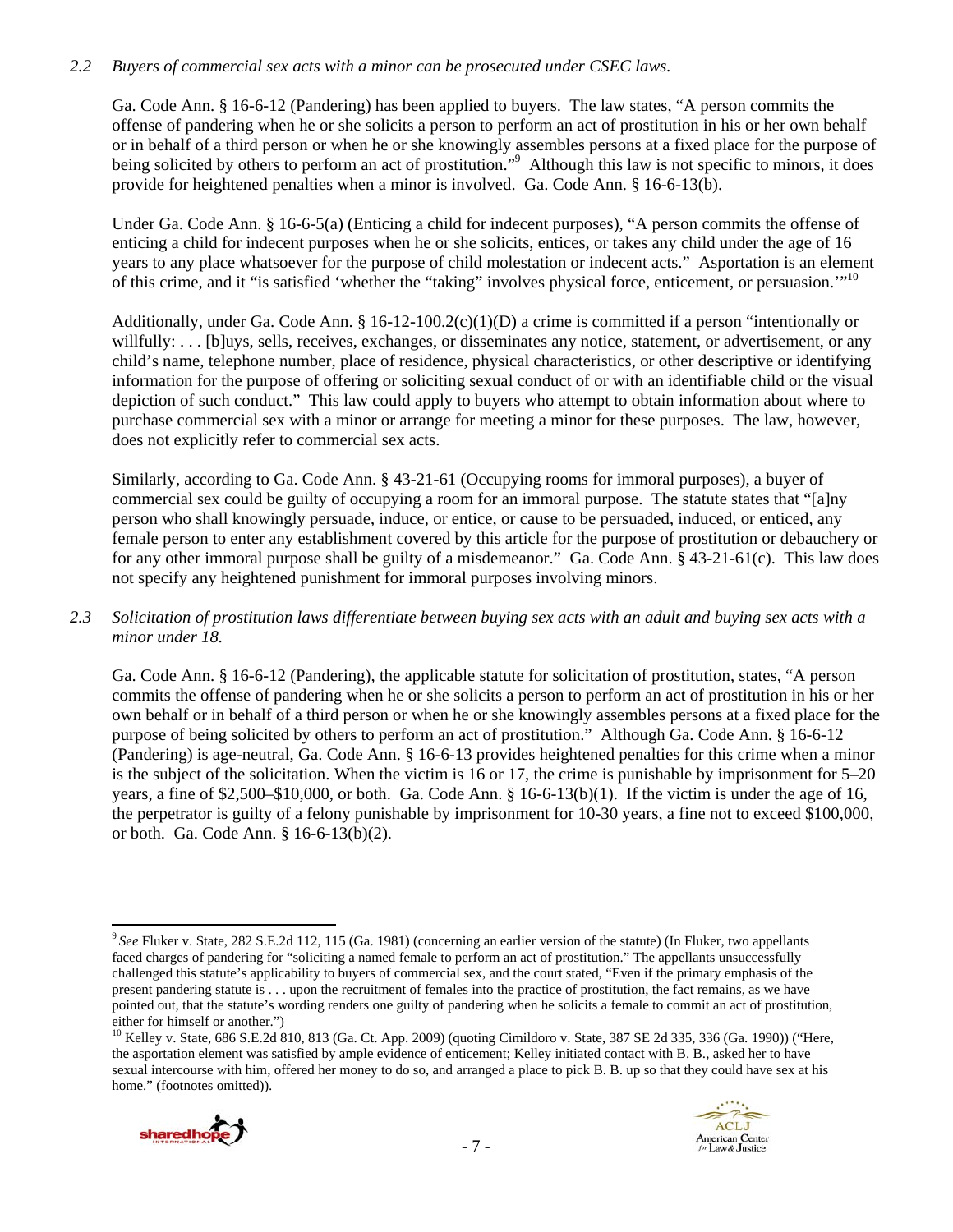*2.2 Buyers of commercial sex acts with a minor can be prosecuted under CSEC laws.*

Ga. Code Ann. § 16-6-12 (Pandering) has been applied to buyers. The law states, "A person commits the offense of pandering when he or she solicits a person to perform an act of prostitution in his or her own behalf or in behalf of a third person or when he or she knowingly assembles persons at a fixed place for the purpose of being solicited by others to perform an act of prostitution."[9] Although this law is not specific to minors, it does provide for heightened penalties when a minor is involved. Ga. Code Ann. § 16-6-13(b).

Under Ga. Code Ann. § 16-6-5(a) (Enticing a child for indecent purposes), "A person commits the offense of enticing a child for indecent purposes when he or she solicits, entices, or takes any child under the age of 16 years to any place whatsoever for the purpose of child molestation or indecent acts." Asportation is an element of this crime, and it "is satisfied 'whether the "taking" involves physical force, enticement, or persuasion.'"[10]

Additionally, under Ga. Code Ann. § 16-12-100.2(c)(1)(D) a crime is committed if a person "intentionally or willfully: . . . [b]uys, sells, receives, exchanges, or disseminates any notice, statement, or advertisement, or any child's name, telephone number, place of residence, physical characteristics, or other descriptive or identifying information for the purpose of offering or soliciting sexual conduct of or with an identifiable child or the visual depiction of such conduct." This law could apply to buyers who attempt to obtain information about where to purchase commercial sex with a minor or arrange for meeting a minor for these purposes. The law, however, does not explicitly refer to commercial sex acts.

Similarly, according to Ga. Code Ann. § 43-21-61 (Occupying rooms for immoral purposes), a buyer of commercial sex could be guilty of occupying a room for an immoral purpose. The statute states that "[a]ny person who shall knowingly persuade, induce, or entice, or cause to be persuaded, induced, or enticed, any female person to enter any establishment covered by this article for the purpose of prostitution or debauchery or for any other immoral purpose shall be guilty of a misdemeanor." Ga. Code Ann. § 43-21-61(c). This law does not specify any heightened punishment for immoral purposes involving minors.

*2.3 Solicitation of prostitution laws differentiate between buying sex acts with an adult and buying sex acts with a minor under 18.*

Ga. Code Ann. § 16-6-12 (Pandering), the applicable statute for solicitation of prostitution, states, "A person commits the offense of pandering when he or she solicits a person to perform an act of prostitution in his or her own behalf or in behalf of a third person or when he or she knowingly assembles persons at a fixed place for the purpose of being solicited by others to perform an act of prostitution." Although Ga. Code Ann. § 16-6-12 (Pandering) is age-neutral, Ga. Code Ann. § 16-6-13 provides heightened penalties for this crime when a minor is the subject of the solicitation. When the victim is 16 or 17, the crime is punishable by imprisonment for 5–20 years, a fine of $2,500–$10,000, or both. Ga. Code Ann. § 16-6-13(b)(1). If the victim is under the age of 16, the perpetrator is guilty of a felony punishable by imprisonment for 10-30 years, a fine not to exceed $100,000, or both. Ga. Code Ann. § 16-6-13(b)(2).

---

[9] *See* Fluker v. State, 282 S.E.2d 112, 115 (Ga. 1981) (concerning an earlier version of the statute) (In Fluker, two appellants faced charges of pandering for "soliciting a named female to perform an act of prostitution." The appellants unsuccessfully challenged this statute's applicability to buyers of commercial sex, and the court stated, "Even if the primary emphasis of the present pandering statute is . . . upon the recruitment of females into the practice of prostitution, the fact remains, as we have pointed out, that the statute's wording renders one guilty of pandering when he solicits a female to commit an act of prostitution, either for himself or another.")

[10] Kelley v. State, 686 S.E.2d 810, 813 (Ga. Ct. App. 2009) (quoting Cimildoro v. State, 387 SE 2d 335, 336 (Ga. 1990)) ("Here, the asportation element was satisfied by ample evidence of enticement; Kelley initiated contact with B. B., asked her to have sexual intercourse with him, offered her money to do so, and arranged a place to pick B. B. up so that they could have sex at his home." (footnotes omitted)).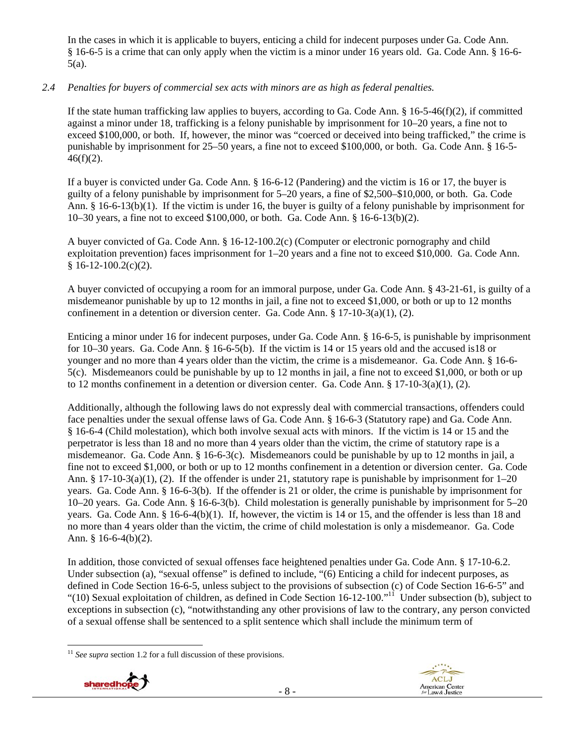In the cases in which it is applicable to buyers, enticing a child for indecent purposes under Ga. Code Ann. § 16-6-5 is a crime that can only apply when the victim is a minor under 16 years old. Ga. Code Ann. § 16-6-5(a).

*2.4 Penalties for buyers of commercial sex acts with minors are as high as federal penalties.*

If the state human trafficking law applies to buyers, according to Ga. Code Ann. § 16-5-46(f)(2), if committed against a minor under 18, trafficking is a felony punishable by imprisonment for 10–20 years, a fine not to exceed $100,000, or both. If, however, the minor was "coerced or deceived into being trafficked," the crime is punishable by imprisonment for 25–50 years, a fine not to exceed $100,000, or both. Ga. Code Ann. § 16-5-46(f)(2).

If a buyer is convicted under Ga. Code Ann. § 16-6-12 (Pandering) and the victim is 16 or 17, the buyer is guilty of a felony punishable by imprisonment for 5–20 years, a fine of $2,500–$10,000, or both. Ga. Code Ann. § 16-6-13(b)(1). If the victim is under 16, the buyer is guilty of a felony punishable by imprisonment for 10–30 years, a fine not to exceed $100,000, or both. Ga. Code Ann. § 16-6-13(b)(2).

A buyer convicted of Ga. Code Ann. § 16-12-100.2(c) (Computer or electronic pornography and child exploitation prevention) faces imprisonment for 1–20 years and a fine not to exceed $10,000. Ga. Code Ann. § 16-12-100.2(c)(2).

A buyer convicted of occupying a room for an immoral purpose, under Ga. Code Ann. § 43-21-61, is guilty of a misdemeanor punishable by up to 12 months in jail, a fine not to exceed $1,000, or both or up to 12 months confinement in a detention or diversion center. Ga. Code Ann. § 17-10-3(a)(1), (2).

Enticing a minor under 16 for indecent purposes, under Ga. Code Ann. § 16-6-5, is punishable by imprisonment for 10–30 years. Ga. Code Ann. § 16-6-5(b). If the victim is 14 or 15 years old and the accused is18 or younger and no more than 4 years older than the victim, the crime is a misdemeanor. Ga. Code Ann. § 16-6-5(c). Misdemeanors could be punishable by up to 12 months in jail, a fine not to exceed $1,000, or both or up to 12 months confinement in a detention or diversion center. Ga. Code Ann. § 17-10-3(a)(1), (2).

Additionally, although the following laws do not expressly deal with commercial transactions, offenders could face penalties under the sexual offense laws of Ga. Code Ann. § 16-6-3 (Statutory rape) and Ga. Code Ann. § 16-6-4 (Child molestation), which both involve sexual acts with minors. If the victim is 14 or 15 and the perpetrator is less than 18 and no more than 4 years older than the victim, the crime of statutory rape is a misdemeanor. Ga. Code Ann. § 16-6-3(c). Misdemeanors could be punishable by up to 12 months in jail, a fine not to exceed $1,000, or both or up to 12 months confinement in a detention or diversion center. Ga. Code Ann. § 17-10-3(a)(1), (2). If the offender is under 21, statutory rape is punishable by imprisonment for 1–20 years. Ga. Code Ann. § 16-6-3(b). If the offender is 21 or older, the crime is punishable by imprisonment for 10–20 years. Ga. Code Ann. § 16-6-3(b). Child molestation is generally punishable by imprisonment for 5–20 years. Ga. Code Ann. § 16-6-4(b)(1). If, however, the victim is 14 or 15, and the offender is less than 18 and no more than 4 years older than the victim, the crime of child molestation is only a misdemeanor. Ga. Code Ann. § 16-6-4(b)(2).

In addition, those convicted of sexual offenses face heightened penalties under Ga. Code Ann. § 17-10-6.2. Under subsection (a), "sexual offense" is defined to include, "(6) Enticing a child for indecent purposes, as defined in Code Section 16-6-5, unless subject to the provisions of subsection (c) of Code Section 16-6-5" and "(10) Sexual exploitation of children, as defined in Code Section 16-12-100."[11] Under subsection (b), subject to exceptions in subsection (c), "notwithstanding any other provisions of law to the contrary, any person convicted of a sexual offense shall be sentenced to a split sentence which shall include the minimum term of

---

[11] *See supra* section 1.2 for a full discussion of these provisions.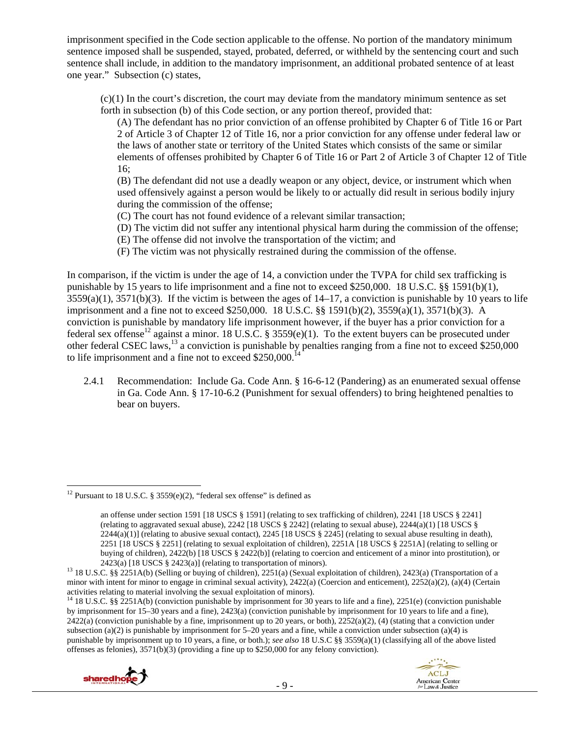imprisonment specified in the Code section applicable to the offense. No portion of the mandatory minimum sentence imposed shall be suspended, stayed, probated, deferred, or withheld by the sentencing court and such sentence shall include, in addition to the mandatory imprisonment, an additional probated sentence of at least one year." Subsection (c) states,

> (c)(1) In the court's discretion, the court may deviate from the mandatory minimum sentence as set forth in subsection (b) of this Code section, or any portion thereof, provided that:
>
> (A) The defendant has no prior conviction of an offense prohibited by Chapter 6 of Title 16 or Part 2 of Article 3 of Chapter 12 of Title 16, nor a prior conviction for any offense under federal law or the laws of another state or territory of the United States which consists of the same or similar elements of offenses prohibited by Chapter 6 of Title 16 or Part 2 of Article 3 of Chapter 12 of Title 16;
>
> (B) The defendant did not use a deadly weapon or any object, device, or instrument which when used offensively against a person would be likely to or actually did result in serious bodily injury during the commission of the offense;
>
> (C) The court has not found evidence of a relevant similar transaction;
>
> (D) The victim did not suffer any intentional physical harm during the commission of the offense;
>
> (E) The offense did not involve the transportation of the victim; and
>
> (F) The victim was not physically restrained during the commission of the offense.

In comparison, if the victim is under the age of 14, a conviction under the TVPA for child sex trafficking is punishable by 15 years to life imprisonment and a fine not to exceed $250,000. 18 U.S.C. §§ 1591(b)(1), 3559(a)(1), 3571(b)(3). If the victim is between the ages of 14–17, a conviction is punishable by 10 years to life imprisonment and a fine not to exceed $250,000. 18 U.S.C. §§ 1591(b)(2), 3559(a)(1), 3571(b)(3). A conviction is punishable by mandatory life imprisonment however, if the buyer has a prior conviction for a federal sex offense[12] against a minor. 18 U.S.C. § 3559(e)(1). To the extent buyers can be prosecuted under other federal CSEC laws,[13] a conviction is punishable by penalties ranging from a fine not to exceed $250,000 to life imprisonment and a fine not to exceed $250,000.[14]

2.4.1 Recommendation: Include Ga. Code Ann. § 16-6-12 (Pandering) as an enumerated sexual offense in Ga. Code Ann. § 17-10-6.2 (Punishment for sexual offenders) to bring heightened penalties to bear on buyers.

---

[12] Pursuant to 18 U.S.C. § 3559(e)(2), "federal sex offense" is defined as

> an offense under section 1591 [18 USCS § 1591] (relating to sex trafficking of children), 2241 [18 USCS § 2241] (relating to aggravated sexual abuse), 2242 [18 USCS § 2242] (relating to sexual abuse), 2244(a)(1) [18 USCS § 2244(a)(1)] (relating to abusive sexual contact), 2245 [18 USCS § 2245] (relating to sexual abuse resulting in death), 2251 [18 USCS § 2251] (relating to sexual exploitation of children), 2251A [18 USCS § 2251A] (relating to selling or buying of children), 2422(b) [18 USCS § 2422(b)] (relating to coercion and enticement of a minor into prostitution), or 2423(a) [18 USCS § 2423(a)] (relating to transportation of minors).

[13] 18 U.S.C. §§ 2251A(b) (Selling or buying of children), 2251(a) (Sexual exploitation of children), 2423(a) (Transportation of a minor with intent for minor to engage in criminal sexual activity), 2422(a) (Coercion and enticement), 2252(a)(2), (a)(4) (Certain activities relating to material involving the sexual exploitation of minors).

[14] 18 U.S.C. §§ 2251A(b) (conviction punishable by imprisonment for 30 years to life and a fine), 2251(e) (conviction punishable by imprisonment for 15–30 years and a fine), 2423(a) (conviction punishable by imprisonment for 10 years to life and a fine), 2422(a) (conviction punishable by a fine, imprisonment up to 20 years, or both), 2252(a)(2), (4) (stating that a conviction under subsection (a)(2) is punishable by imprisonment for 5–20 years and a fine, while a conviction under subsection (a)(4) is punishable by imprisonment up to 10 years, a fine, or both.); *see also* 18 U.S.C §§ 3559(a)(1) (classifying all of the above listed offenses as felonies), 3571(b)(3) (providing a fine up to $250,000 for any felony conviction).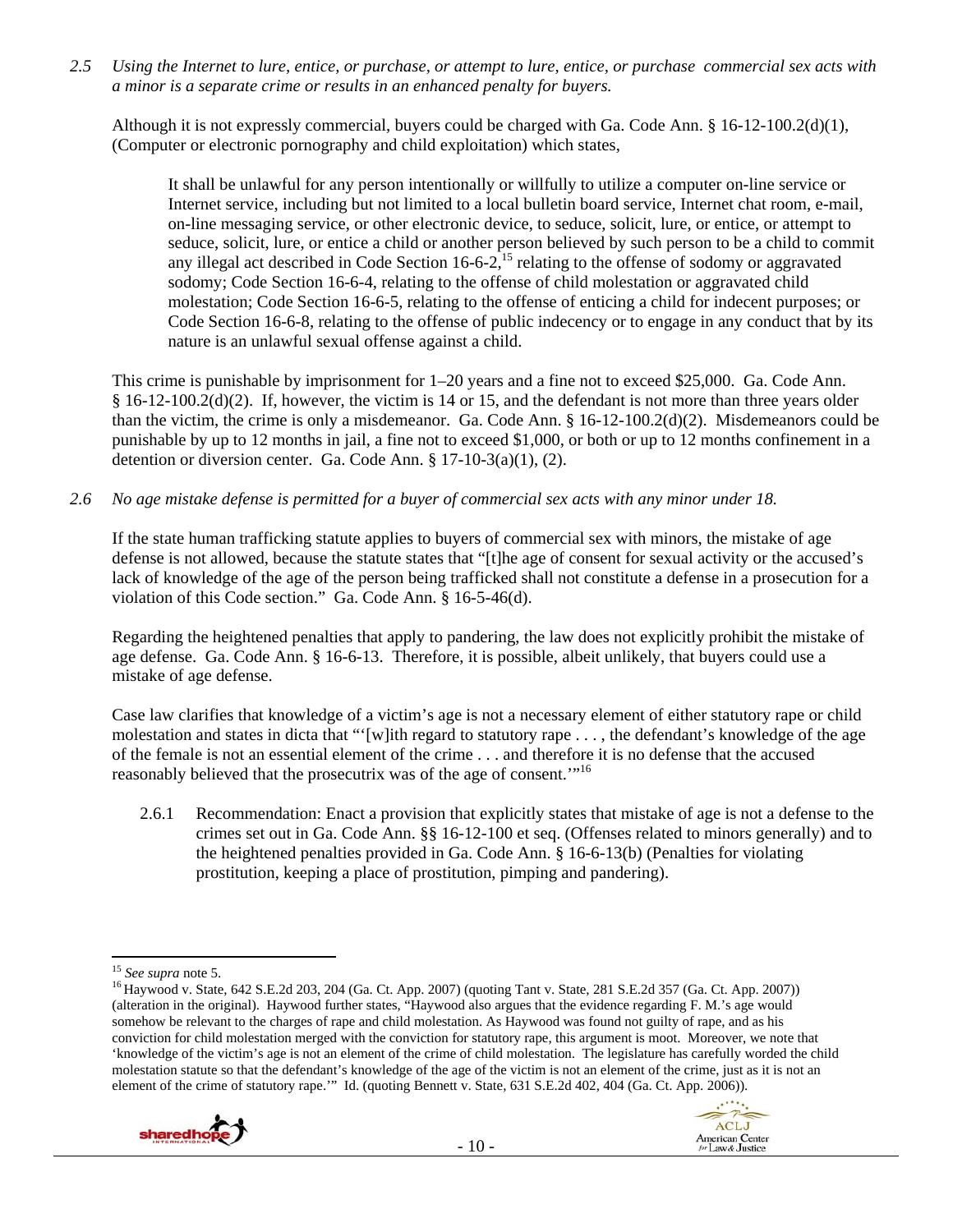*2.5 Using the Internet to lure, entice, or purchase, or attempt to lure, entice, or purchase commercial sex acts with a minor is a separate crime or results in an enhanced penalty for buyers.*

Although it is not expressly commercial, buyers could be charged with Ga. Code Ann. § 16-12-100.2(d)(1), (Computer or electronic pornography and child exploitation) which states,

> It shall be unlawful for any person intentionally or willfully to utilize a computer on-line service or Internet service, including but not limited to a local bulletin board service, Internet chat room, e-mail, on-line messaging service, or other electronic device, to seduce, solicit, lure, or entice, or attempt to seduce, solicit, lure, or entice a child or another person believed by such person to be a child to commit any illegal act described in Code Section 16-6-2,[15] relating to the offense of sodomy or aggravated sodomy; Code Section 16-6-4, relating to the offense of child molestation or aggravated child molestation; Code Section 16-6-5, relating to the offense of enticing a child for indecent purposes; or Code Section 16-6-8, relating to the offense of public indecency or to engage in any conduct that by its nature is an unlawful sexual offense against a child.

This crime is punishable by imprisonment for 1–20 years and a fine not to exceed $25,000. Ga. Code Ann. § 16-12-100.2(d)(2). If, however, the victim is 14 or 15, and the defendant is not more than three years older than the victim, the crime is only a misdemeanor. Ga. Code Ann. § 16-12-100.2(d)(2). Misdemeanors could be punishable by up to 12 months in jail, a fine not to exceed $1,000, or both or up to 12 months confinement in a detention or diversion center. Ga. Code Ann. § 17-10-3(a)(1), (2).

*2.6 No age mistake defense is permitted for a buyer of commercial sex acts with any minor under 18.*

If the state human trafficking statute applies to buyers of commercial sex with minors, the mistake of age defense is not allowed, because the statute states that "[t]he age of consent for sexual activity or the accused's lack of knowledge of the age of the person being trafficked shall not constitute a defense in a prosecution for a violation of this Code section." Ga. Code Ann. § 16-5-46(d).

Regarding the heightened penalties that apply to pandering, the law does not explicitly prohibit the mistake of age defense. Ga. Code Ann. § 16-6-13. Therefore, it is possible, albeit unlikely, that buyers could use a mistake of age defense.

Case law clarifies that knowledge of a victim's age is not a necessary element of either statutory rape or child molestation and states in dicta that "'[w]ith regard to statutory rape . . . , the defendant's knowledge of the age of the female is not an essential element of the crime . . . and therefore it is no defense that the accused reasonably believed that the prosecutrix was of the age of consent.'"[16]

2.6.1 Recommendation: Enact a provision that explicitly states that mistake of age is not a defense to the crimes set out in Ga. Code Ann. §§ 16-12-100 et seq. (Offenses related to minors generally) and to the heightened penalties provided in Ga. Code Ann. § 16-6-13(b) (Penalties for violating prostitution, keeping a place of prostitution, pimping and pandering).

---

[15] *See supra* note 5.

[16] Haywood v. State, 642 S.E.2d 203, 204 (Ga. Ct. App. 2007) (quoting Tant v. State, 281 S.E.2d 357 (Ga. Ct. App. 2007)) (alteration in the original). Haywood further states, "Haywood also argues that the evidence regarding F. M.'s age would somehow be relevant to the charges of rape and child molestation. As Haywood was found not guilty of rape, and as his conviction for child molestation merged with the conviction for statutory rape, this argument is moot. Moreover, we note that 'knowledge of the victim's age is not an element of the crime of child molestation. The legislature has carefully worded the child molestation statute so that the defendant's knowledge of the age of the victim is not an element of the crime, just as it is not an element of the crime of statutory rape.'" Id. (quoting Bennett v. State, 631 S.E.2d 402, 404 (Ga. Ct. App. 2006)).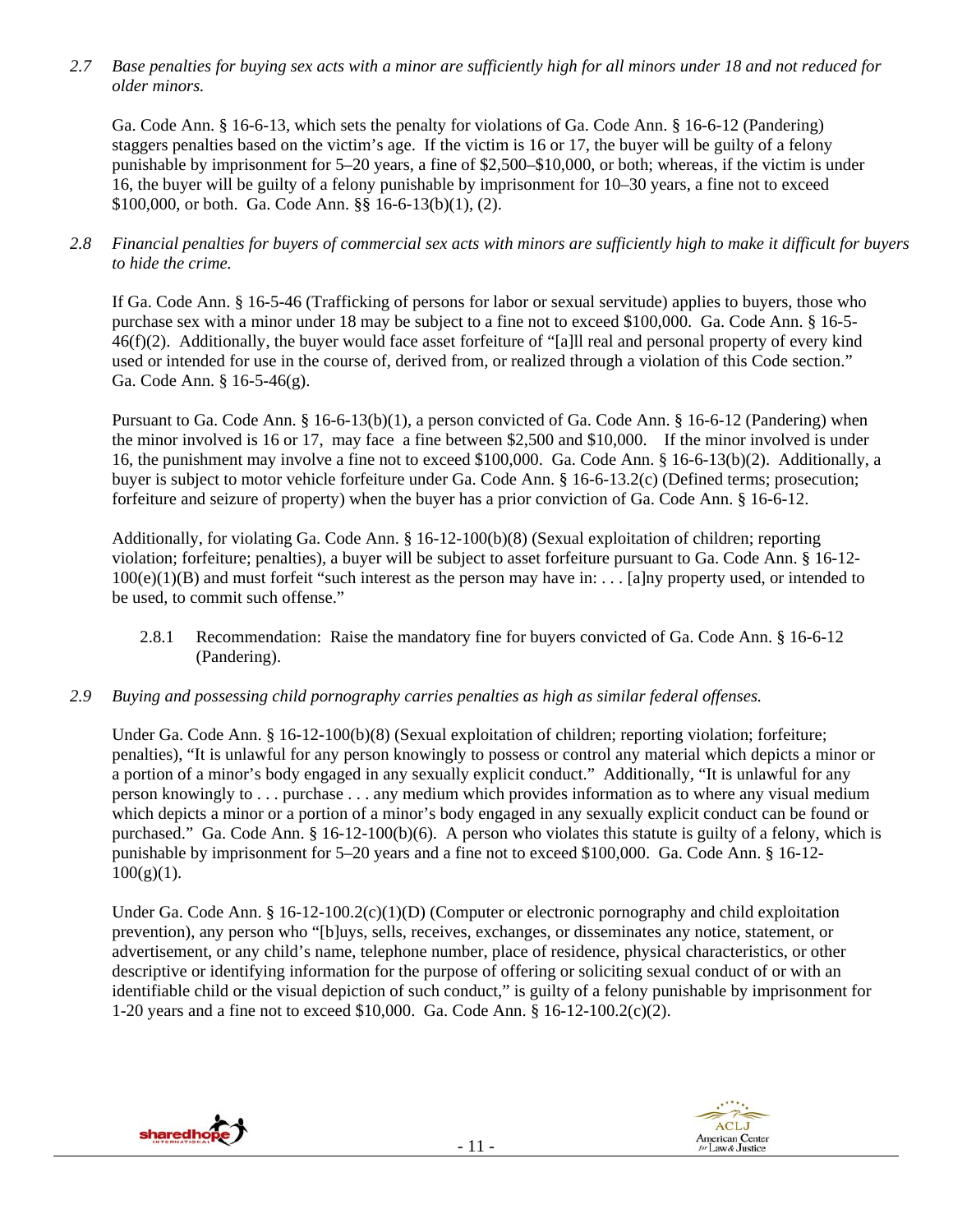*2.7 Base penalties for buying sex acts with a minor are sufficiently high for all minors under 18 and not reduced for older minors.*

Ga. Code Ann. § 16-6-13, which sets the penalty for violations of Ga. Code Ann. § 16-6-12 (Pandering) staggers penalties based on the victim's age. If the victim is 16 or 17, the buyer will be guilty of a felony punishable by imprisonment for 5–20 years, a fine of $2,500–$10,000, or both; whereas, if the victim is under 16, the buyer will be guilty of a felony punishable by imprisonment for 10–30 years, a fine not to exceed $100,000, or both. Ga. Code Ann. §§ 16-6-13(b)(1), (2).

*2.8 Financial penalties for buyers of commercial sex acts with minors are sufficiently high to make it difficult for buyers to hide the crime.*

If Ga. Code Ann. § 16-5-46 (Trafficking of persons for labor or sexual servitude) applies to buyers, those who purchase sex with a minor under 18 may be subject to a fine not to exceed $100,000. Ga. Code Ann. § 16-5-46(f)(2). Additionally, the buyer would face asset forfeiture of "[a]ll real and personal property of every kind used or intended for use in the course of, derived from, or realized through a violation of this Code section." Ga. Code Ann. § 16-5-46(g).

Pursuant to Ga. Code Ann. § 16-6-13(b)(1), a person convicted of Ga. Code Ann. § 16-6-12 (Pandering) when the minor involved is 16 or 17, may face a fine between $2,500 and $10,000. If the minor involved is under 16, the punishment may involve a fine not to exceed $100,000. Ga. Code Ann. § 16-6-13(b)(2). Additionally, a buyer is subject to motor vehicle forfeiture under Ga. Code Ann. § 16-6-13.2(c) (Defined terms; prosecution; forfeiture and seizure of property) when the buyer has a prior conviction of Ga. Code Ann. § 16-6-12.

Additionally, for violating Ga. Code Ann. § 16-12-100(b)(8) (Sexual exploitation of children; reporting violation; forfeiture; penalties), a buyer will be subject to asset forfeiture pursuant to Ga. Code Ann. § 16-12-100(e)(1)(B) and must forfeit "such interest as the person may have in: . . . [a]ny property used, or intended to be used, to commit such offense."

2.8.1 Recommendation: Raise the mandatory fine for buyers convicted of Ga. Code Ann. § 16-6-12 (Pandering).

*2.9 Buying and possessing child pornography carries penalties as high as similar federal offenses.*

Under Ga. Code Ann. § 16-12-100(b)(8) (Sexual exploitation of children; reporting violation; forfeiture; penalties), "It is unlawful for any person knowingly to possess or control any material which depicts a minor or a portion of a minor's body engaged in any sexually explicit conduct." Additionally, "It is unlawful for any person knowingly to . . . purchase . . . any medium which provides information as to where any visual medium which depicts a minor or a portion of a minor's body engaged in any sexually explicit conduct can be found or purchased." Ga. Code Ann. § 16-12-100(b)(6). A person who violates this statute is guilty of a felony, which is punishable by imprisonment for 5–20 years and a fine not to exceed $100,000. Ga. Code Ann. § 16-12-100(g)(1).

Under Ga. Code Ann. § 16-12-100.2(c)(1)(D) (Computer or electronic pornography and child exploitation prevention), any person who "[b]uys, sells, receives, exchanges, or disseminates any notice, statement, or advertisement, or any child's name, telephone number, place of residence, physical characteristics, or other descriptive or identifying information for the purpose of offering or soliciting sexual conduct of or with an identifiable child or the visual depiction of such conduct," is guilty of a felony punishable by imprisonment for 1-20 years and a fine not to exceed $10,000. Ga. Code Ann. § 16-12-100.2(c)(2).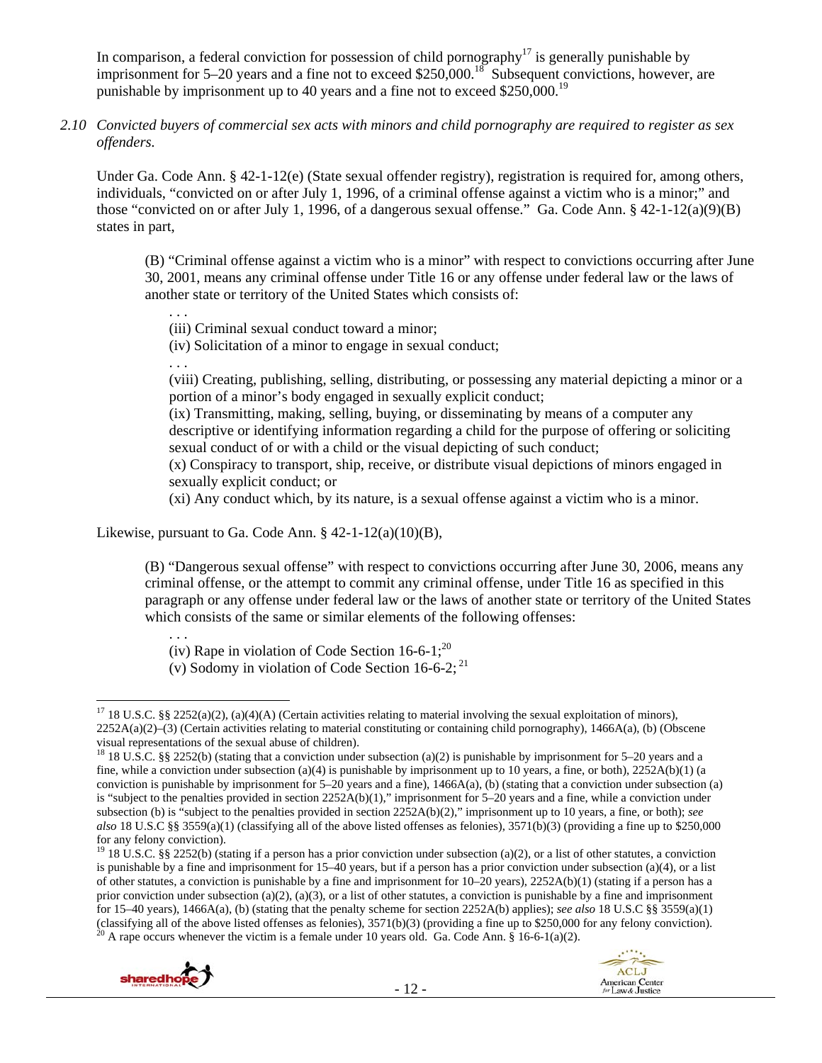In comparison, a federal conviction for possession of child pornography[17] is generally punishable by imprisonment for 5–20 years and a fine not to exceed $250,000.[18] Subsequent convictions, however, are punishable by imprisonment up to 40 years and a fine not to exceed $250,000.[19]

*2.10 Convicted buyers of commercial sex acts with minors and child pornography are required to register as sex offenders.*

Under Ga. Code Ann. § 42-1-12(e) (State sexual offender registry), registration is required for, among others, individuals, "convicted on or after July 1, 1996, of a criminal offense against a victim who is a minor;" and those "convicted on or after July 1, 1996, of a dangerous sexual offense." Ga. Code Ann. § 42-1-12(a)(9)(B) states in part,

> (B) "Criminal offense against a victim who is a minor" with respect to convictions occurring after June 30, 2001, means any criminal offense under Title 16 or any offense under federal law or the laws of another state or territory of the United States which consists of:
>
> > . . .
> > (iii) Criminal sexual conduct toward a minor;
> > (iv) Solicitation of a minor to engage in sexual conduct;
> > . . .
> > (viii) Creating, publishing, selling, distributing, or possessing any material depicting a minor or a portion of a minor's body engaged in sexually explicit conduct;
> > (ix) Transmitting, making, selling, buying, or disseminating by means of a computer any descriptive or identifying information regarding a child for the purpose of offering or soliciting sexual conduct of or with a child or the visual depicting of such conduct;
> > (x) Conspiracy to transport, ship, receive, or distribute visual depictions of minors engaged in sexually explicit conduct; or
> > (xi) Any conduct which, by its nature, is a sexual offense against a victim who is a minor.

Likewise, pursuant to Ga. Code Ann. § 42-1-12(a)(10)(B),

> (B) "Dangerous sexual offense" with respect to convictions occurring after June 30, 2006, means any criminal offense, or the attempt to commit any criminal offense, under Title 16 as specified in this paragraph or any offense under federal law or the laws of another state or territory of the United States which consists of the same or similar elements of the following offenses:
>
> > . . .
> > (iv) Rape in violation of Code Section 16-6-1;[20]
> > (v) Sodomy in violation of Code Section 16-6-2;[21]

---

[17] 18 U.S.C. §§ 2252(a)(2), (a)(4)(A) (Certain activities relating to material involving the sexual exploitation of minors), 2252A(a)(2)–(3) (Certain activities relating to material constituting or containing child pornography), 1466A(a), (b) (Obscene visual representations of the sexual abuse of children).

[18] 18 U.S.C. §§ 2252(b) (stating that a conviction under subsection (a)(2) is punishable by imprisonment for 5–20 years and a fine, while a conviction under subsection (a)(4) is punishable by imprisonment up to 10 years, a fine, or both), 2252A(b)(1) (a conviction is punishable by imprisonment for 5–20 years and a fine), 1466A(a), (b) (stating that a conviction under subsection (a) is "subject to the penalties provided in section 2252A(b)(1)," imprisonment for 5–20 years and a fine, while a conviction under subsection (b) is "subject to the penalties provided in section 2252A(b)(2)," imprisonment up to 10 years, a fine, or both); *see also* 18 U.S.C §§ 3559(a)(1) (classifying all of the above listed offenses as felonies), 3571(b)(3) (providing a fine up to $250,000 for any felony conviction).

[19] 18 U.S.C. §§ 2252(b) (stating if a person has a prior conviction under subsection (a)(2), or a list of other statutes, a conviction is punishable by a fine and imprisonment for 15–40 years, but if a person has a prior conviction under subsection (a)(4), or a list of other statutes, a conviction is punishable by a fine and imprisonment for 10–20 years), 2252A(b)(1) (stating if a person has a prior conviction under subsection (a)(2), (a)(3), or a list of other statutes, a conviction is punishable by a fine and imprisonment for 15–40 years), 1466A(a), (b) (stating that the penalty scheme for section 2252A(b) applies); *see also* 18 U.S.C §§ 3559(a)(1) (classifying all of the above listed offenses as felonies), 3571(b)(3) (providing a fine up to $250,000 for any felony conviction).

[20] A rape occurs whenever the victim is a female under 10 years old. Ga. Code Ann. § 16-6-1(a)(2).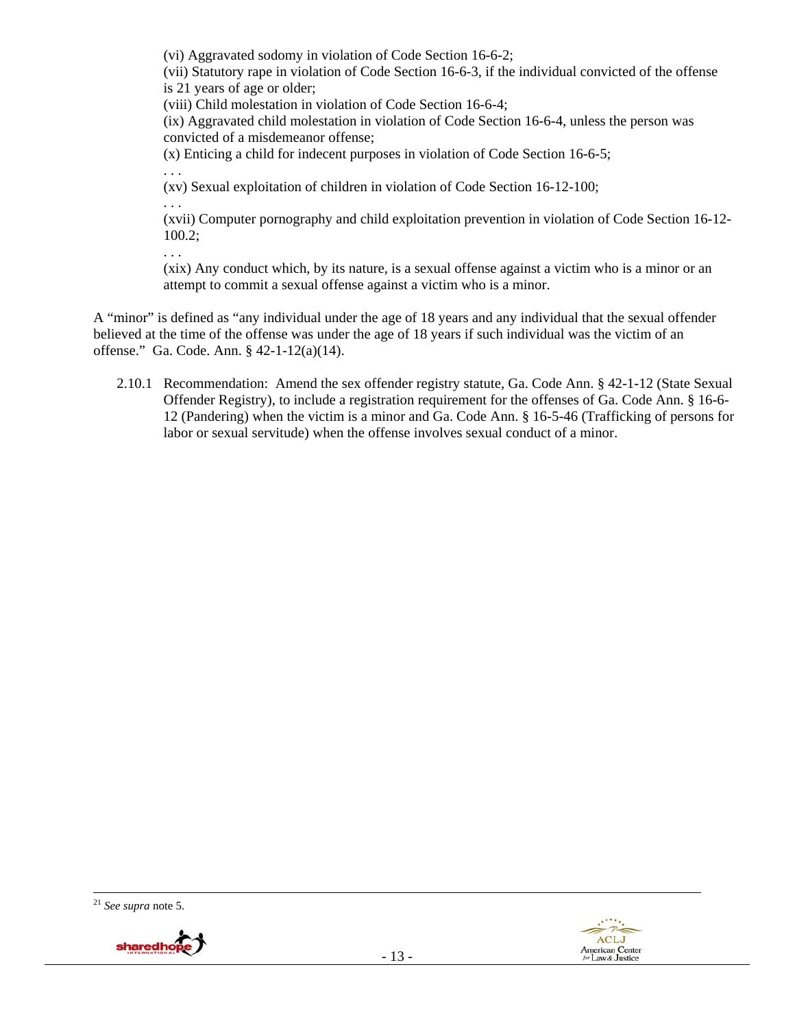(vi) Aggravated sodomy in violation of Code Section 16-6-2;

(vii) Statutory rape in violation of Code Section 16-6-3, if the individual convicted of the offense is 21 years of age or older;

(viii) Child molestation in violation of Code Section 16-6-4;

(ix) Aggravated child molestation in violation of Code Section 16-6-4, unless the person was convicted of a misdemeanor offense;

(x) Enticing a child for indecent purposes in violation of Code Section 16-6-5;

. . .

(xv) Sexual exploitation of children in violation of Code Section 16-12-100;

. . .

(xvii) Computer pornography and child exploitation prevention in violation of Code Section 16-12-100.2;

. . .

(xix) Any conduct which, by its nature, is a sexual offense against a victim who is a minor or an attempt to commit a sexual offense against a victim who is a minor.

A "minor" is defined as "any individual under the age of 18 years and any individual that the sexual offender believed at the time of the offense was under the age of 18 years if such individual was the victim of an offense." Ga. Code. Ann. § 42-1-12(a)(14).

2.10.1 Recommendation: Amend the sex offender registry statute, Ga. Code Ann. § 42-1-12 (State Sexual Offender Registry), to include a registration requirement for the offenses of Ga. Code Ann. § 16-6-12 (Pandering) when the victim is a minor and Ga. Code Ann. § 16-5-46 (Trafficking of persons for labor or sexual servitude) when the offense involves sexual conduct of a minor.

[21] *See supra* note 5.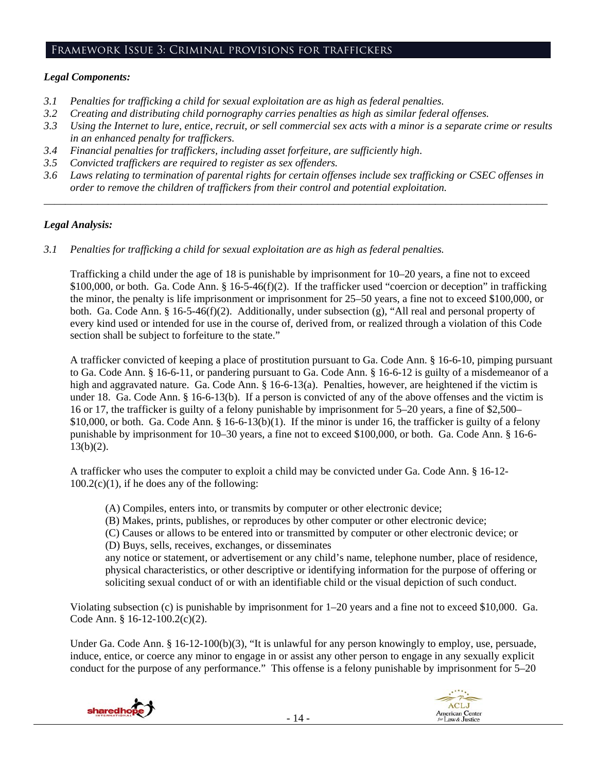## Framework Issue 3: Criminal provisions for traffickers

***Legal Components:***

- *3.1 Penalties for trafficking a child for sexual exploitation are as high as federal penalties.*
- *3.2 Creating and distributing child pornography carries penalties as high as similar federal offenses.*
- *3.3 Using the Internet to lure, entice, recruit, or sell commercial sex acts with a minor is a separate crime or results in an enhanced penalty for traffickers.*
- *3.4 Financial penalties for traffickers, including asset forfeiture, are sufficiently high.*
- *3.5 Convicted traffickers are required to register as sex offenders.*
- *3.6 Laws relating to termination of parental rights for certain offenses include sex trafficking or CSEC offenses in order to remove the children of traffickers from their control and potential exploitation.*

---

***Legal Analysis:***

*3.1 Penalties for trafficking a child for sexual exploitation are as high as federal penalties.*

Trafficking a child under the age of 18 is punishable by imprisonment for 10–20 years, a fine not to exceed $100,000, or both. Ga. Code Ann. § 16-5-46(f)(2). If the trafficker used "coercion or deception" in trafficking the minor, the penalty is life imprisonment or imprisonment for 25–50 years, a fine not to exceed $100,000, or both. Ga. Code Ann. § 16-5-46(f)(2). Additionally, under subsection (g), "All real and personal property of every kind used or intended for use in the course of, derived from, or realized through a violation of this Code section shall be subject to forfeiture to the state."

A trafficker convicted of keeping a place of prostitution pursuant to Ga. Code Ann. § 16-6-10, pimping pursuant to Ga. Code Ann. § 16-6-11, or pandering pursuant to Ga. Code Ann. § 16-6-12 is guilty of a misdemeanor of a high and aggravated nature. Ga. Code Ann. § 16-6-13(a). Penalties, however, are heightened if the victim is under 18. Ga. Code Ann. § 16-6-13(b). If a person is convicted of any of the above offenses and the victim is 16 or 17, the trafficker is guilty of a felony punishable by imprisonment for 5–20 years, a fine of $2,500–$10,000, or both. Ga. Code Ann. § 16-6-13(b)(1). If the minor is under 16, the trafficker is guilty of a felony punishable by imprisonment for 10–30 years, a fine not to exceed $100,000, or both. Ga. Code Ann. § 16-6-13(b)(2).

A trafficker who uses the computer to exploit a child may be convicted under Ga. Code Ann. § 16-12-100.2(c)(1), if he does any of the following:

> (A) Compiles, enters into, or transmits by computer or other electronic device;
> (B) Makes, prints, publishes, or reproduces by other computer or other electronic device;
> (C) Causes or allows to be entered into or transmitted by computer or other electronic device; or
> (D) Buys, sells, receives, exchanges, or disseminates
> any notice or statement, or advertisement or any child's name, telephone number, place of residence, physical characteristics, or other descriptive or identifying information for the purpose of offering or soliciting sexual conduct of or with an identifiable child or the visual depiction of such conduct.

Violating subsection (c) is punishable by imprisonment for 1–20 years and a fine not to exceed $10,000. Ga. Code Ann. § 16-12-100.2(c)(2).

Under Ga. Code Ann. § 16-12-100(b)(3), "It is unlawful for any person knowingly to employ, use, persuade, induce, entice, or coerce any minor to engage in or assist any other person to engage in any sexually explicit conduct for the purpose of any performance." This offense is a felony punishable by imprisonment for 5–20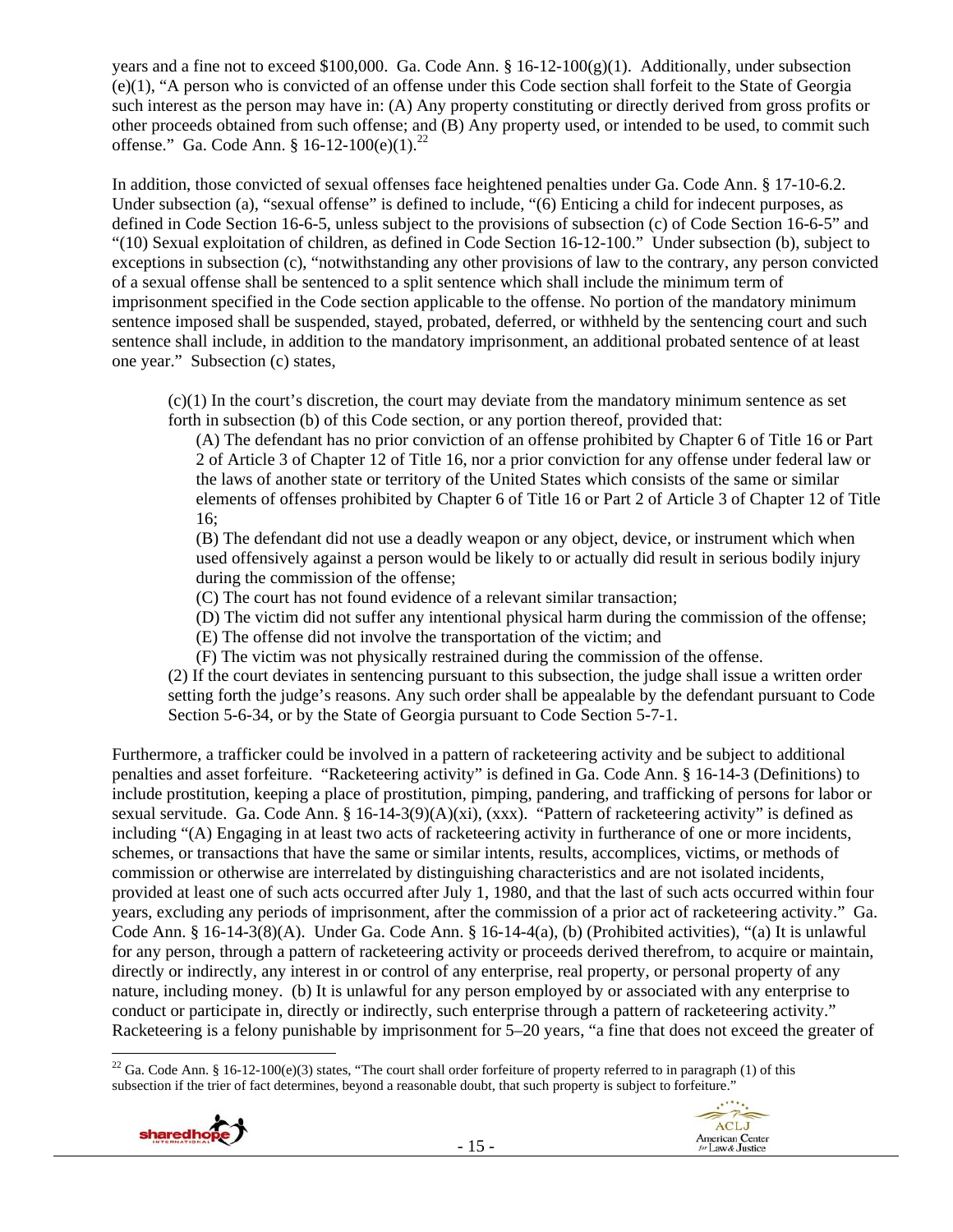years and a fine not to exceed $100,000. Ga. Code Ann. § 16-12-100(g)(1). Additionally, under subsection (e)(1), "A person who is convicted of an offense under this Code section shall forfeit to the State of Georgia such interest as the person may have in: (A) Any property constituting or directly derived from gross profits or other proceeds obtained from such offense; and (B) Any property used, or intended to be used, to commit such offense." Ga. Code Ann. § 16-12-100(e)(1).[22]

In addition, those convicted of sexual offenses face heightened penalties under Ga. Code Ann. § 17-10-6.2. Under subsection (a), "sexual offense" is defined to include, "(6) Enticing a child for indecent purposes, as defined in Code Section 16-6-5, unless subject to the provisions of subsection (c) of Code Section 16-6-5" and "(10) Sexual exploitation of children, as defined in Code Section 16-12-100." Under subsection (b), subject to exceptions in subsection (c), "notwithstanding any other provisions of law to the contrary, any person convicted of a sexual offense shall be sentenced to a split sentence which shall include the minimum term of imprisonment specified in the Code section applicable to the offense. No portion of the mandatory minimum sentence imposed shall be suspended, stayed, probated, deferred, or withheld by the sentencing court and such sentence shall include, in addition to the mandatory imprisonment, an additional probated sentence of at least one year." Subsection (c) states,

> (c)(1) In the court's discretion, the court may deviate from the mandatory minimum sentence as set forth in subsection (b) of this Code section, or any portion thereof, provided that:
>
> (A) The defendant has no prior conviction of an offense prohibited by Chapter 6 of Title 16 or Part 2 of Article 3 of Chapter 12 of Title 16, nor a prior conviction for any offense under federal law or the laws of another state or territory of the United States which consists of the same or similar elements of offenses prohibited by Chapter 6 of Title 16 or Part 2 of Article 3 of Chapter 12 of Title 16;
>
> (B) The defendant did not use a deadly weapon or any object, device, or instrument which when used offensively against a person would be likely to or actually did result in serious bodily injury during the commission of the offense;
>
> (C) The court has not found evidence of a relevant similar transaction;
>
> (D) The victim did not suffer any intentional physical harm during the commission of the offense;
>
> (E) The offense did not involve the transportation of the victim; and
>
> (F) The victim was not physically restrained during the commission of the offense.
>
> (2) If the court deviates in sentencing pursuant to this subsection, the judge shall issue a written order setting forth the judge's reasons. Any such order shall be appealable by the defendant pursuant to Code Section 5-6-34, or by the State of Georgia pursuant to Code Section 5-7-1.

Furthermore, a trafficker could be involved in a pattern of racketeering activity and be subject to additional penalties and asset forfeiture. "Racketeering activity" is defined in Ga. Code Ann. § 16-14-3 (Definitions) to include prostitution, keeping a place of prostitution, pimping, pandering, and trafficking of persons for labor or sexual servitude. Ga. Code Ann. § 16-14-3(9)(A)(xi), (xxx). "Pattern of racketeering activity" is defined as including "(A) Engaging in at least two acts of racketeering activity in furtherance of one or more incidents, schemes, or transactions that have the same or similar intents, results, accomplices, victims, or methods of commission or otherwise are interrelated by distinguishing characteristics and are not isolated incidents, provided at least one of such acts occurred after July 1, 1980, and that the last of such acts occurred within four years, excluding any periods of imprisonment, after the commission of a prior act of racketeering activity." Ga. Code Ann. § 16-14-3(8)(A). Under Ga. Code Ann. § 16-14-4(a), (b) (Prohibited activities), "(a) It is unlawful for any person, through a pattern of racketeering activity or proceeds derived therefrom, to acquire or maintain, directly or indirectly, any interest in or control of any enterprise, real property, or personal property of any nature, including money. (b) It is unlawful for any person employed by or associated with any enterprise to conduct or participate in, directly or indirectly, such enterprise through a pattern of racketeering activity." Racketeering is a felony punishable by imprisonment for 5–20 years, "a fine that does not exceed the greater of

---

[22] Ga. Code Ann. § 16-12-100(e)(3) states, "The court shall order forfeiture of property referred to in paragraph (1) of this subsection if the trier of fact determines, beyond a reasonable doubt, that such property is subject to forfeiture."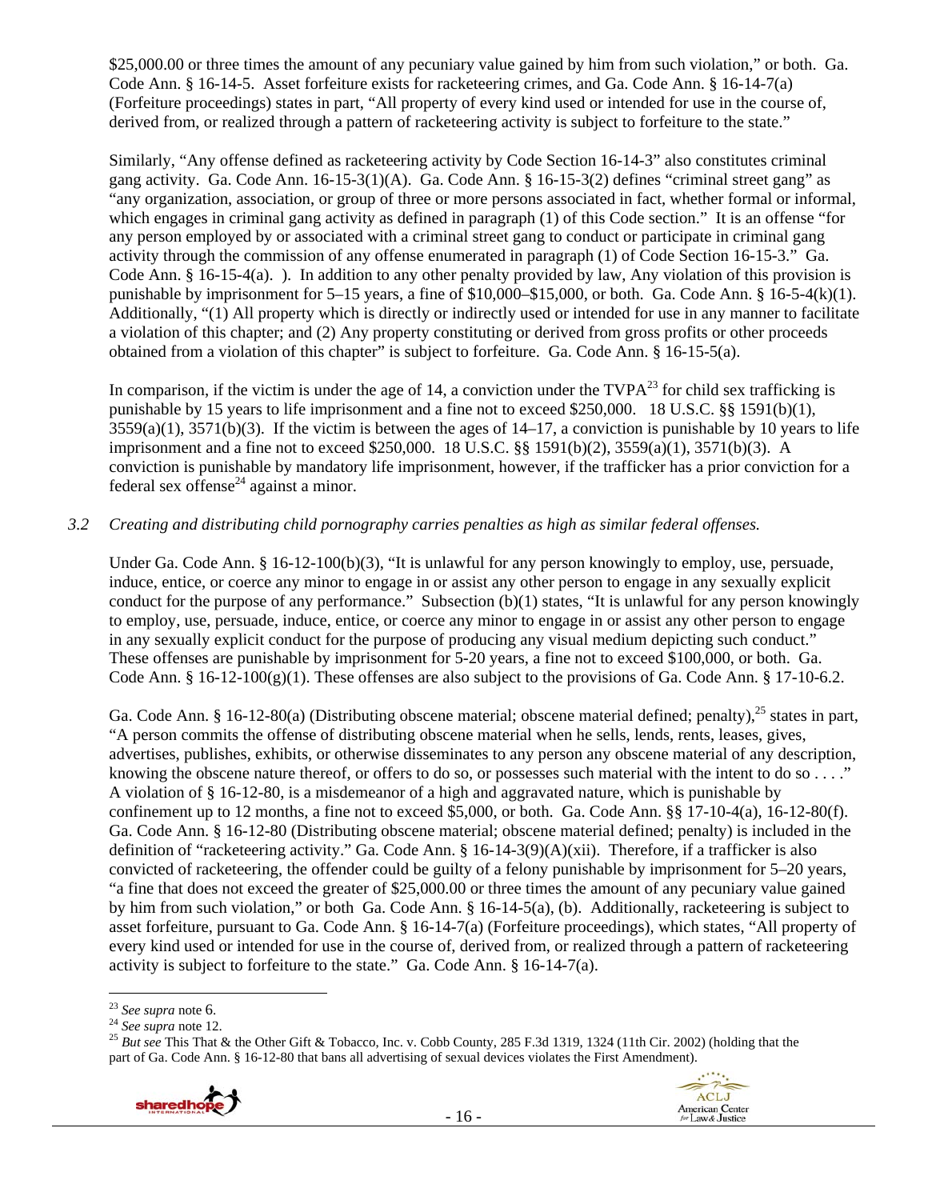$25,000.00 or three times the amount of any pecuniary value gained by him from such violation," or both. Ga. Code Ann. § 16-14-5. Asset forfeiture exists for racketeering crimes, and Ga. Code Ann. § 16-14-7(a) (Forfeiture proceedings) states in part, "All property of every kind used or intended for use in the course of, derived from, or realized through a pattern of racketeering activity is subject to forfeiture to the state."

Similarly, "Any offense defined as racketeering activity by Code Section 16-14-3" also constitutes criminal gang activity. Ga. Code Ann. 16-15-3(1)(A). Ga. Code Ann. § 16-15-3(2) defines "criminal street gang" as "any organization, association, or group of three or more persons associated in fact, whether formal or informal, which engages in criminal gang activity as defined in paragraph (1) of this Code section." It is an offense "for any person employed by or associated with a criminal street gang to conduct or participate in criminal gang activity through the commission of any offense enumerated in paragraph (1) of Code Section 16-15-3." Ga. Code Ann. § 16-15-4(a). ). In addition to any other penalty provided by law, Any violation of this provision is punishable by imprisonment for 5–15 years, a fine of $10,000–$15,000, or both. Ga. Code Ann. § 16-5-4(k)(1). Additionally, "(1) All property which is directly or indirectly used or intended for use in any manner to facilitate a violation of this chapter; and (2) Any property constituting or derived from gross profits or other proceeds obtained from a violation of this chapter" is subject to forfeiture. Ga. Code Ann. § 16-15-5(a).

In comparison, if the victim is under the age of 14, a conviction under the TVPA[23] for child sex trafficking is punishable by 15 years to life imprisonment and a fine not to exceed $250,000. 18 U.S.C. §§ 1591(b)(1), 3559(a)(1), 3571(b)(3). If the victim is between the ages of 14–17, a conviction is punishable by 10 years to life imprisonment and a fine not to exceed $250,000. 18 U.S.C. §§ 1591(b)(2), 3559(a)(1), 3571(b)(3). A conviction is punishable by mandatory life imprisonment, however, if the trafficker has a prior conviction for a federal sex offense[24] against a minor.

### *3.2 Creating and distributing child pornography carries penalties as high as similar federal offenses.*

Under Ga. Code Ann. § 16-12-100(b)(3), "It is unlawful for any person knowingly to employ, use, persuade, induce, entice, or coerce any minor to engage in or assist any other person to engage in any sexually explicit conduct for the purpose of any performance." Subsection (b)(1) states, "It is unlawful for any person knowingly to employ, use, persuade, induce, entice, or coerce any minor to engage in or assist any other person to engage in any sexually explicit conduct for the purpose of producing any visual medium depicting such conduct." These offenses are punishable by imprisonment for 5-20 years, a fine not to exceed $100,000, or both. Ga. Code Ann. § 16-12-100(g)(1). These offenses are also subject to the provisions of Ga. Code Ann. § 17-10-6.2.

Ga. Code Ann. § 16-12-80(a) (Distributing obscene material; obscene material defined; penalty),[25] states in part, "A person commits the offense of distributing obscene material when he sells, lends, rents, leases, gives, advertises, publishes, exhibits, or otherwise disseminates to any person any obscene material of any description, knowing the obscene nature thereof, or offers to do so, or possesses such material with the intent to do so . . . ." A violation of § 16-12-80, is a misdemeanor of a high and aggravated nature, which is punishable by confinement up to 12 months, a fine not to exceed $5,000, or both. Ga. Code Ann. §§ 17-10-4(a), 16-12-80(f). Ga. Code Ann. § 16-12-80 (Distributing obscene material; obscene material defined; penalty) is included in the definition of "racketeering activity." Ga. Code Ann. § 16-14-3(9)(A)(xii). Therefore, if a trafficker is also convicted of racketeering, the offender could be guilty of a felony punishable by imprisonment for 5–20 years, "a fine that does not exceed the greater of $25,000.00 or three times the amount of any pecuniary value gained by him from such violation," or both Ga. Code Ann. § 16-14-5(a), (b). Additionally, racketeering is subject to asset forfeiture, pursuant to Ga. Code Ann. § 16-14-7(a) (Forfeiture proceedings), which states, "All property of every kind used or intended for use in the course of, derived from, or realized through a pattern of racketeering activity is subject to forfeiture to the state." Ga. Code Ann. § 16-14-7(a).

---

[23] *See supra* note 6.

[24] *See supra* note 12.

[25] *But see* This That & the Other Gift & Tobacco, Inc. v. Cobb County, 285 F.3d 1319, 1324 (11th Cir. 2002) (holding that the part of Ga. Code Ann. § 16-12-80 that bans all advertising of sexual devices violates the First Amendment).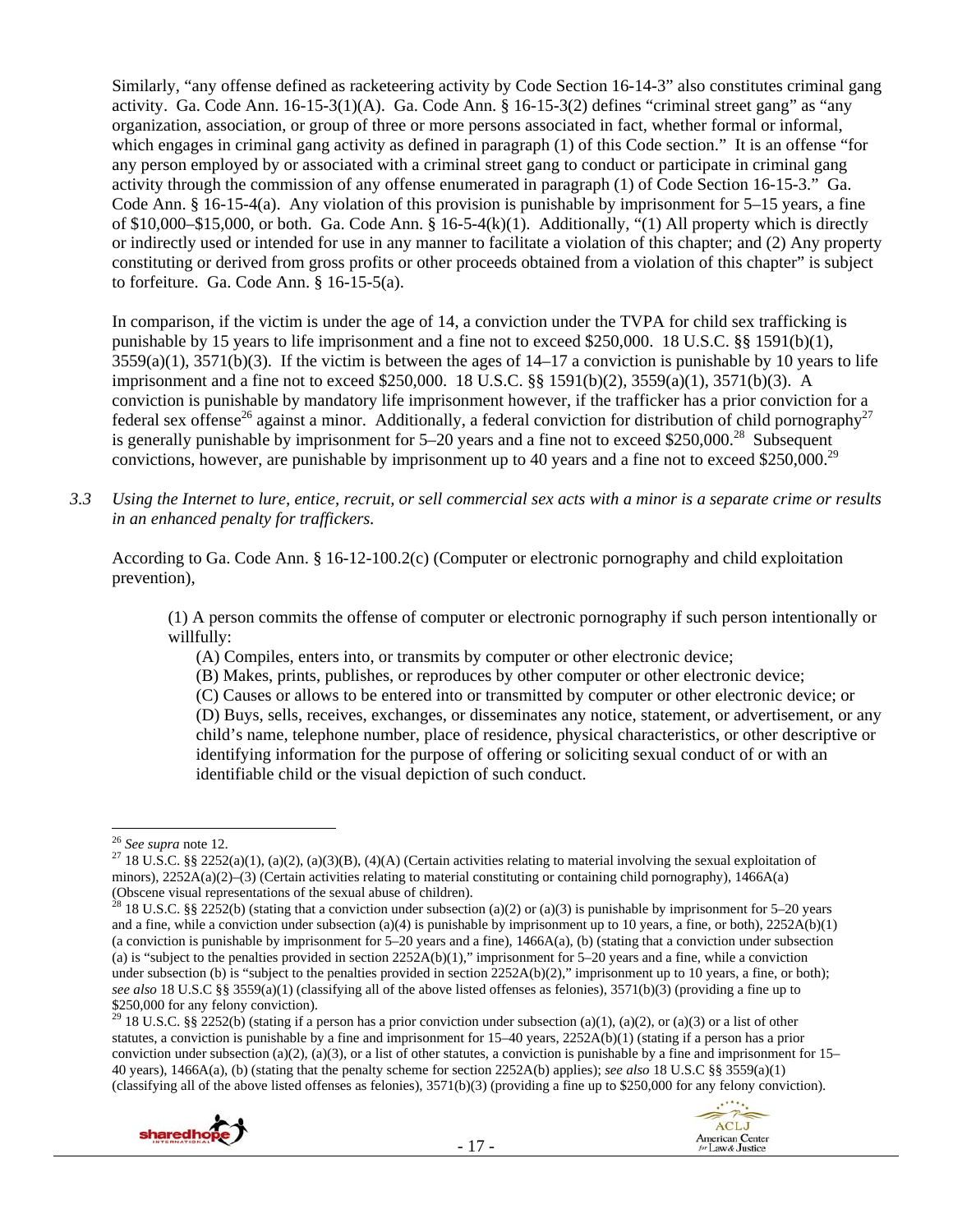Similarly, "any offense defined as racketeering activity by Code Section 16-14-3" also constitutes criminal gang activity. Ga. Code Ann. 16-15-3(1)(A). Ga. Code Ann. § 16-15-3(2) defines "criminal street gang" as "any organization, association, or group of three or more persons associated in fact, whether formal or informal, which engages in criminal gang activity as defined in paragraph (1) of this Code section." It is an offense "for any person employed by or associated with a criminal street gang to conduct or participate in criminal gang activity through the commission of any offense enumerated in paragraph (1) of Code Section 16-15-3." Ga. Code Ann. § 16-15-4(a). Any violation of this provision is punishable by imprisonment for 5–15 years, a fine of $10,000–$15,000, or both. Ga. Code Ann. § 16-5-4(k)(1). Additionally, "(1) All property which is directly or indirectly used or intended for use in any manner to facilitate a violation of this chapter; and (2) Any property constituting or derived from gross profits or other proceeds obtained from a violation of this chapter" is subject to forfeiture. Ga. Code Ann. § 16-15-5(a).

In comparison, if the victim is under the age of 14, a conviction under the TVPA for child sex trafficking is punishable by 15 years to life imprisonment and a fine not to exceed $250,000. 18 U.S.C. §§ 1591(b)(1), 3559(a)(1), 3571(b)(3). If the victim is between the ages of 14–17 a conviction is punishable by 10 years to life imprisonment and a fine not to exceed $250,000. 18 U.S.C. §§ 1591(b)(2), 3559(a)(1), 3571(b)(3). A conviction is punishable by mandatory life imprisonment however, if the trafficker has a prior conviction for a federal sex offense[26] against a minor. Additionally, a federal conviction for distribution of child pornography[27] is generally punishable by imprisonment for 5–20 years and a fine not to exceed $250,000.[28] Subsequent convictions, however, are punishable by imprisonment up to 40 years and a fine not to exceed $250,000.[29]

*3.3 Using the Internet to lure, entice, recruit, or sell commercial sex acts with a minor is a separate crime or results in an enhanced penalty for traffickers.*

According to Ga. Code Ann. § 16-12-100.2(c) (Computer or electronic pornography and child exploitation prevention),

> (1) A person commits the offense of computer or electronic pornography if such person intentionally or willfully:
>
> (A) Compiles, enters into, or transmits by computer or other electronic device;
> (B) Makes, prints, publishes, or reproduces by other computer or other electronic device;
> (C) Causes or allows to be entered into or transmitted by computer or other electronic device; or
> (D) Buys, sells, receives, exchanges, or disseminates any notice, statement, or advertisement, or any child's name, telephone number, place of residence, physical characteristics, or other descriptive or identifying information for the purpose of offering or soliciting sexual conduct of or with an identifiable child or the visual depiction of such conduct.

---

[26] *See supra* note 12.

[27] 18 U.S.C. §§ 2252(a)(1), (a)(2), (a)(3)(B), (4)(A) (Certain activities relating to material involving the sexual exploitation of minors), 2252A(a)(2)–(3) (Certain activities relating to material constituting or containing child pornography), 1466A(a) (Obscene visual representations of the sexual abuse of children).

[28] 18 U.S.C. §§ 2252(b) (stating that a conviction under subsection (a)(2) or (a)(3) is punishable by imprisonment for 5–20 years and a fine, while a conviction under subsection (a)(4) is punishable by imprisonment up to 10 years, a fine, or both), 2252A(b)(1) (a conviction is punishable by imprisonment for 5–20 years and a fine), 1466A(a), (b) (stating that a conviction under subsection (a) is "subject to the penalties provided in section 2252A(b)(1)," imprisonment for 5–20 years and a fine, while a conviction under subsection (b) is "subject to the penalties provided in section 2252A(b)(2)," imprisonment up to 10 years, a fine, or both); *see also* 18 U.S.C §§ 3559(a)(1) (classifying all of the above listed offenses as felonies), 3571(b)(3) (providing a fine up to $250,000 for any felony conviction).

[29] 18 U.S.C. §§ 2252(b) (stating if a person has a prior conviction under subsection (a)(1), (a)(2), or (a)(3) or a list of other statutes, a conviction is punishable by a fine and imprisonment for 15–40 years, 2252A(b)(1) (stating if a person has a prior conviction under subsection (a)(2), (a)(3), or a list of other statutes, a conviction is punishable by a fine and imprisonment for 15–40 years), 1466A(a), (b) (stating that the penalty scheme for section 2252A(b) applies); *see also* 18 U.S.C §§ 3559(a)(1) (classifying all of the above listed offenses as felonies), 3571(b)(3) (providing a fine up to $250,000 for any felony conviction).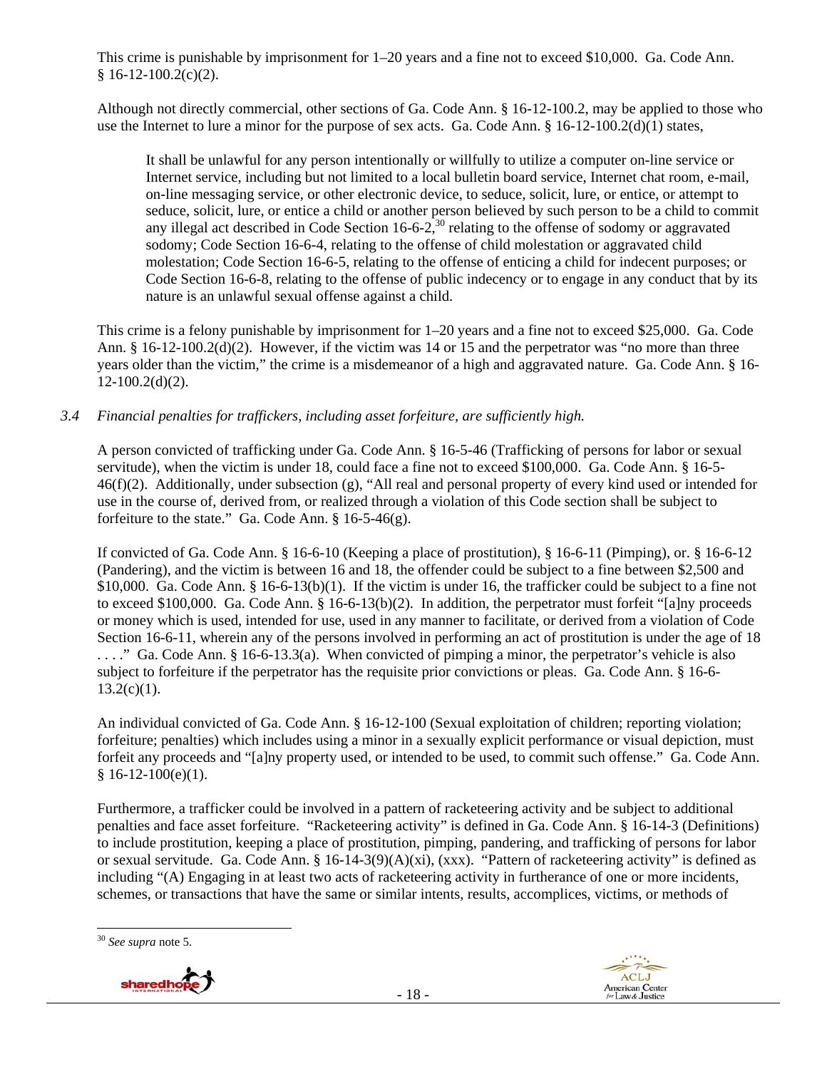This crime is punishable by imprisonment for 1–20 years and a fine not to exceed $10,000. Ga. Code Ann. § 16-12-100.2(c)(2).

Although not directly commercial, other sections of Ga. Code Ann. § 16-12-100.2, may be applied to those who use the Internet to lure a minor for the purpose of sex acts. Ga. Code Ann. § 16-12-100.2(d)(1) states,

> It shall be unlawful for any person intentionally or willfully to utilize a computer on-line service or Internet service, including but not limited to a local bulletin board service, Internet chat room, e-mail, on-line messaging service, or other electronic device, to seduce, solicit, lure, or entice, or attempt to seduce, solicit, lure, or entice a child or another person believed by such person to be a child to commit any illegal act described in Code Section 16-6-2,[30] relating to the offense of sodomy or aggravated sodomy; Code Section 16-6-4, relating to the offense of child molestation or aggravated child molestation; Code Section 16-6-5, relating to the offense of enticing a child for indecent purposes; or Code Section 16-6-8, relating to the offense of public indecency or to engage in any conduct that by its nature is an unlawful sexual offense against a child.

This crime is a felony punishable by imprisonment for 1–20 years and a fine not to exceed $25,000. Ga. Code Ann. § 16-12-100.2(d)(2). However, if the victim was 14 or 15 and the perpetrator was "no more than three years older than the victim," the crime is a misdemeanor of a high and aggravated nature. Ga. Code Ann. § 16-12-100.2(d)(2).

*3.4 Financial penalties for traffickers, including asset forfeiture, are sufficiently high.*

A person convicted of trafficking under Ga. Code Ann. § 16-5-46 (Trafficking of persons for labor or sexual servitude), when the victim is under 18, could face a fine not to exceed $100,000. Ga. Code Ann. § 16-5-46(f)(2). Additionally, under subsection (g), "All real and personal property of every kind used or intended for use in the course of, derived from, or realized through a violation of this Code section shall be subject to forfeiture to the state." Ga. Code Ann. § 16-5-46(g).

If convicted of Ga. Code Ann. § 16-6-10 (Keeping a place of prostitution), § 16-6-11 (Pimping), or. § 16-6-12 (Pandering), and the victim is between 16 and 18, the offender could be subject to a fine between $2,500 and $10,000. Ga. Code Ann. § 16-6-13(b)(1). If the victim is under 16, the trafficker could be subject to a fine not to exceed $100,000. Ga. Code Ann. § 16-6-13(b)(2). In addition, the perpetrator must forfeit "[a]ny proceeds or money which is used, intended for use, used in any manner to facilitate, or derived from a violation of Code Section 16-6-11, wherein any of the persons involved in performing an act of prostitution is under the age of 18 . . . ." Ga. Code Ann. § 16-6-13.3(a). When convicted of pimping a minor, the perpetrator's vehicle is also subject to forfeiture if the perpetrator has the requisite prior convictions or pleas. Ga. Code Ann. § 16-6-13.2(c)(1).

An individual convicted of Ga. Code Ann. § 16-12-100 (Sexual exploitation of children; reporting violation; forfeiture; penalties) which includes using a minor in a sexually explicit performance or visual depiction, must forfeit any proceeds and "[a]ny property used, or intended to be used, to commit such offense." Ga. Code Ann. § 16-12-100(e)(1).

Furthermore, a trafficker could be involved in a pattern of racketeering activity and be subject to additional penalties and face asset forfeiture. "Racketeering activity" is defined in Ga. Code Ann. § 16-14-3 (Definitions) to include prostitution, keeping a place of prostitution, pimping, pandering, and trafficking of persons for labor or sexual servitude. Ga. Code Ann. § 16-14-3(9)(A)(xi), (xxx). "Pattern of racketeering activity" is defined as including "(A) Engaging in at least two acts of racketeering activity in furtherance of one or more incidents, schemes, or transactions that have the same or similar intents, results, accomplices, victims, or methods of

[30] *See supra* note 5.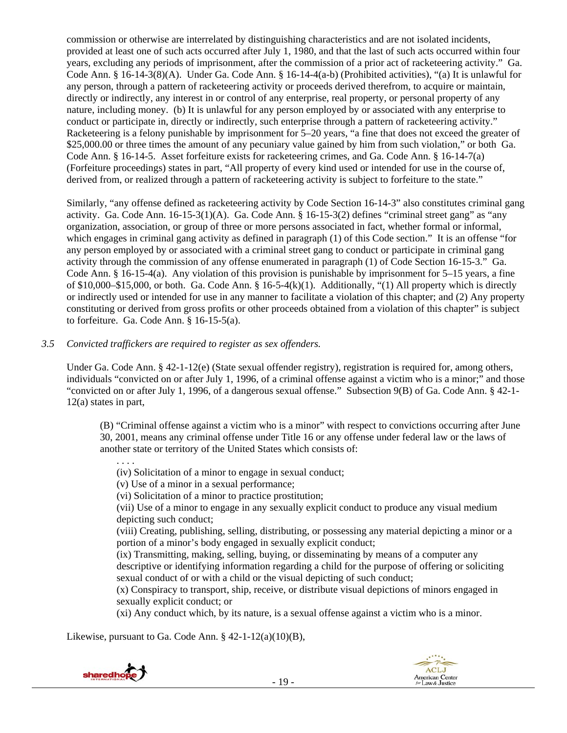commission or otherwise are interrelated by distinguishing characteristics and are not isolated incidents, provided at least one of such acts occurred after July 1, 1980, and that the last of such acts occurred within four years, excluding any periods of imprisonment, after the commission of a prior act of racketeering activity." Ga. Code Ann. § 16-14-3(8)(A). Under Ga. Code Ann. § 16-14-4(a-b) (Prohibited activities), "(a) It is unlawful for any person, through a pattern of racketeering activity or proceeds derived therefrom, to acquire or maintain, directly or indirectly, any interest in or control of any enterprise, real property, or personal property of any nature, including money. (b) It is unlawful for any person employed by or associated with any enterprise to conduct or participate in, directly or indirectly, such enterprise through a pattern of racketeering activity." Racketeering is a felony punishable by imprisonment for 5–20 years, "a fine that does not exceed the greater of $25,000.00 or three times the amount of any pecuniary value gained by him from such violation," or both Ga. Code Ann. § 16-14-5. Asset forfeiture exists for racketeering crimes, and Ga. Code Ann. § 16-14-7(a) (Forfeiture proceedings) states in part, "All property of every kind used or intended for use in the course of, derived from, or realized through a pattern of racketeering activity is subject to forfeiture to the state."

Similarly, "any offense defined as racketeering activity by Code Section 16-14-3" also constitutes criminal gang activity. Ga. Code Ann. 16-15-3(1)(A). Ga. Code Ann. § 16-15-3(2) defines "criminal street gang" as "any organization, association, or group of three or more persons associated in fact, whether formal or informal, which engages in criminal gang activity as defined in paragraph (1) of this Code section." It is an offense "for any person employed by or associated with a criminal street gang to conduct or participate in criminal gang activity through the commission of any offense enumerated in paragraph (1) of Code Section 16-15-3." Ga. Code Ann. § 16-15-4(a). Any violation of this provision is punishable by imprisonment for 5–15 years, a fine of $10,000–$15,000, or both. Ga. Code Ann. § 16-5-4(k)(1). Additionally, "(1) All property which is directly or indirectly used or intended for use in any manner to facilitate a violation of this chapter; and (2) Any property constituting or derived from gross profits or other proceeds obtained from a violation of this chapter" is subject to forfeiture. Ga. Code Ann. § 16-15-5(a).

*3.5 Convicted traffickers are required to register as sex offenders.*

Under Ga. Code Ann. § 42-1-12(e) (State sexual offender registry), registration is required for, among others, individuals "convicted on or after July 1, 1996, of a criminal offense against a victim who is a minor;" and those "convicted on or after July 1, 1996, of a dangerous sexual offense." Subsection 9(B) of Ga. Code Ann. § 42-1-12(a) states in part,

> (B) "Criminal offense against a victim who is a minor" with respect to convictions occurring after June 30, 2001, means any criminal offense under Title 16 or any offense under federal law or the laws of another state or territory of the United States which consists of:
>
> . . . .
>
> (iv) Solicitation of a minor to engage in sexual conduct;
>
> (v) Use of a minor in a sexual performance;
>
> (vi) Solicitation of a minor to practice prostitution;
>
> (vii) Use of a minor to engage in any sexually explicit conduct to produce any visual medium depicting such conduct;
>
> (viii) Creating, publishing, selling, distributing, or possessing any material depicting a minor or a portion of a minor's body engaged in sexually explicit conduct;
>
> (ix) Transmitting, making, selling, buying, or disseminating by means of a computer any descriptive or identifying information regarding a child for the purpose of offering or soliciting sexual conduct of or with a child or the visual depicting of such conduct;
>
> (x) Conspiracy to transport, ship, receive, or distribute visual depictions of minors engaged in sexually explicit conduct; or
>
> (xi) Any conduct which, by its nature, is a sexual offense against a victim who is a minor.

Likewise, pursuant to Ga. Code Ann. § 42-1-12(a)(10)(B),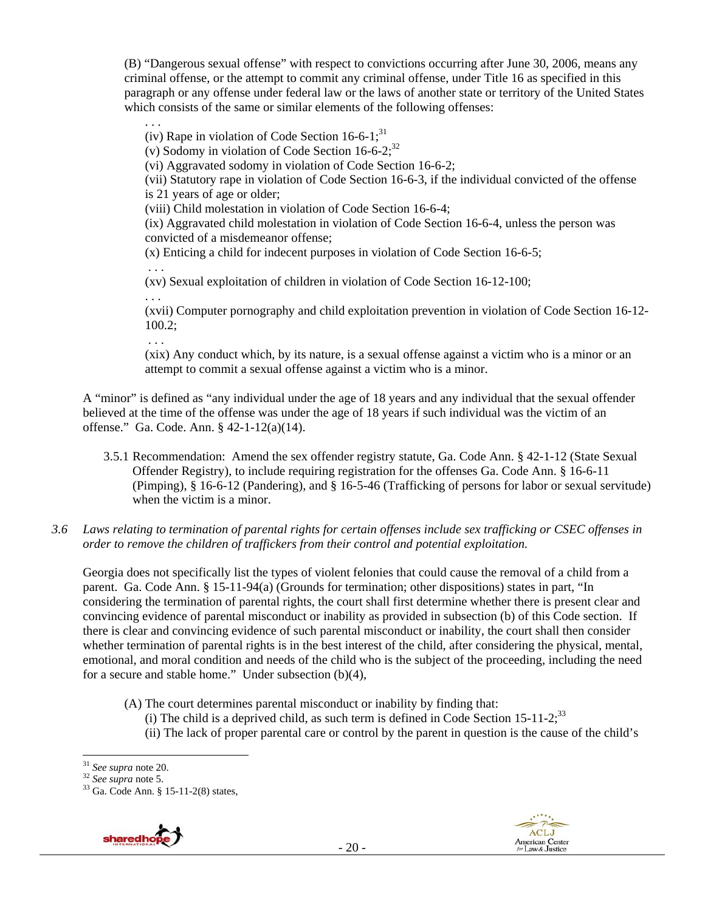(B) "Dangerous sexual offense" with respect to convictions occurring after June 30, 2006, means any criminal offense, or the attempt to commit any criminal offense, under Title 16 as specified in this paragraph or any offense under federal law or the laws of another state or territory of the United States which consists of the same or similar elements of the following offenses:

. . .

(iv) Rape in violation of Code Section 16-6-1;[31]

(v) Sodomy in violation of Code Section 16-6-2;[32]

(vi) Aggravated sodomy in violation of Code Section 16-6-2;

(vii) Statutory rape in violation of Code Section 16-6-3, if the individual convicted of the offense is 21 years of age or older;

(viii) Child molestation in violation of Code Section 16-6-4;

(ix) Aggravated child molestation in violation of Code Section 16-6-4, unless the person was convicted of a misdemeanor offense;

(x) Enticing a child for indecent purposes in violation of Code Section 16-6-5;

. . .

(xv) Sexual exploitation of children in violation of Code Section 16-12-100;

. . .

(xvii) Computer pornography and child exploitation prevention in violation of Code Section 16-12-100.2;

. . .

(xix) Any conduct which, by its nature, is a sexual offense against a victim who is a minor or an attempt to commit a sexual offense against a victim who is a minor.

A "minor" is defined as "any individual under the age of 18 years and any individual that the sexual offender believed at the time of the offense was under the age of 18 years if such individual was the victim of an offense." Ga. Code Ann. § 42-1-12(a)(14).

3.5.1 Recommendation: Amend the sex offender registry statute, Ga. Code Ann. § 42-1-12 (State Sexual Offender Registry), to include requiring registration for the offenses Ga. Code Ann. § 16-6-11 (Pimping), § 16-6-12 (Pandering), and § 16-5-46 (Trafficking of persons for labor or sexual servitude) when the victim is a minor.

*3.6 Laws relating to termination of parental rights for certain offenses include sex trafficking or CSEC offenses in order to remove the children of traffickers from their control and potential exploitation.*

Georgia does not specifically list the types of violent felonies that could cause the removal of a child from a parent. Ga. Code Ann. § 15-11-94(a) (Grounds for termination; other dispositions) states in part, "In considering the termination of parental rights, the court shall first determine whether there is present clear and convincing evidence of parental misconduct or inability as provided in subsection (b) of this Code section. If there is clear and convincing evidence of such parental misconduct or inability, the court shall then consider whether termination of parental rights is in the best interest of the child, after considering the physical, mental, emotional, and moral condition and needs of the child who is the subject of the proceeding, including the need for a secure and stable home." Under subsection (b)(4),

(A) The court determines parental misconduct or inability by finding that:

(i) The child is a deprived child, as such term is defined in Code Section 15-11-2;[33]

(ii) The lack of proper parental care or control by the parent in question is the cause of the child's

---

[31] *See supra* note 20.

[32] *See supra* note 5.

[33] Ga. Code Ann. § 15-11-2(8) states,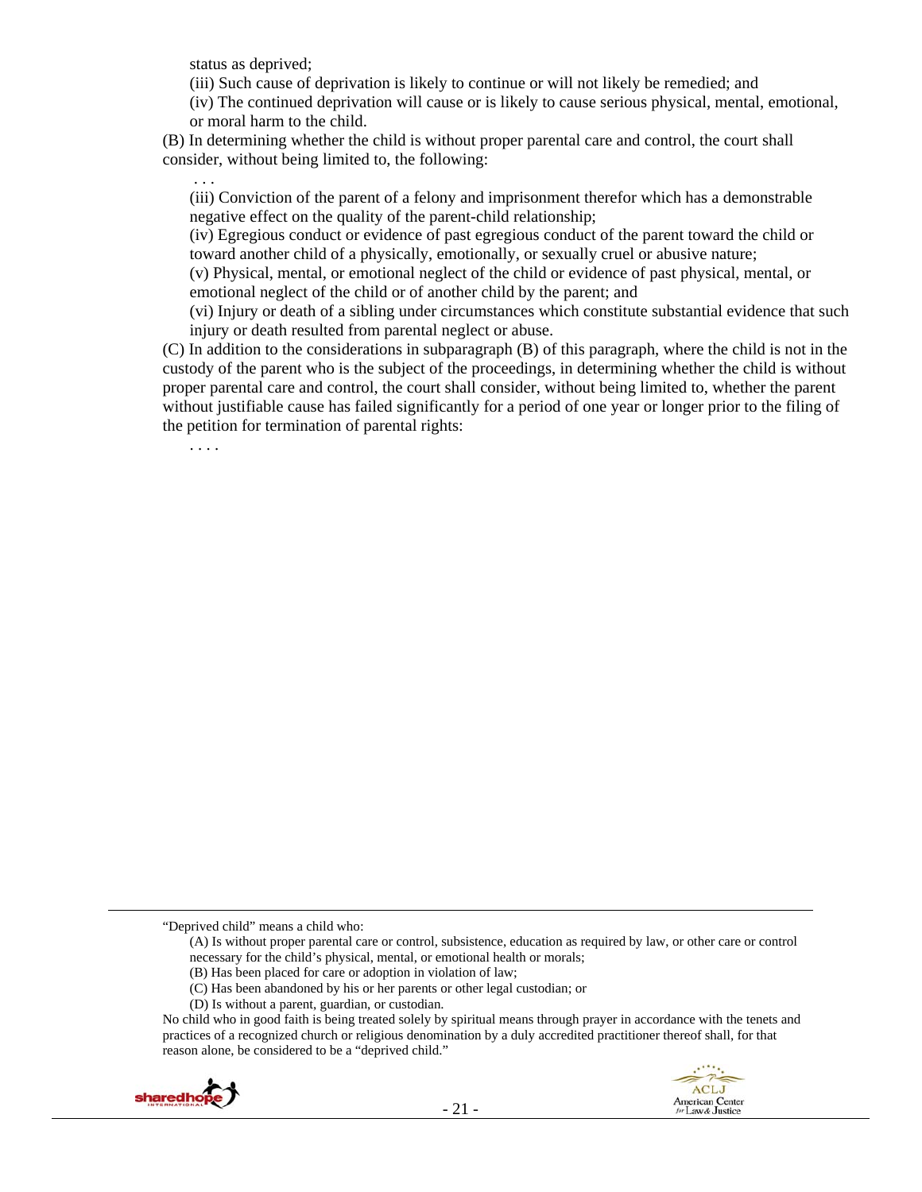status as deprived;

(iii) Such cause of deprivation is likely to continue or will not likely be remedied; and

(iv) The continued deprivation will cause or is likely to cause serious physical, mental, emotional, or moral harm to the child.

(B) In determining whether the child is without proper parental care and control, the court shall consider, without being limited to, the following:

. . .

(iii) Conviction of the parent of a felony and imprisonment therefor which has a demonstrable negative effect on the quality of the parent-child relationship;

(iv) Egregious conduct or evidence of past egregious conduct of the parent toward the child or toward another child of a physically, emotionally, or sexually cruel or abusive nature;

(v) Physical, mental, or emotional neglect of the child or evidence of past physical, mental, or emotional neglect of the child or of another child by the parent; and

(vi) Injury or death of a sibling under circumstances which constitute substantial evidence that such injury or death resulted from parental neglect or abuse.

(C) In addition to the considerations in subparagraph (B) of this paragraph, where the child is not in the custody of the parent who is the subject of the proceedings, in determining whether the child is without proper parental care and control, the court shall consider, without being limited to, whether the parent without justifiable cause has failed significantly for a period of one year or longer prior to the filing of the petition for termination of parental rights:

. . . .

---

"Deprived child" means a child who:

(A) Is without proper parental care or control, subsistence, education as required by law, or other care or control necessary for the child's physical, mental, or emotional health or morals;

(B) Has been placed for care or adoption in violation of law;

(C) Has been abandoned by his or her parents or other legal custodian; or

(D) Is without a parent, guardian, or custodian.

No child who in good faith is being treated solely by spiritual means through prayer in accordance with the tenets and practices of a recognized church or religious denomination by a duly accredited practitioner thereof shall, for that reason alone, be considered to be a "deprived child."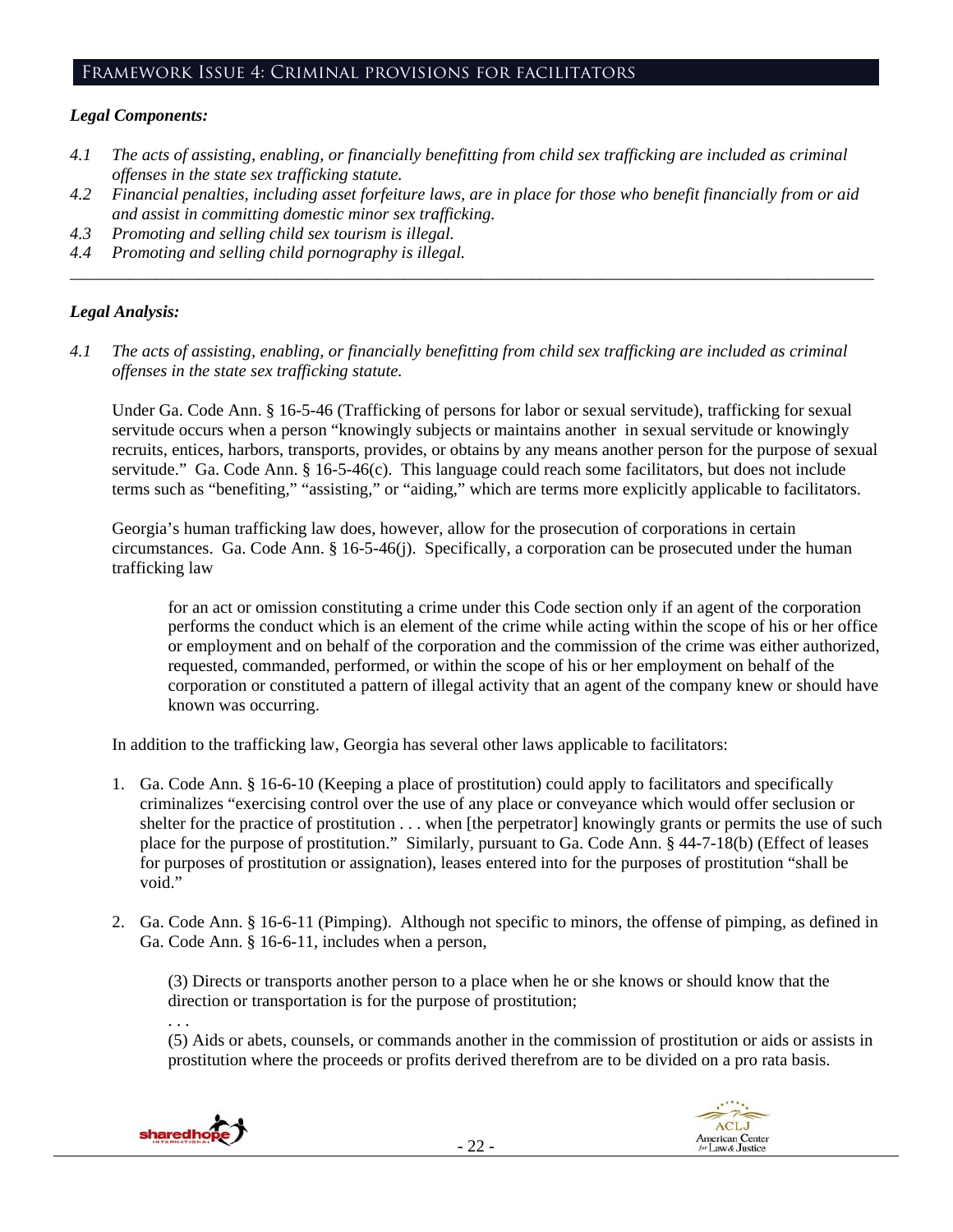## Framework Issue 4: Criminal provisions for facilitators

### *Legal Components:*

*4.1 The acts of assisting, enabling, or financially benefitting from child sex trafficking are included as criminal offenses in the state sex trafficking statute.*

*4.2 Financial penalties, including asset forfeiture laws, are in place for those who benefit financially from or aid and assist in committing domestic minor sex trafficking.*

*4.3 Promoting and selling child sex tourism is illegal.*

*4.4 Promoting and selling child pornography is illegal.*

---

### *Legal Analysis:*

*4.1 The acts of assisting, enabling, or financially benefitting from child sex trafficking are included as criminal offenses in the state sex trafficking statute.*

Under Ga. Code Ann. § 16-5-46 (Trafficking of persons for labor or sexual servitude), trafficking for sexual servitude occurs when a person "knowingly subjects or maintains another in sexual servitude or knowingly recruits, entices, harbors, transports, provides, or obtains by any means another person for the purpose of sexual servitude." Ga. Code Ann. § 16-5-46(c). This language could reach some facilitators, but does not include terms such as "benefiting," "assisting," or "aiding," which are terms more explicitly applicable to facilitators.

Georgia's human trafficking law does, however, allow for the prosecution of corporations in certain circumstances. Ga. Code Ann. § 16-5-46(j). Specifically, a corporation can be prosecuted under the human trafficking law

> for an act or omission constituting a crime under this Code section only if an agent of the corporation performs the conduct which is an element of the crime while acting within the scope of his or her office or employment and on behalf of the corporation and the commission of the crime was either authorized, requested, commanded, performed, or within the scope of his or her employment on behalf of the corporation or constituted a pattern of illegal activity that an agent of the company knew or should have known was occurring.

In addition to the trafficking law, Georgia has several other laws applicable to facilitators:

1. Ga. Code Ann. § 16-6-10 (Keeping a place of prostitution) could apply to facilitators and specifically criminalizes "exercising control over the use of any place or conveyance which would offer seclusion or shelter for the practice of prostitution . . . when [the perpetrator] knowingly grants or permits the use of such place for the purpose of prostitution." Similarly, pursuant to Ga. Code Ann. § 44-7-18(b) (Effect of leases for purposes of prostitution or assignation), leases entered into for the purposes of prostitution "shall be void."

2. Ga. Code Ann. § 16-6-11 (Pimping). Although not specific to minors, the offense of pimping, as defined in Ga. Code Ann. § 16-6-11, includes when a person,

   > (3) Directs or transports another person to a place when he or she knows or should know that the direction or transportation is for the purpose of prostitution;
   >
   > . . .
   >
   > (5) Aids or abets, counsels, or commands another in the commission of prostitution or aids or assists in prostitution where the proceeds or profits derived therefrom are to be divided on a pro rata basis.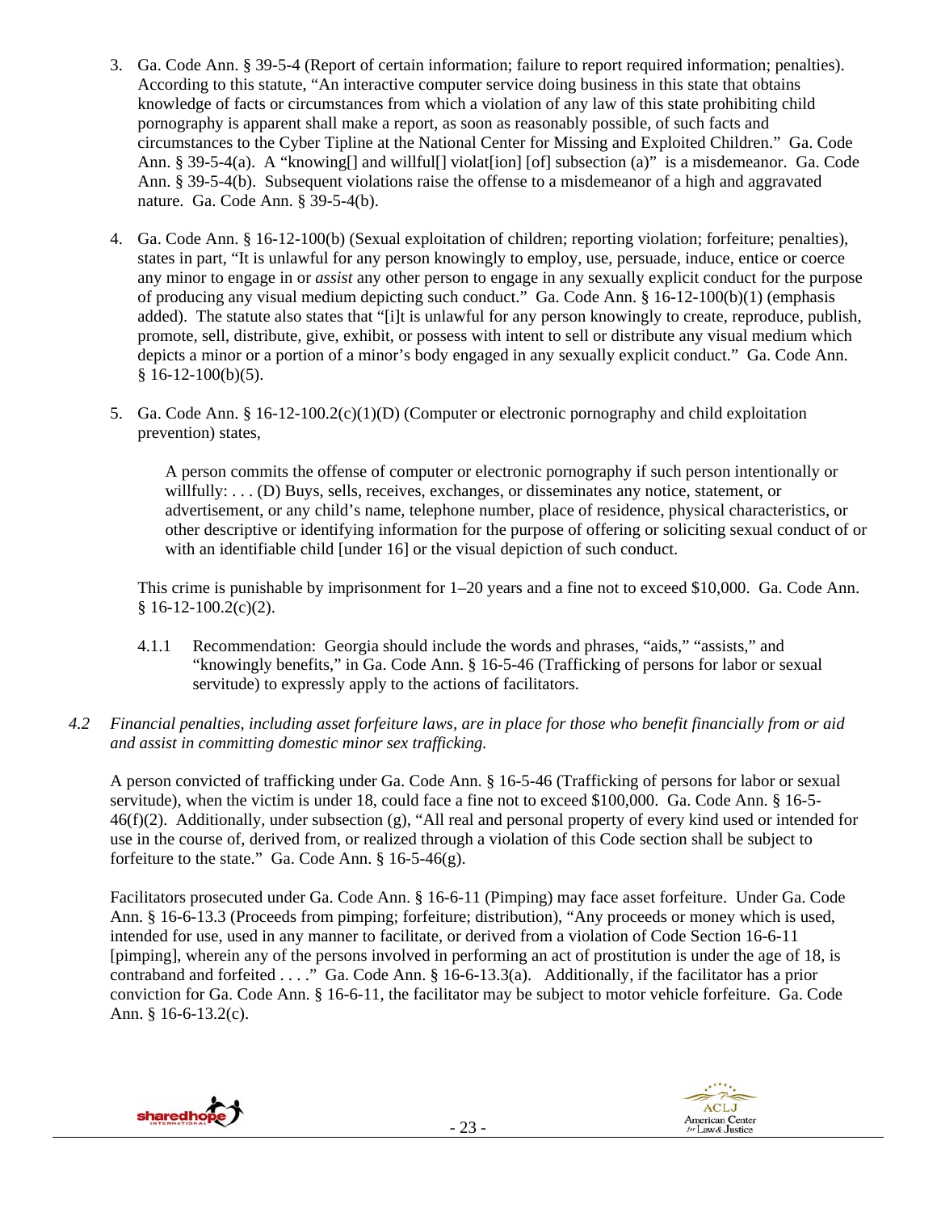3. Ga. Code Ann. § 39-5-4 (Report of certain information; failure to report required information; penalties). According to this statute, "An interactive computer service doing business in this state that obtains knowledge of facts or circumstances from which a violation of any law of this state prohibiting child pornography is apparent shall make a report, as soon as reasonably possible, of such facts and circumstances to the Cyber Tipline at the National Center for Missing and Exploited Children." Ga. Code Ann. § 39-5-4(a). A "knowing[] and willful[] violat[ion] [of] subsection (a)" is a misdemeanor. Ga. Code Ann. § 39-5-4(b). Subsequent violations raise the offense to a misdemeanor of a high and aggravated nature. Ga. Code Ann. § 39-5-4(b).

4. Ga. Code Ann. § 16-12-100(b) (Sexual exploitation of children; reporting violation; forfeiture; penalties), states in part, "It is unlawful for any person knowingly to employ, use, persuade, induce, entice or coerce any minor to engage in or *assist* any other person to engage in any sexually explicit conduct for the purpose of producing any visual medium depicting such conduct." Ga. Code Ann. § 16-12-100(b)(1) (emphasis added). The statute also states that "[i]t is unlawful for any person knowingly to create, reproduce, publish, promote, sell, distribute, give, exhibit, or possess with intent to sell or distribute any visual medium which depicts a minor or a portion of a minor's body engaged in any sexually explicit conduct." Ga. Code Ann. § 16-12-100(b)(5).

5. Ga. Code Ann. § 16-12-100.2(c)(1)(D) (Computer or electronic pornography and child exploitation prevention) states,

   > A person commits the offense of computer or electronic pornography if such person intentionally or willfully: . . . (D) Buys, sells, receives, exchanges, or disseminates any notice, statement, or advertisement, or any child's name, telephone number, place of residence, physical characteristics, or other descriptive or identifying information for the purpose of offering or soliciting sexual conduct of or with an identifiable child [under 16] or the visual depiction of such conduct.

   This crime is punishable by imprisonment for 1–20 years and a fine not to exceed $10,000. Ga. Code Ann. § 16-12-100.2(c)(2).

   4.1.1 Recommendation: Georgia should include the words and phrases, "aids," "assists," and "knowingly benefits," in Ga. Code Ann. § 16-5-46 (Trafficking of persons for labor or sexual servitude) to expressly apply to the actions of facilitators.

*4.2 Financial penalties, including asset forfeiture laws, are in place for those who benefit financially from or aid and assist in committing domestic minor sex trafficking.*

A person convicted of trafficking under Ga. Code Ann. § 16-5-46 (Trafficking of persons for labor or sexual servitude), when the victim is under 18, could face a fine not to exceed $100,000. Ga. Code Ann. § 16-5-46(f)(2). Additionally, under subsection (g), "All real and personal property of every kind used or intended for use in the course of, derived from, or realized through a violation of this Code section shall be subject to forfeiture to the state." Ga. Code Ann. § 16-5-46(g).

Facilitators prosecuted under Ga. Code Ann. § 16-6-11 (Pimping) may face asset forfeiture. Under Ga. Code Ann. § 16-6-13.3 (Proceeds from pimping; forfeiture; distribution), "Any proceeds or money which is used, intended for use, used in any manner to facilitate, or derived from a violation of Code Section 16-6-11 [pimping], wherein any of the persons involved in performing an act of prostitution is under the age of 18, is contraband and forfeited . . . ." Ga. Code Ann. § 16-6-13.3(a). Additionally, if the facilitator has a prior conviction for Ga. Code Ann. § 16-6-11, the facilitator may be subject to motor vehicle forfeiture. Ga. Code Ann. § 16-6-13.2(c).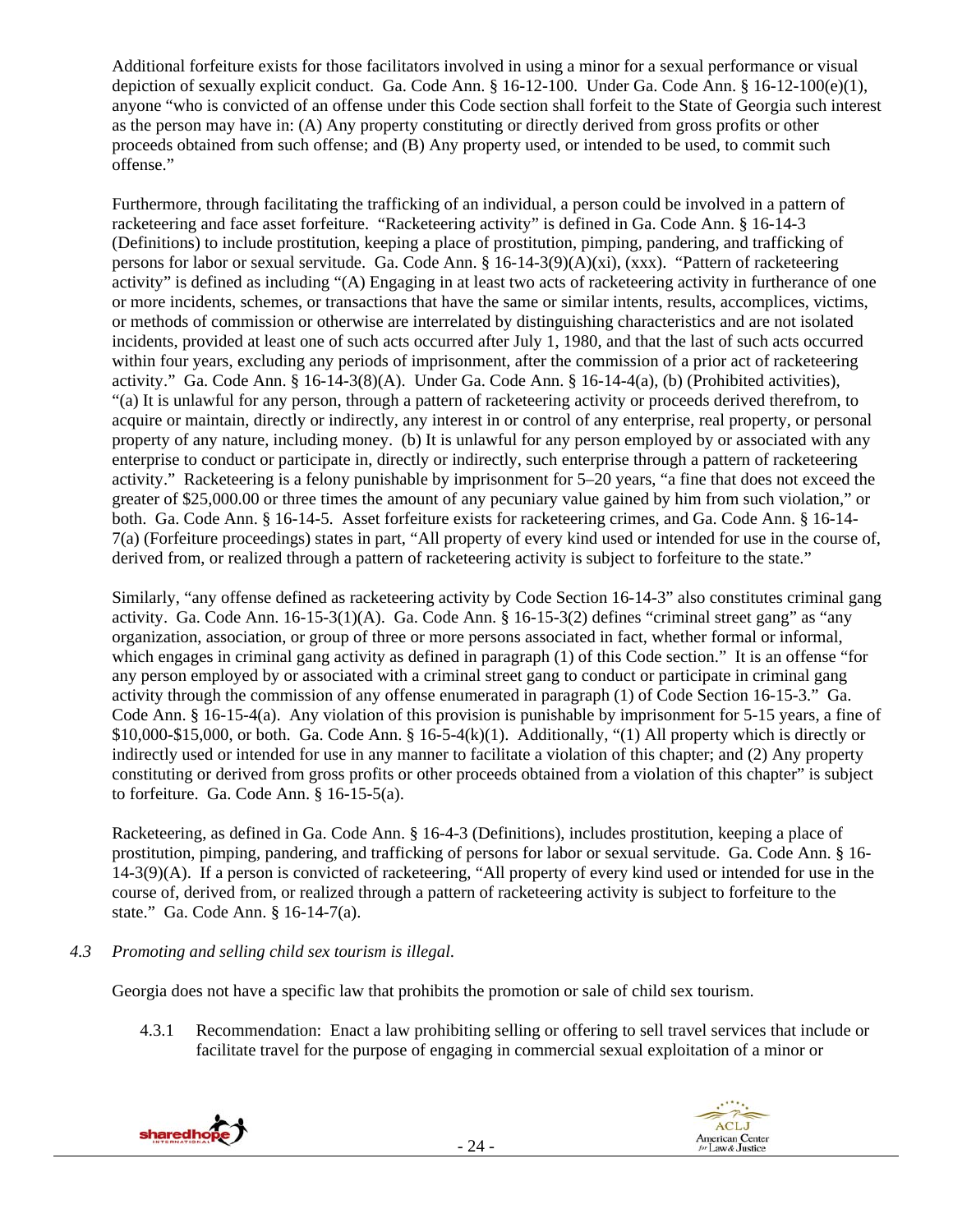Additional forfeiture exists for those facilitators involved in using a minor for a sexual performance or visual depiction of sexually explicit conduct. Ga. Code Ann. § 16-12-100. Under Ga. Code Ann. § 16-12-100(e)(1), anyone "who is convicted of an offense under this Code section shall forfeit to the State of Georgia such interest as the person may have in: (A) Any property constituting or directly derived from gross profits or other proceeds obtained from such offense; and (B) Any property used, or intended to be used, to commit such offense."

Furthermore, through facilitating the trafficking of an individual, a person could be involved in a pattern of racketeering and face asset forfeiture. "Racketeering activity" is defined in Ga. Code Ann. § 16-14-3 (Definitions) to include prostitution, keeping a place of prostitution, pimping, pandering, and trafficking of persons for labor or sexual servitude. Ga. Code Ann. § 16-14-3(9)(A)(xi), (xxx). "Pattern of racketeering activity" is defined as including "(A) Engaging in at least two acts of racketeering activity in furtherance of one or more incidents, schemes, or transactions that have the same or similar intents, results, accomplices, victims, or methods of commission or otherwise are interrelated by distinguishing characteristics and are not isolated incidents, provided at least one of such acts occurred after July 1, 1980, and that the last of such acts occurred within four years, excluding any periods of imprisonment, after the commission of a prior act of racketeering activity." Ga. Code Ann. § 16-14-3(8)(A). Under Ga. Code Ann. § 16-14-4(a), (b) (Prohibited activities), "(a) It is unlawful for any person, through a pattern of racketeering activity or proceeds derived therefrom, to acquire or maintain, directly or indirectly, any interest in or control of any enterprise, real property, or personal property of any nature, including money. (b) It is unlawful for any person employed by or associated with any enterprise to conduct or participate in, directly or indirectly, such enterprise through a pattern of racketeering activity." Racketeering is a felony punishable by imprisonment for 5–20 years, "a fine that does not exceed the greater of $25,000.00 or three times the amount of any pecuniary value gained by him from such violation," or both. Ga. Code Ann. § 16-14-5. Asset forfeiture exists for racketeering crimes, and Ga. Code Ann. § 16-14-7(a) (Forfeiture proceedings) states in part, "All property of every kind used or intended for use in the course of, derived from, or realized through a pattern of racketeering activity is subject to forfeiture to the state."

Similarly, "any offense defined as racketeering activity by Code Section 16-14-3" also constitutes criminal gang activity. Ga. Code Ann. 16-15-3(1)(A). Ga. Code Ann. § 16-15-3(2) defines "criminal street gang" as "any organization, association, or group of three or more persons associated in fact, whether formal or informal, which engages in criminal gang activity as defined in paragraph (1) of this Code section." It is an offense "for any person employed by or associated with a criminal street gang to conduct or participate in criminal gang activity through the commission of any offense enumerated in paragraph (1) of Code Section 16-15-3." Ga. Code Ann. § 16-15-4(a). Any violation of this provision is punishable by imprisonment for 5-15 years, a fine of $10,000-$15,000, or both. Ga. Code Ann. § 16-5-4(k)(1). Additionally, "(1) All property which is directly or indirectly used or intended for use in any manner to facilitate a violation of this chapter; and (2) Any property constituting or derived from gross profits or other proceeds obtained from a violation of this chapter" is subject to forfeiture. Ga. Code Ann. § 16-15-5(a).

Racketeering, as defined in Ga. Code Ann. § 16-4-3 (Definitions), includes prostitution, keeping a place of prostitution, pimping, pandering, and trafficking of persons for labor or sexual servitude. Ga. Code Ann. § 16-14-3(9)(A). If a person is convicted of racketeering, "All property of every kind used or intended for use in the course of, derived from, or realized through a pattern of racketeering activity is subject to forfeiture to the state." Ga. Code Ann. § 16-14-7(a).

*4.3 Promoting and selling child sex tourism is illegal.*

Georgia does not have a specific law that prohibits the promotion or sale of child sex tourism.

4.3.1 Recommendation: Enact a law prohibiting selling or offering to sell travel services that include or facilitate travel for the purpose of engaging in commercial sexual exploitation of a minor or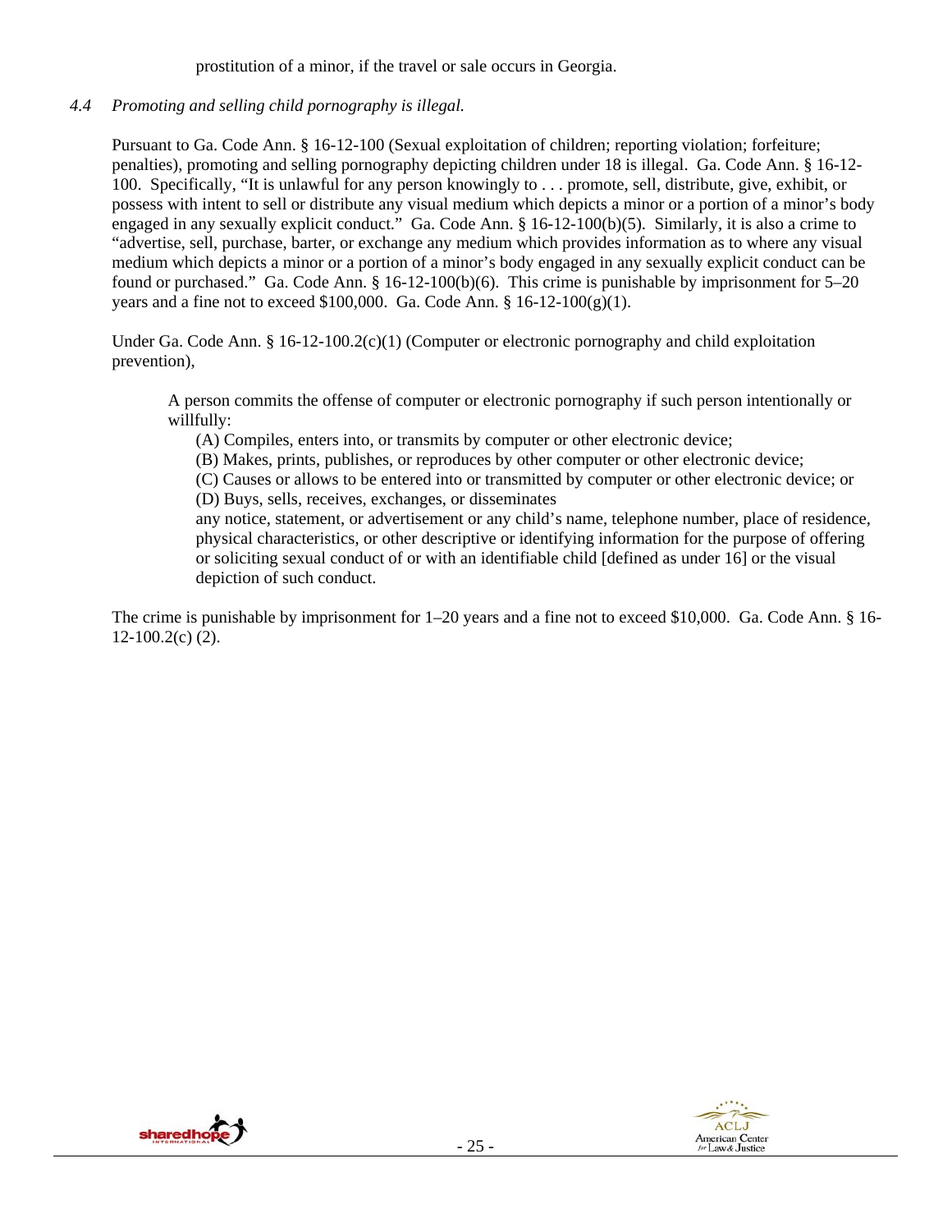prostitution of a minor, if the travel or sale occurs in Georgia.

*4.4 Promoting and selling child pornography is illegal.*

Pursuant to Ga. Code Ann. § 16-12-100 (Sexual exploitation of children; reporting violation; forfeiture; penalties), promoting and selling pornography depicting children under 18 is illegal. Ga. Code Ann. § 16-12-100. Specifically, "It is unlawful for any person knowingly to . . . promote, sell, distribute, give, exhibit, or possess with intent to sell or distribute any visual medium which depicts a minor or a portion of a minor's body engaged in any sexually explicit conduct." Ga. Code Ann. § 16-12-100(b)(5). Similarly, it is also a crime to "advertise, sell, purchase, barter, or exchange any medium which provides information as to where any visual medium which depicts a minor or a portion of a minor's body engaged in any sexually explicit conduct can be found or purchased." Ga. Code Ann. § 16-12-100(b)(6). This crime is punishable by imprisonment for 5–20 years and a fine not to exceed $100,000. Ga. Code Ann. § 16-12-100(g)(1).

Under Ga. Code Ann. § 16-12-100.2(c)(1) (Computer or electronic pornography and child exploitation prevention),

> A person commits the offense of computer or electronic pornography if such person intentionally or willfully:
>
> (A) Compiles, enters into, or transmits by computer or other electronic device;
> (B) Makes, prints, publishes, or reproduces by other computer or other electronic device;
> (C) Causes or allows to be entered into or transmitted by computer or other electronic device; or
> (D) Buys, sells, receives, exchanges, or disseminates
>
> any notice, statement, or advertisement or any child's name, telephone number, place of residence, physical characteristics, or other descriptive or identifying information for the purpose of offering or soliciting sexual conduct of or with an identifiable child [defined as under 16] or the visual depiction of such conduct.

The crime is punishable by imprisonment for 1–20 years and a fine not to exceed $10,000. Ga. Code Ann. § 16-12-100.2(c) (2).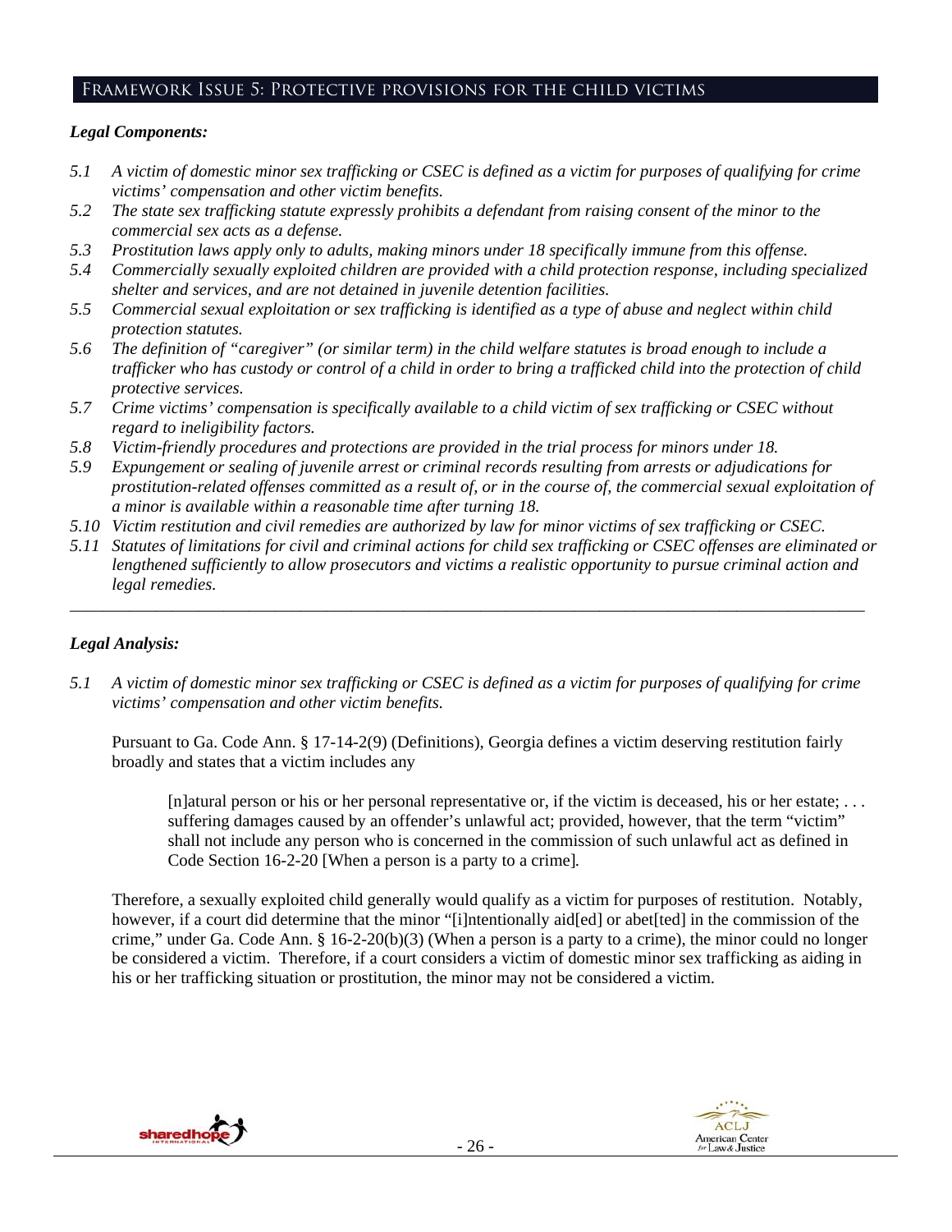## Framework Issue 5: Protective provisions for the child victims

***Legal Components:***

*5.1 A victim of domestic minor sex trafficking or CSEC is defined as a victim for purposes of qualifying for crime victims' compensation and other victim benefits.*

*5.2 The state sex trafficking statute expressly prohibits a defendant from raising consent of the minor to the commercial sex acts as a defense.*

*5.3 Prostitution laws apply only to adults, making minors under 18 specifically immune from this offense.*

*5.4 Commercially sexually exploited children are provided with a child protection response, including specialized shelter and services, and are not detained in juvenile detention facilities.*

*5.5 Commercial sexual exploitation or sex trafficking is identified as a type of abuse and neglect within child protection statutes.*

*5.6 The definition of "caregiver" (or similar term) in the child welfare statutes is broad enough to include a trafficker who has custody or control of a child in order to bring a trafficked child into the protection of child protective services.*

*5.7 Crime victims' compensation is specifically available to a child victim of sex trafficking or CSEC without regard to ineligibility factors.*

*5.8 Victim-friendly procedures and protections are provided in the trial process for minors under 18.*

*5.9 Expungement or sealing of juvenile arrest or criminal records resulting from arrests or adjudications for prostitution-related offenses committed as a result of, or in the course of, the commercial sexual exploitation of a minor is available within a reasonable time after turning 18.*

*5.10 Victim restitution and civil remedies are authorized by law for minor victims of sex trafficking or CSEC.*

*5.11 Statutes of limitations for civil and criminal actions for child sex trafficking or CSEC offenses are eliminated or lengthened sufficiently to allow prosecutors and victims a realistic opportunity to pursue criminal action and legal remedies.*

---

***Legal Analysis:***

*5.1 A victim of domestic minor sex trafficking or CSEC is defined as a victim for purposes of qualifying for crime victims' compensation and other victim benefits.*

Pursuant to Ga. Code Ann. § 17-14-2(9) (Definitions), Georgia defines a victim deserving restitution fairly broadly and states that a victim includes any

> [n]atural person or his or her personal representative or, if the victim is deceased, his or her estate; . . . suffering damages caused by an offender's unlawful act; provided, however, that the term "victim" shall not include any person who is concerned in the commission of such unlawful act as defined in Code Section 16-2-20 [When a person is a party to a crime].

Therefore, a sexually exploited child generally would qualify as a victim for purposes of restitution. Notably, however, if a court did determine that the minor "[i]ntentionally aid[ed] or abet[ted] in the commission of the crime," under Ga. Code Ann. § 16-2-20(b)(3) (When a person is a party to a crime), the minor could no longer be considered a victim. Therefore, if a court considers a victim of domestic minor sex trafficking as aiding in his or her trafficking situation or prostitution, the minor may not be considered a victim.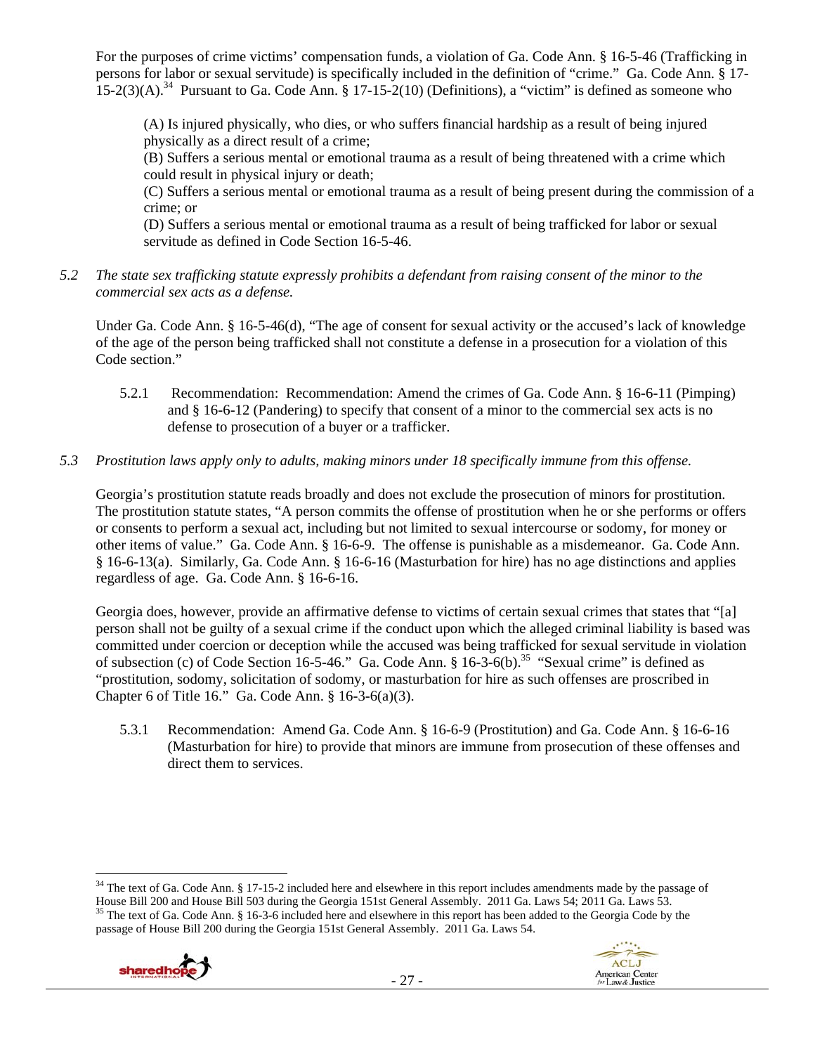For the purposes of crime victims' compensation funds, a violation of Ga. Code Ann. § 16-5-46 (Trafficking in persons for labor or sexual servitude) is specifically included in the definition of "crime." Ga. Code Ann. § 17-15-2(3)(A).[34] Pursuant to Ga. Code Ann. § 17-15-2(10) (Definitions), a "victim" is defined as someone who

> (A) Is injured physically, who dies, or who suffers financial hardship as a result of being injured physically as a direct result of a crime;
> (B) Suffers a serious mental or emotional trauma as a result of being threatened with a crime which could result in physical injury or death;
> (C) Suffers a serious mental or emotional trauma as a result of being present during the commission of a crime; or
> (D) Suffers a serious mental or emotional trauma as a result of being trafficked for labor or sexual servitude as defined in Code Section 16-5-46.

*5.2 The state sex trafficking statute expressly prohibits a defendant from raising consent of the minor to the commercial sex acts as a defense.*

Under Ga. Code Ann. § 16-5-46(d), "The age of consent for sexual activity or the accused's lack of knowledge of the age of the person being trafficked shall not constitute a defense in a prosecution for a violation of this Code section."

5.2.1 Recommendation: Recommendation: Amend the crimes of Ga. Code Ann. § 16-6-11 (Pimping) and § 16-6-12 (Pandering) to specify that consent of a minor to the commercial sex acts is no defense to prosecution of a buyer or a trafficker.

*5.3 Prostitution laws apply only to adults, making minors under 18 specifically immune from this offense.*

Georgia's prostitution statute reads broadly and does not exclude the prosecution of minors for prostitution. The prostitution statute states, "A person commits the offense of prostitution when he or she performs or offers or consents to perform a sexual act, including but not limited to sexual intercourse or sodomy, for money or other items of value." Ga. Code Ann. § 16-6-9. The offense is punishable as a misdemeanor. Ga. Code Ann. § 16-6-13(a). Similarly, Ga. Code Ann. § 16-6-16 (Masturbation for hire) has no age distinctions and applies regardless of age. Ga. Code Ann. § 16-6-16.

Georgia does, however, provide an affirmative defense to victims of certain sexual crimes that states that "[a] person shall not be guilty of a sexual crime if the conduct upon which the alleged criminal liability is based was committed under coercion or deception while the accused was being trafficked for sexual servitude in violation of subsection (c) of Code Section 16-5-46." Ga. Code Ann. § 16-3-6(b).[35] "Sexual crime" is defined as "prostitution, sodomy, solicitation of sodomy, or masturbation for hire as such offenses are proscribed in Chapter 6 of Title 16." Ga. Code Ann. § 16-3-6(a)(3).

5.3.1 Recommendation: Amend Ga. Code Ann. § 16-6-9 (Prostitution) and Ga. Code Ann. § 16-6-16 (Masturbation for hire) to provide that minors are immune from prosecution of these offenses and direct them to services.

---

[34] The text of Ga. Code Ann. § 17-15-2 included here and elsewhere in this report includes amendments made by the passage of House Bill 200 and House Bill 503 during the Georgia 151st General Assembly. 2011 Ga. Laws 54; 2011 Ga. Laws 53.

[35] The text of Ga. Code Ann. § 16-3-6 included here and elsewhere in this report has been added to the Georgia Code by the passage of House Bill 200 during the Georgia 151st General Assembly. 2011 Ga. Laws 54.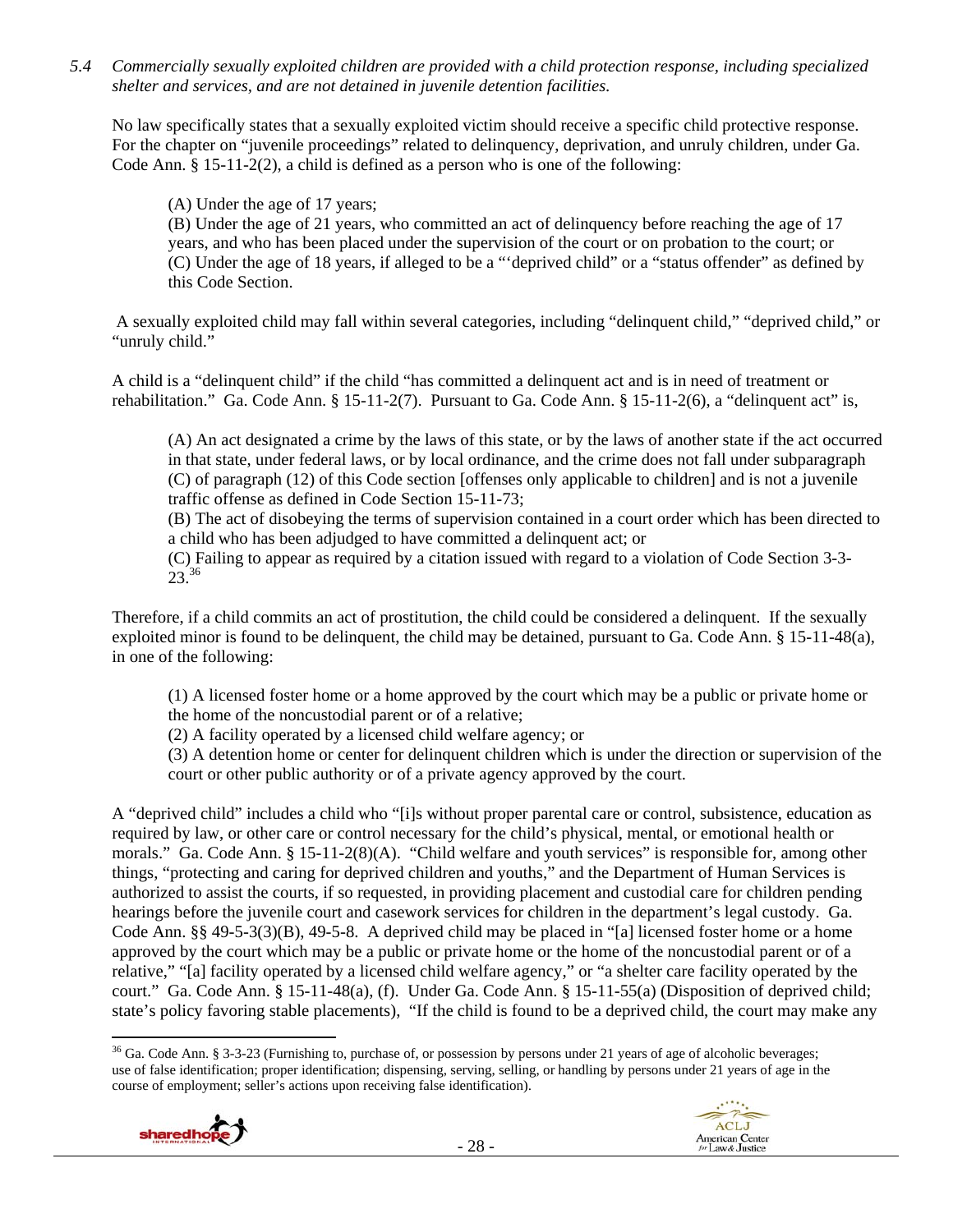*5.4 Commercially sexually exploited children are provided with a child protection response, including specialized shelter and services, and are not detained in juvenile detention facilities.*

No law specifically states that a sexually exploited victim should receive a specific child protective response. For the chapter on "juvenile proceedings" related to delinquency, deprivation, and unruly children, under Ga. Code Ann. § 15-11-2(2), a child is defined as a person who is one of the following:

> (A) Under the age of 17 years;
> (B) Under the age of 21 years, who committed an act of delinquency before reaching the age of 17 years, and who has been placed under the supervision of the court or on probation to the court; or
> (C) Under the age of 18 years, if alleged to be a "'deprived child" or a "status offender" as defined by this Code Section.

A sexually exploited child may fall within several categories, including "delinquent child," "deprived child," or "unruly child."

A child is a "delinquent child" if the child "has committed a delinquent act and is in need of treatment or rehabilitation." Ga. Code Ann. § 15-11-2(7). Pursuant to Ga. Code Ann. § 15-11-2(6), a "delinquent act" is,

> (A) An act designated a crime by the laws of this state, or by the laws of another state if the act occurred in that state, under federal laws, or by local ordinance, and the crime does not fall under subparagraph (C) of paragraph (12) of this Code section [offenses only applicable to children] and is not a juvenile traffic offense as defined in Code Section 15-11-73;
> (B) The act of disobeying the terms of supervision contained in a court order which has been directed to a child who has been adjudged to have committed a delinquent act; or
> (C) Failing to appear as required by a citation issued with regard to a violation of Code Section 3-3-23.[36]

Therefore, if a child commits an act of prostitution, the child could be considered a delinquent. If the sexually exploited minor is found to be delinquent, the child may be detained, pursuant to Ga. Code Ann. § 15-11-48(a), in one of the following:

> (1) A licensed foster home or a home approved by the court which may be a public or private home or the home of the noncustodial parent or of a relative;
> (2) A facility operated by a licensed child welfare agency; or
> (3) A detention home or center for delinquent children which is under the direction or supervision of the court or other public authority or of a private agency approved by the court.

A "deprived child" includes a child who "[i]s without proper parental care or control, subsistence, education as required by law, or other care or control necessary for the child's physical, mental, or emotional health or morals." Ga. Code Ann. § 15-11-2(8)(A). "Child welfare and youth services" is responsible for, among other things, "protecting and caring for deprived children and youths," and the Department of Human Services is authorized to assist the courts, if so requested, in providing placement and custodial care for children pending hearings before the juvenile court and casework services for children in the department's legal custody. Ga. Code Ann. §§ 49-5-3(3)(B), 49-5-8. A deprived child may be placed in "[a] licensed foster home or a home approved by the court which may be a public or private home or the home of the noncustodial parent or of a relative," "[a] facility operated by a licensed child welfare agency," or "a shelter care facility operated by the court." Ga. Code Ann. § 15-11-48(a), (f). Under Ga. Code Ann. § 15-11-55(a) (Disposition of deprived child; state's policy favoring stable placements), "If the child is found to be a deprived child, the court may make any

[36] Ga. Code Ann. § 3-3-23 (Furnishing to, purchase of, or possession by persons under 21 years of age of alcoholic beverages; use of false identification; proper identification; dispensing, serving, selling, or handling by persons under 21 years of age in the course of employment; seller's actions upon receiving false identification).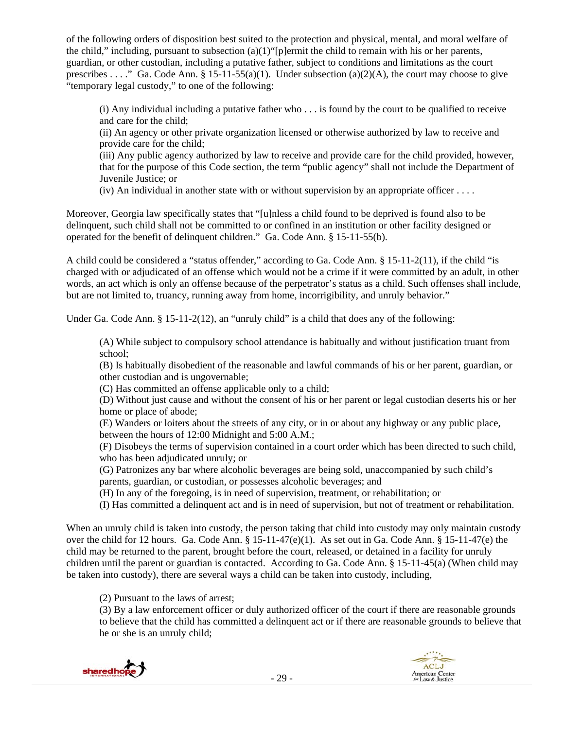of the following orders of disposition best suited to the protection and physical, mental, and moral welfare of the child," including, pursuant to subsection (a)(1)"[p]ermit the child to remain with his or her parents, guardian, or other custodian, including a putative father, subject to conditions and limitations as the court prescribes . . . ." Ga. Code Ann. § 15-11-55(a)(1). Under subsection (a)(2)(A), the court may choose to give "temporary legal custody," to one of the following:

> (i) Any individual including a putative father who . . . is found by the court to be qualified to receive and care for the child;
> (ii) An agency or other private organization licensed or otherwise authorized by law to receive and provide care for the child;
> (iii) Any public agency authorized by law to receive and provide care for the child provided, however, that for the purpose of this Code section, the term "public agency" shall not include the Department of Juvenile Justice; or
> (iv) An individual in another state with or without supervision by an appropriate officer . . . .

Moreover, Georgia law specifically states that "[u]nless a child found to be deprived is found also to be delinquent, such child shall not be committed to or confined in an institution or other facility designed or operated for the benefit of delinquent children." Ga. Code Ann. § 15-11-55(b).

A child could be considered a "status offender," according to Ga. Code Ann. § 15-11-2(11), if the child "is charged with or adjudicated of an offense which would not be a crime if it were committed by an adult, in other words, an act which is only an offense because of the perpetrator's status as a child. Such offenses shall include, but are not limited to, truancy, running away from home, incorrigibility, and unruly behavior."

Under Ga. Code Ann. § 15-11-2(12), an "unruly child" is a child that does any of the following:

> (A) While subject to compulsory school attendance is habitually and without justification truant from school;
> (B) Is habitually disobedient of the reasonable and lawful commands of his or her parent, guardian, or other custodian and is ungovernable;
> (C) Has committed an offense applicable only to a child;
> (D) Without just cause and without the consent of his or her parent or legal custodian deserts his or her home or place of abode;
> (E) Wanders or loiters about the streets of any city, or in or about any highway or any public place, between the hours of 12:00 Midnight and 5:00 A.M.;
> (F) Disobeys the terms of supervision contained in a court order which has been directed to such child, who has been adjudicated unruly; or
> (G) Patronizes any bar where alcoholic beverages are being sold, unaccompanied by such child's parents, guardian, or custodian, or possesses alcoholic beverages; and
> (H) In any of the foregoing, is in need of supervision, treatment, or rehabilitation; or
> (I) Has committed a delinquent act and is in need of supervision, but not of treatment or rehabilitation.

When an unruly child is taken into custody, the person taking that child into custody may only maintain custody over the child for 12 hours. Ga. Code Ann. § 15-11-47(e)(1). As set out in Ga. Code Ann. § 15-11-47(e) the child may be returned to the parent, brought before the court, released, or detained in a facility for unruly children until the parent or guardian is contacted. According to Ga. Code Ann. § 15-11-45(a) (When child may be taken into custody), there are several ways a child can be taken into custody, including,

> (2) Pursuant to the laws of arrest;
> (3) By a law enforcement officer or duly authorized officer of the court if there are reasonable grounds to believe that the child has committed a delinquent act or if there are reasonable grounds to believe that he or she is an unruly child;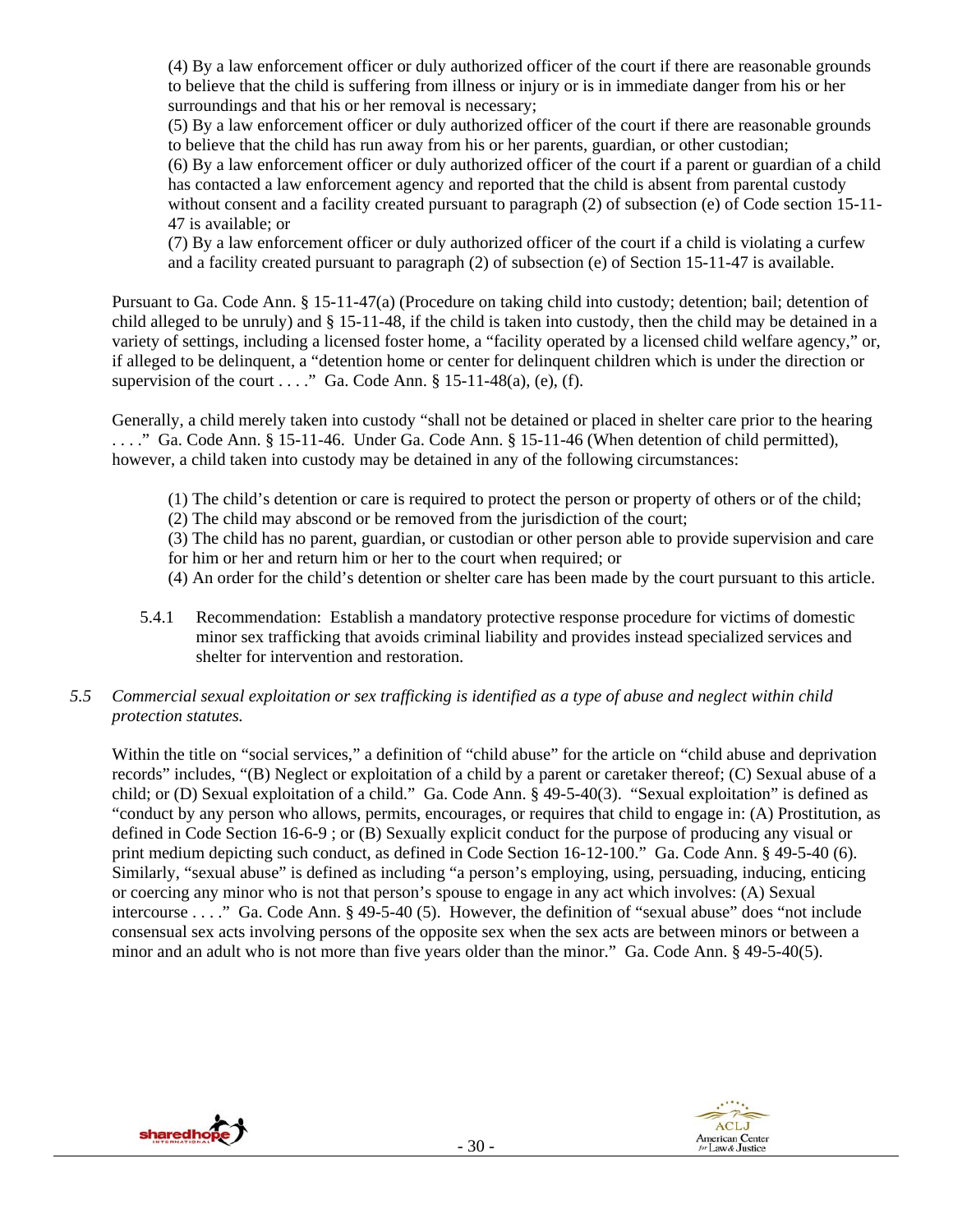(4) By a law enforcement officer or duly authorized officer of the court if there are reasonable grounds to believe that the child is suffering from illness or injury or is in immediate danger from his or her surroundings and that his or her removal is necessary;

(5) By a law enforcement officer or duly authorized officer of the court if there are reasonable grounds to believe that the child has run away from his or her parents, guardian, or other custodian;

(6) By a law enforcement officer or duly authorized officer of the court if a parent or guardian of a child has contacted a law enforcement agency and reported that the child is absent from parental custody without consent and a facility created pursuant to paragraph (2) of subsection (e) of Code section 15-11-47 is available; or

(7) By a law enforcement officer or duly authorized officer of the court if a child is violating a curfew and a facility created pursuant to paragraph (2) of subsection (e) of Section 15-11-47 is available.

Pursuant to Ga. Code Ann. § 15-11-47(a) (Procedure on taking child into custody; detention; bail; detention of child alleged to be unruly) and § 15-11-48, if the child is taken into custody, then the child may be detained in a variety of settings, including a licensed foster home, a "facility operated by a licensed child welfare agency," or, if alleged to be delinquent, a "detention home or center for delinquent children which is under the direction or supervision of the court . . . ." Ga. Code Ann. § 15-11-48(a), (e), (f).

Generally, a child merely taken into custody "shall not be detained or placed in shelter care prior to the hearing . . . ." Ga. Code Ann. § 15-11-46. Under Ga. Code Ann. § 15-11-46 (When detention of child permitted), however, a child taken into custody may be detained in any of the following circumstances:

(1) The child's detention or care is required to protect the person or property of others or of the child;

(2) The child may abscond or be removed from the jurisdiction of the court;

(3) The child has no parent, guardian, or custodian or other person able to provide supervision and care for him or her and return him or her to the court when required; or

(4) An order for the child's detention or shelter care has been made by the court pursuant to this article.

5.4.1 Recommendation: Establish a mandatory protective response procedure for victims of domestic minor sex trafficking that avoids criminal liability and provides instead specialized services and shelter for intervention and restoration.

*5.5 Commercial sexual exploitation or sex trafficking is identified as a type of abuse and neglect within child protection statutes.*

Within the title on "social services," a definition of "child abuse" for the article on "child abuse and deprivation records" includes, "(B) Neglect or exploitation of a child by a parent or caretaker thereof; (C) Sexual abuse of a child; or (D) Sexual exploitation of a child." Ga. Code Ann. § 49-5-40(3). "Sexual exploitation" is defined as "conduct by any person who allows, permits, encourages, or requires that child to engage in: (A) Prostitution, as defined in Code Section 16-6-9 ; or (B) Sexually explicit conduct for the purpose of producing any visual or print medium depicting such conduct, as defined in Code Section 16-12-100." Ga. Code Ann. § 49-5-40 (6). Similarly, "sexual abuse" is defined as including "a person's employing, using, persuading, inducing, enticing or coercing any minor who is not that person's spouse to engage in any act which involves: (A) Sexual intercourse . . . ." Ga. Code Ann. § 49-5-40 (5). However, the definition of "sexual abuse" does "not include consensual sex acts involving persons of the opposite sex when the sex acts are between minors or between a minor and an adult who is not more than five years older than the minor." Ga. Code Ann. § 49-5-40(5).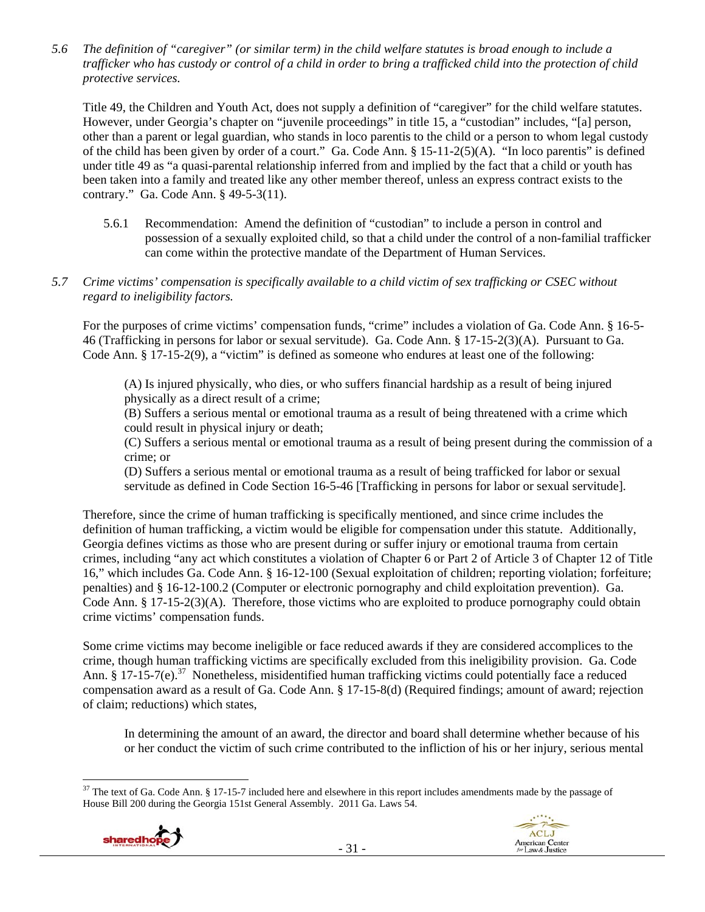*5.6 The definition of "caregiver" (or similar term) in the child welfare statutes is broad enough to include a trafficker who has custody or control of a child in order to bring a trafficked child into the protection of child protective services.*

Title 49, the Children and Youth Act, does not supply a definition of "caregiver" for the child welfare statutes. However, under Georgia's chapter on "juvenile proceedings" in title 15, a "custodian" includes, "[a] person, other than a parent or legal guardian, who stands in loco parentis to the child or a person to whom legal custody of the child has been given by order of a court." Ga. Code Ann. § 15-11-2(5)(A). "In loco parentis" is defined under title 49 as "a quasi-parental relationship inferred from and implied by the fact that a child or youth has been taken into a family and treated like any other member thereof, unless an express contract exists to the contrary." Ga. Code Ann. § 49-5-3(11).

> 5.6.1 Recommendation: Amend the definition of "custodian" to include a person in control and possession of a sexually exploited child, so that a child under the control of a non-familial trafficker can come within the protective mandate of the Department of Human Services.

*5.7 Crime victims' compensation is specifically available to a child victim of sex trafficking or CSEC without regard to ineligibility factors.*

For the purposes of crime victims' compensation funds, "crime" includes a violation of Ga. Code Ann. § 16-5-46 (Trafficking in persons for labor or sexual servitude). Ga. Code Ann. § 17-15-2(3)(A). Pursuant to Ga. Code Ann. § 17-15-2(9), a "victim" is defined as someone who endures at least one of the following:

> (A) Is injured physically, who dies, or who suffers financial hardship as a result of being injured physically as a direct result of a crime;
> (B) Suffers a serious mental or emotional trauma as a result of being threatened with a crime which could result in physical injury or death;
> (C) Suffers a serious mental or emotional trauma as a result of being present during the commission of a crime; or
> (D) Suffers a serious mental or emotional trauma as a result of being trafficked for labor or sexual servitude as defined in Code Section 16-5-46 [Trafficking in persons for labor or sexual servitude].

Therefore, since the crime of human trafficking is specifically mentioned, and since crime includes the definition of human trafficking, a victim would be eligible for compensation under this statute. Additionally, Georgia defines victims as those who are present during or suffer injury or emotional trauma from certain crimes, including "any act which constitutes a violation of Chapter 6 or Part 2 of Article 3 of Chapter 12 of Title 16," which includes Ga. Code Ann. § 16-12-100 (Sexual exploitation of children; reporting violation; forfeiture; penalties) and § 16-12-100.2 (Computer or electronic pornography and child exploitation prevention). Ga. Code Ann. § 17-15-2(3)(A). Therefore, those victims who are exploited to produce pornography could obtain crime victims' compensation funds.

Some crime victims may become ineligible or face reduced awards if they are considered accomplices to the crime, though human trafficking victims are specifically excluded from this ineligibility provision. Ga. Code Ann. § 17-15-7(e).[37] Nonetheless, misidentified human trafficking victims could potentially face a reduced compensation award as a result of Ga. Code Ann. § 17-15-8(d) (Required findings; amount of award; rejection of claim; reductions) which states,

> In determining the amount of an award, the director and board shall determine whether because of his or her conduct the victim of such crime contributed to the infliction of his or her injury, serious mental

[37] The text of Ga. Code Ann. § 17-15-7 included here and elsewhere in this report includes amendments made by the passage of House Bill 200 during the Georgia 151st General Assembly. 2011 Ga. Laws 54.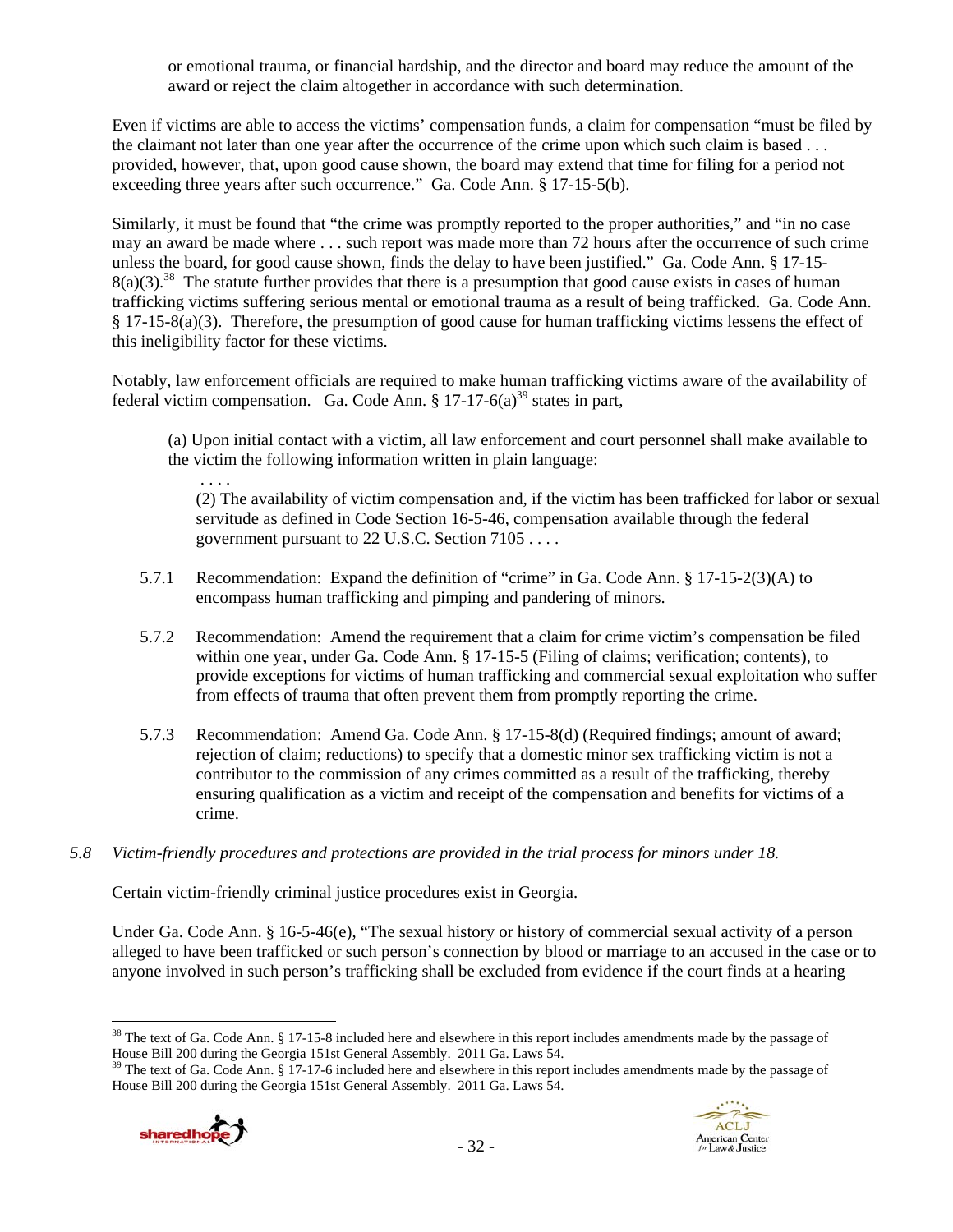or emotional trauma, or financial hardship, and the director and board may reduce the amount of the award or reject the claim altogether in accordance with such determination.

Even if victims are able to access the victims' compensation funds, a claim for compensation "must be filed by the claimant not later than one year after the occurrence of the crime upon which such claim is based . . . provided, however, that, upon good cause shown, the board may extend that time for filing for a period not exceeding three years after such occurrence." Ga. Code Ann. § 17-15-5(b).

Similarly, it must be found that "the crime was promptly reported to the proper authorities," and "in no case may an award be made where . . . such report was made more than 72 hours after the occurrence of such crime unless the board, for good cause shown, finds the delay to have been justified." Ga. Code Ann. § 17-15-8(a)(3).[38] The statute further provides that there is a presumption that good cause exists in cases of human trafficking victims suffering serious mental or emotional trauma as a result of being trafficked. Ga. Code Ann. § 17-15-8(a)(3). Therefore, the presumption of good cause for human trafficking victims lessens the effect of this ineligibility factor for these victims.

Notably, law enforcement officials are required to make human trafficking victims aware of the availability of federal victim compensation. Ga. Code Ann. § 17-17-6(a)[39] states in part,

> (a) Upon initial contact with a victim, all law enforcement and court personnel shall make available to the victim the following information written in plain language:
>
> . . . .
>
> (2) The availability of victim compensation and, if the victim has been trafficked for labor or sexual servitude as defined in Code Section 16-5-46, compensation available through the federal government pursuant to 22 U.S.C. Section 7105 . . . .

5.7.1 Recommendation: Expand the definition of "crime" in Ga. Code Ann. § 17-15-2(3)(A) to encompass human trafficking and pimping and pandering of minors.

5.7.2 Recommendation: Amend the requirement that a claim for crime victim's compensation be filed within one year, under Ga. Code Ann. § 17-15-5 (Filing of claims; verification; contents), to provide exceptions for victims of human trafficking and commercial sexual exploitation who suffer from effects of trauma that often prevent them from promptly reporting the crime.

5.7.3 Recommendation: Amend Ga. Code Ann. § 17-15-8(d) (Required findings; amount of award; rejection of claim; reductions) to specify that a domestic minor sex trafficking victim is not a contributor to the commission of any crimes committed as a result of the trafficking, thereby ensuring qualification as a victim and receipt of the compensation and benefits for victims of a crime.

*5.8 Victim-friendly procedures and protections are provided in the trial process for minors under 18.*

Certain victim-friendly criminal justice procedures exist in Georgia.

Under Ga. Code Ann. § 16-5-46(e), "The sexual history or history of commercial sexual activity of a person alleged to have been trafficked or such person's connection by blood or marriage to an accused in the case or to anyone involved in such person's trafficking shall be excluded from evidence if the court finds at a hearing

---

[38] The text of Ga. Code Ann. § 17-15-8 included here and elsewhere in this report includes amendments made by the passage of House Bill 200 during the Georgia 151st General Assembly. 2011 Ga. Laws 54.

[39] The text of Ga. Code Ann. § 17-17-6 included here and elsewhere in this report includes amendments made by the passage of House Bill 200 during the Georgia 151st General Assembly. 2011 Ga. Laws 54.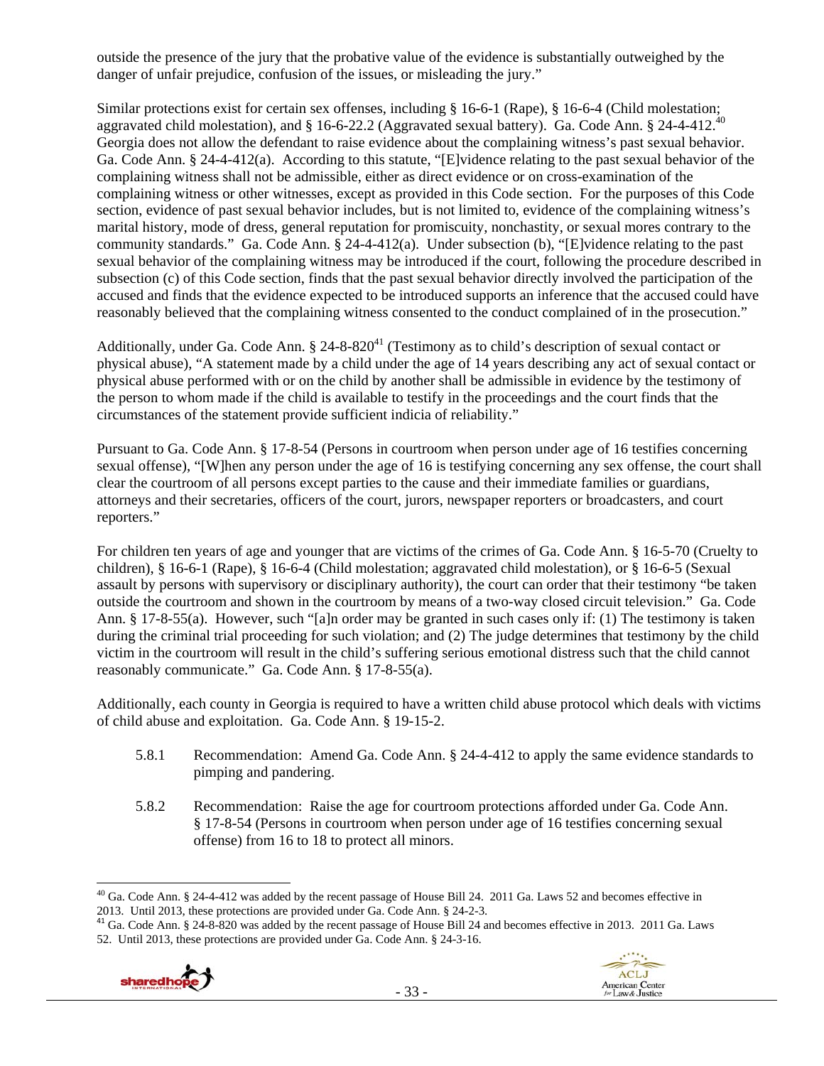outside the presence of the jury that the probative value of the evidence is substantially outweighed by the danger of unfair prejudice, confusion of the issues, or misleading the jury."

Similar protections exist for certain sex offenses, including § 16-6-1 (Rape), § 16-6-4 (Child molestation; aggravated child molestation), and § 16-6-22.2 (Aggravated sexual battery). Ga. Code Ann. § 24-4-412.[40] Georgia does not allow the defendant to raise evidence about the complaining witness's past sexual behavior. Ga. Code Ann. § 24-4-412(a). According to this statute, "[E]vidence relating to the past sexual behavior of the complaining witness shall not be admissible, either as direct evidence or on cross-examination of the complaining witness or other witnesses, except as provided in this Code section. For the purposes of this Code section, evidence of past sexual behavior includes, but is not limited to, evidence of the complaining witness's marital history, mode of dress, general reputation for promiscuity, nonchastity, or sexual mores contrary to the community standards." Ga. Code Ann. § 24-4-412(a). Under subsection (b), "[E]vidence relating to the past sexual behavior of the complaining witness may be introduced if the court, following the procedure described in subsection (c) of this Code section, finds that the past sexual behavior directly involved the participation of the accused and finds that the evidence expected to be introduced supports an inference that the accused could have reasonably believed that the complaining witness consented to the conduct complained of in the prosecution."

Additionally, under Ga. Code Ann. § 24-8-820[41] (Testimony as to child's description of sexual contact or physical abuse), "A statement made by a child under the age of 14 years describing any act of sexual contact or physical abuse performed with or on the child by another shall be admissible in evidence by the testimony of the person to whom made if the child is available to testify in the proceedings and the court finds that the circumstances of the statement provide sufficient indicia of reliability."

Pursuant to Ga. Code Ann. § 17-8-54 (Persons in courtroom when person under age of 16 testifies concerning sexual offense), "[W]hen any person under the age of 16 is testifying concerning any sex offense, the court shall clear the courtroom of all persons except parties to the cause and their immediate families or guardians, attorneys and their secretaries, officers of the court, jurors, newspaper reporters or broadcasters, and court reporters."

For children ten years of age and younger that are victims of the crimes of Ga. Code Ann. § 16-5-70 (Cruelty to children), § 16-6-1 (Rape), § 16-6-4 (Child molestation; aggravated child molestation), or § 16-6-5 (Sexual assault by persons with supervisory or disciplinary authority), the court can order that their testimony "be taken outside the courtroom and shown in the courtroom by means of a two-way closed circuit television." Ga. Code Ann. § 17-8-55(a). However, such "[a]n order may be granted in such cases only if: (1) The testimony is taken during the criminal trial proceeding for such violation; and (2) The judge determines that testimony by the child victim in the courtroom will result in the child's suffering serious emotional distress such that the child cannot reasonably communicate." Ga. Code Ann. § 17-8-55(a).

Additionally, each county in Georgia is required to have a written child abuse protocol which deals with victims of child abuse and exploitation. Ga. Code Ann. § 19-15-2.

5.8.1 Recommendation: Amend Ga. Code Ann. § 24-4-412 to apply the same evidence standards to pimping and pandering.

5.8.2 Recommendation: Raise the age for courtroom protections afforded under Ga. Code Ann. § 17-8-54 (Persons in courtroom when person under age of 16 testifies concerning sexual offense) from 16 to 18 to protect all minors.

---

[40] Ga. Code Ann. § 24-4-412 was added by the recent passage of House Bill 24. 2011 Ga. Laws 52 and becomes effective in 2013. Until 2013, these protections are provided under Ga. Code Ann. § 24-2-3.

[41] Ga. Code Ann. § 24-8-820 was added by the recent passage of House Bill 24 and becomes effective in 2013. 2011 Ga. Laws 52. Until 2013, these protections are provided under Ga. Code Ann. § 24-3-16.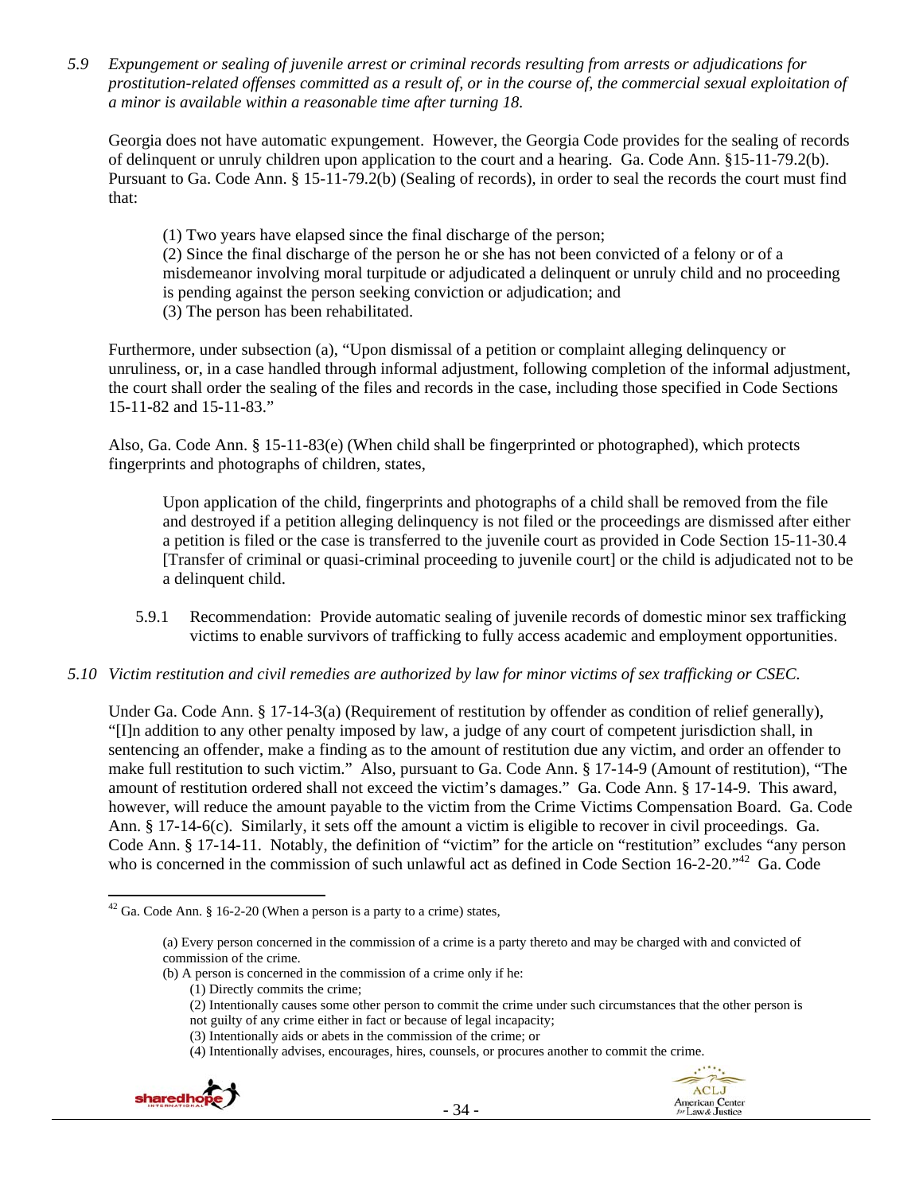*5.9 Expungement or sealing of juvenile arrest or criminal records resulting from arrests or adjudications for prostitution-related offenses committed as a result of, or in the course of, the commercial sexual exploitation of a minor is available within a reasonable time after turning 18.*

Georgia does not have automatic expungement. However, the Georgia Code provides for the sealing of records of delinquent or unruly children upon application to the court and a hearing. Ga. Code Ann. §15-11-79.2(b). Pursuant to Ga. Code Ann. § 15-11-79.2(b) (Sealing of records), in order to seal the records the court must find that:

> (1) Two years have elapsed since the final discharge of the person;
> (2) Since the final discharge of the person he or she has not been convicted of a felony or of a misdemeanor involving moral turpitude or adjudicated a delinquent or unruly child and no proceeding is pending against the person seeking conviction or adjudication; and
> (3) The person has been rehabilitated.

Furthermore, under subsection (a), "Upon dismissal of a petition or complaint alleging delinquency or unruliness, or, in a case handled through informal adjustment, following completion of the informal adjustment, the court shall order the sealing of the files and records in the case, including those specified in Code Sections 15-11-82 and 15-11-83."

Also, Ga. Code Ann. § 15-11-83(e) (When child shall be fingerprinted or photographed), which protects fingerprints and photographs of children, states,

> Upon application of the child, fingerprints and photographs of a child shall be removed from the file and destroyed if a petition alleging delinquency is not filed or the proceedings are dismissed after either a petition is filed or the case is transferred to the juvenile court as provided in Code Section 15-11-30.4 [Transfer of criminal or quasi-criminal proceeding to juvenile court] or the child is adjudicated not to be a delinquent child.

5.9.1 Recommendation: Provide automatic sealing of juvenile records of domestic minor sex trafficking victims to enable survivors of trafficking to fully access academic and employment opportunities.

*5.10 Victim restitution and civil remedies are authorized by law for minor victims of sex trafficking or CSEC.*

Under Ga. Code Ann. § 17-14-3(a) (Requirement of restitution by offender as condition of relief generally), "[I]n addition to any other penalty imposed by law, a judge of any court of competent jurisdiction shall, in sentencing an offender, make a finding as to the amount of restitution due any victim, and order an offender to make full restitution to such victim." Also, pursuant to Ga. Code Ann. § 17-14-9 (Amount of restitution), "The amount of restitution ordered shall not exceed the victim's damages." Ga. Code Ann. § 17-14-9. This award, however, will reduce the amount payable to the victim from the Crime Victims Compensation Board. Ga. Code Ann. § 17-14-6(c). Similarly, it sets off the amount a victim is eligible to recover in civil proceedings. Ga. Code Ann. § 17-14-11. Notably, the definition of "victim" for the article on "restitution" excludes "any person who is concerned in the commission of such unlawful act as defined in Code Section 16-2-20."[42] Ga. Code

---

[42] Ga. Code Ann. § 16-2-20 (When a person is a party to a crime) states,

> (a) Every person concerned in the commission of a crime is a party thereto and may be charged with and convicted of commission of the crime.
> (b) A person is concerned in the commission of a crime only if he:
> (1) Directly commits the crime;
> (2) Intentionally causes some other person to commit the crime under such circumstances that the other person is not guilty of any crime either in fact or because of legal incapacity;
> (3) Intentionally aids or abets in the commission of the crime; or
> (4) Intentionally advises, encourages, hires, counsels, or procures another to commit the crime.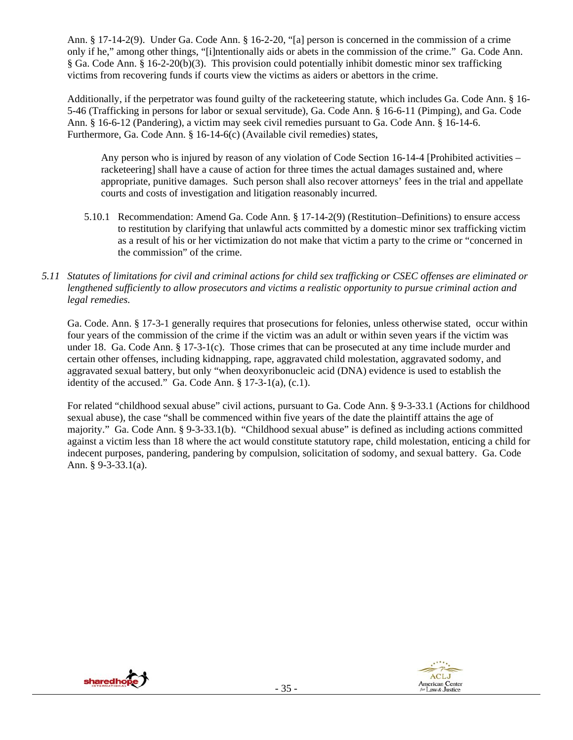Ann. § 17-14-2(9). Under Ga. Code Ann. § 16-2-20, "[a] person is concerned in the commission of a crime only if he," among other things, "[i]ntentionally aids or abets in the commission of the crime." Ga. Code Ann. § Ga. Code Ann. § 16-2-20(b)(3). This provision could potentially inhibit domestic minor sex trafficking victims from recovering funds if courts view the victims as aiders or abettors in the crime.

Additionally, if the perpetrator was found guilty of the racketeering statute, which includes Ga. Code Ann. § 16-5-46 (Trafficking in persons for labor or sexual servitude), Ga. Code Ann. § 16-6-11 (Pimping), and Ga. Code Ann. § 16-6-12 (Pandering), a victim may seek civil remedies pursuant to Ga. Code Ann. § 16-14-6. Furthermore, Ga. Code Ann. § 16-14-6(c) (Available civil remedies) states,

> Any person who is injured by reason of any violation of Code Section 16-14-4 [Prohibited activities – racketeering] shall have a cause of action for three times the actual damages sustained and, where appropriate, punitive damages. Such person shall also recover attorneys' fees in the trial and appellate courts and costs of investigation and litigation reasonably incurred.

5.10.1 Recommendation: Amend Ga. Code Ann. § 17-14-2(9) (Restitution–Definitions) to ensure access to restitution by clarifying that unlawful acts committed by a domestic minor sex trafficking victim as a result of his or her victimization do not make that victim a party to the crime or "concerned in the commission" of the crime.

*5.11 Statutes of limitations for civil and criminal actions for child sex trafficking or CSEC offenses are eliminated or lengthened sufficiently to allow prosecutors and victims a realistic opportunity to pursue criminal action and legal remedies.*

Ga. Code. Ann. § 17-3-1 generally requires that prosecutions for felonies, unless otherwise stated, occur within four years of the commission of the crime if the victim was an adult or within seven years if the victim was under 18. Ga. Code Ann. § 17-3-1(c). Those crimes that can be prosecuted at any time include murder and certain other offenses, including kidnapping, rape, aggravated child molestation, aggravated sodomy, and aggravated sexual battery, but only "when deoxyribonucleic acid (DNA) evidence is used to establish the identity of the accused." Ga. Code Ann. § 17-3-1(a), (c.1).

For related "childhood sexual abuse" civil actions, pursuant to Ga. Code Ann. § 9-3-33.1 (Actions for childhood sexual abuse), the case "shall be commenced within five years of the date the plaintiff attains the age of majority." Ga. Code Ann. § 9-3-33.1(b). "Childhood sexual abuse" is defined as including actions committed against a victim less than 18 where the act would constitute statutory rape, child molestation, enticing a child for indecent purposes, pandering, pandering by compulsion, solicitation of sodomy, and sexual battery. Ga. Code Ann. § 9-3-33.1(a).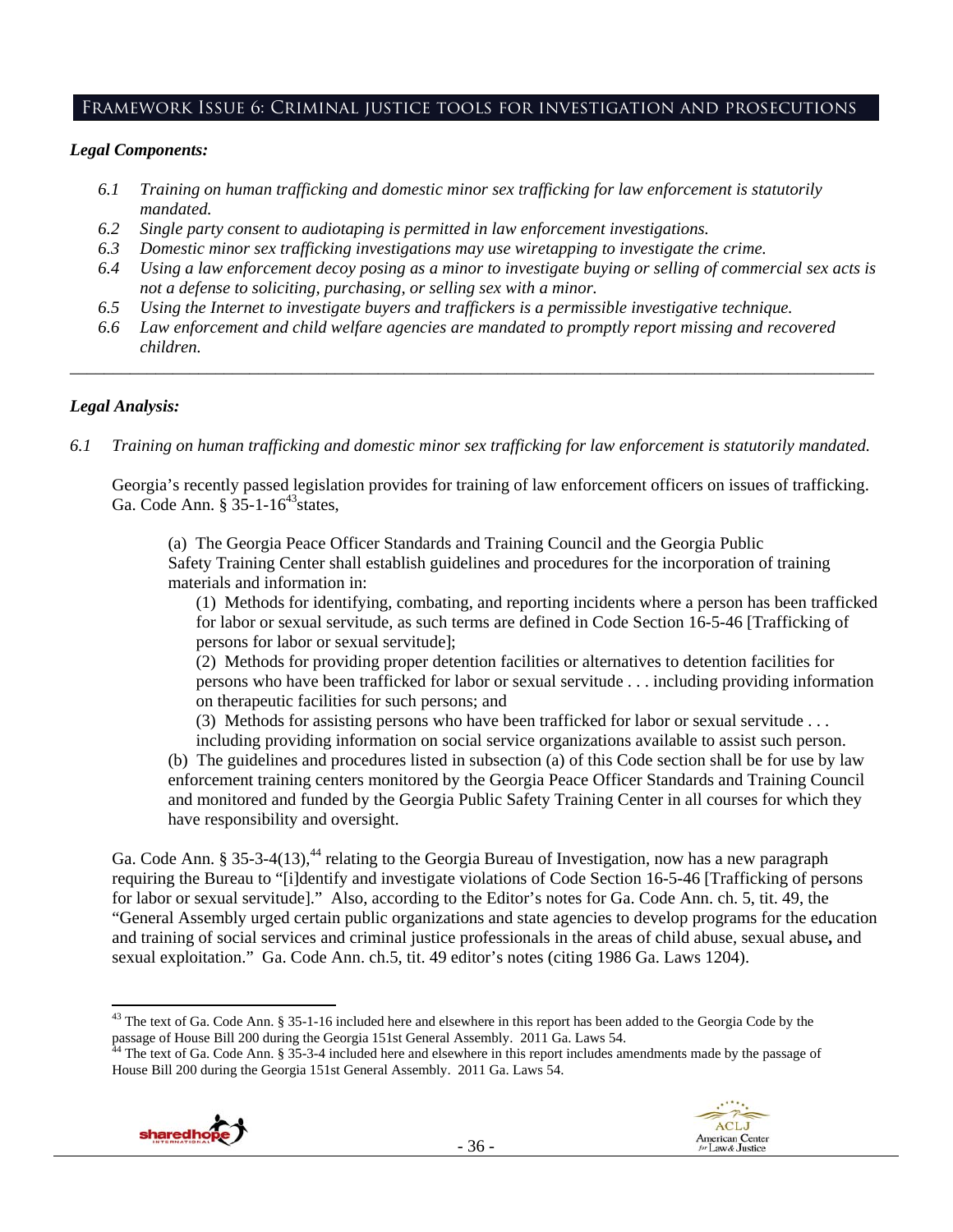## Framework Issue 6: Criminal justice tools for investigation and prosecutions

***Legal Components:***

- *6.1 Training on human trafficking and domestic minor sex trafficking for law enforcement is statutorily mandated.*
- *6.2 Single party consent to audiotaping is permitted in law enforcement investigations.*
- *6.3 Domestic minor sex trafficking investigations may use wiretapping to investigate the crime.*
- *6.4 Using a law enforcement decoy posing as a minor to investigate buying or selling of commercial sex acts is not a defense to soliciting, purchasing, or selling sex with a minor.*
- *6.5 Using the Internet to investigate buyers and traffickers is a permissible investigative technique.*
- *6.6 Law enforcement and child welfare agencies are mandated to promptly report missing and recovered children.*

---

***Legal Analysis:***

*6.1 Training on human trafficking and domestic minor sex trafficking for law enforcement is statutorily mandated.*

Georgia's recently passed legislation provides for training of law enforcement officers on issues of trafficking. Ga. Code Ann. § 35-1-16[43] states,

> (a) The Georgia Peace Officer Standards and Training Council and the Georgia Public Safety Training Center shall establish guidelines and procedures for the incorporation of training materials and information in:
>
> (1) Methods for identifying, combating, and reporting incidents where a person has been trafficked for labor or sexual servitude, as such terms are defined in Code Section 16-5-46 [Trafficking of persons for labor or sexual servitude];
>
> (2) Methods for providing proper detention facilities or alternatives to detention facilities for persons who have been trafficked for labor or sexual servitude . . . including providing information on therapeutic facilities for such persons; and
>
> (3) Methods for assisting persons who have been trafficked for labor or sexual servitude . . . including providing information on social service organizations available to assist such person.
>
> (b) The guidelines and procedures listed in subsection (a) of this Code section shall be for use by law enforcement training centers monitored by the Georgia Peace Officer Standards and Training Council and monitored and funded by the Georgia Public Safety Training Center in all courses for which they have responsibility and oversight.

Ga. Code Ann. § 35-3-4(13),[44] relating to the Georgia Bureau of Investigation, now has a new paragraph requiring the Bureau to "[i]dentify and investigate violations of Code Section 16-5-46 [Trafficking of persons for labor or sexual servitude]." Also, according to the Editor's notes for Ga. Code Ann. ch. 5, tit. 49, the "General Assembly urged certain public organizations and state agencies to develop programs for the education and training of social services and criminal justice professionals in the areas of child abuse, sexual abuse**,** and sexual exploitation." Ga. Code Ann. ch.5, tit. 49 editor's notes (citing 1986 Ga. Laws 1204).

---

[43] The text of Ga. Code Ann. § 35-1-16 included here and elsewhere in this report has been added to the Georgia Code by the passage of House Bill 200 during the Georgia 151st General Assembly. 2011 Ga. Laws 54.

[44] The text of Ga. Code Ann. § 35-3-4 included here and elsewhere in this report includes amendments made by the passage of House Bill 200 during the Georgia 151st General Assembly. 2011 Ga. Laws 54.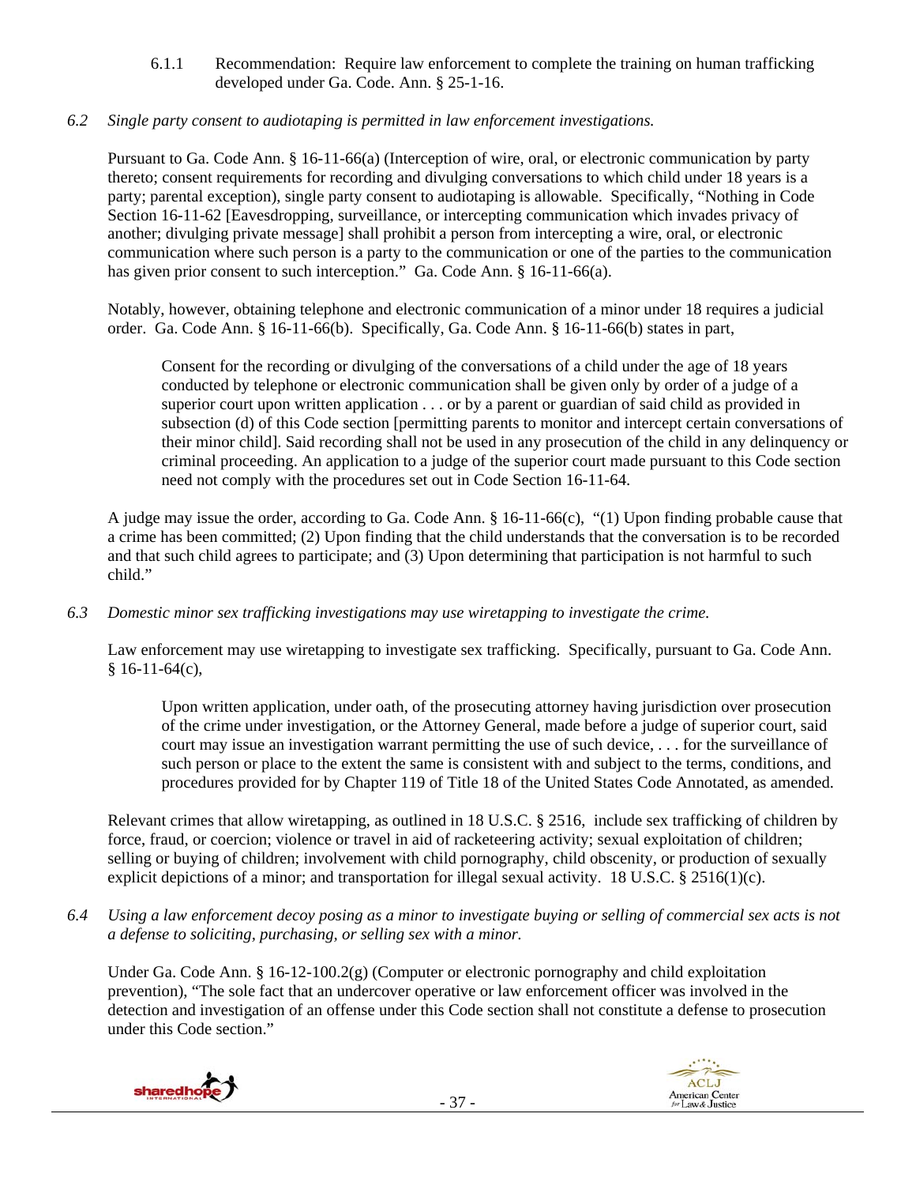6.1.1 Recommendation: Require law enforcement to complete the training on human trafficking developed under Ga. Code. Ann. § 25-1-16.

*6.2 Single party consent to audiotaping is permitted in law enforcement investigations.*

Pursuant to Ga. Code Ann. § 16-11-66(a) (Interception of wire, oral, or electronic communication by party thereto; consent requirements for recording and divulging conversations to which child under 18 years is a party; parental exception), single party consent to audiotaping is allowable. Specifically, "Nothing in Code Section 16-11-62 [Eavesdropping, surveillance, or intercepting communication which invades privacy of another; divulging private message] shall prohibit a person from intercepting a wire, oral, or electronic communication where such person is a party to the communication or one of the parties to the communication has given prior consent to such interception." Ga. Code Ann. § 16-11-66(a).

Notably, however, obtaining telephone and electronic communication of a minor under 18 requires a judicial order. Ga. Code Ann. § 16-11-66(b). Specifically, Ga. Code Ann. § 16-11-66(b) states in part,

> Consent for the recording or divulging of the conversations of a child under the age of 18 years conducted by telephone or electronic communication shall be given only by order of a judge of a superior court upon written application . . . or by a parent or guardian of said child as provided in subsection (d) of this Code section [permitting parents to monitor and intercept certain conversations of their minor child]. Said recording shall not be used in any prosecution of the child in any delinquency or criminal proceeding. An application to a judge of the superior court made pursuant to this Code section need not comply with the procedures set out in Code Section 16-11-64.

A judge may issue the order, according to Ga. Code Ann. § 16-11-66(c), "(1) Upon finding probable cause that a crime has been committed; (2) Upon finding that the child understands that the conversation is to be recorded and that such child agrees to participate; and (3) Upon determining that participation is not harmful to such child."

*6.3 Domestic minor sex trafficking investigations may use wiretapping to investigate the crime.*

Law enforcement may use wiretapping to investigate sex trafficking. Specifically, pursuant to Ga. Code Ann. § 16-11-64(c),

> Upon written application, under oath, of the prosecuting attorney having jurisdiction over prosecution of the crime under investigation, or the Attorney General, made before a judge of superior court, said court may issue an investigation warrant permitting the use of such device, . . . for the surveillance of such person or place to the extent the same is consistent with and subject to the terms, conditions, and procedures provided for by Chapter 119 of Title 18 of the United States Code Annotated, as amended.

Relevant crimes that allow wiretapping, as outlined in 18 U.S.C. § 2516, include sex trafficking of children by force, fraud, or coercion; violence or travel in aid of racketeering activity; sexual exploitation of children; selling or buying of children; involvement with child pornography, child obscenity, or production of sexually explicit depictions of a minor; and transportation for illegal sexual activity. 18 U.S.C. § 2516(1)(c).

*6.4 Using a law enforcement decoy posing as a minor to investigate buying or selling of commercial sex acts is not a defense to soliciting, purchasing, or selling sex with a minor.*

Under Ga. Code Ann. § 16-12-100.2(g) (Computer or electronic pornography and child exploitation prevention), "The sole fact that an undercover operative or law enforcement officer was involved in the detection and investigation of an offense under this Code section shall not constitute a defense to prosecution under this Code section."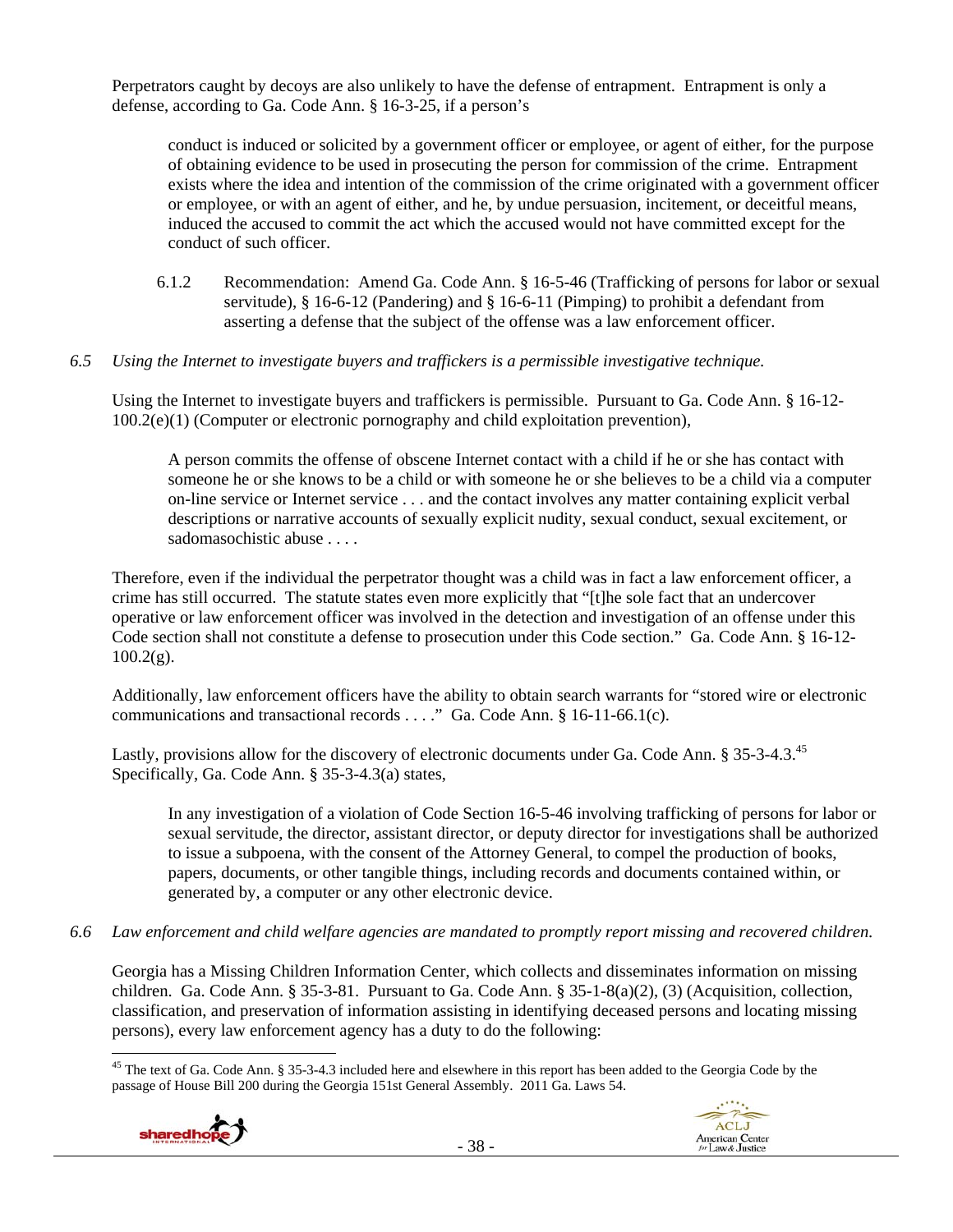Perpetrators caught by decoys are also unlikely to have the defense of entrapment. Entrapment is only a defense, according to Ga. Code Ann. § 16-3-25, if a person's

> conduct is induced or solicited by a government officer or employee, or agent of either, for the purpose of obtaining evidence to be used in prosecuting the person for commission of the crime. Entrapment exists where the idea and intention of the commission of the crime originated with a government officer or employee, or with an agent of either, and he, by undue persuasion, incitement, or deceitful means, induced the accused to commit the act which the accused would not have committed except for the conduct of such officer.

6.1.2 Recommendation: Amend Ga. Code Ann. § 16-5-46 (Trafficking of persons for labor or sexual servitude), § 16-6-12 (Pandering) and § 16-6-11 (Pimping) to prohibit a defendant from asserting a defense that the subject of the offense was a law enforcement officer.

*6.5 Using the Internet to investigate buyers and traffickers is a permissible investigative technique.*

Using the Internet to investigate buyers and traffickers is permissible. Pursuant to Ga. Code Ann. § 16-12-100.2(e)(1) (Computer or electronic pornography and child exploitation prevention),

> A person commits the offense of obscene Internet contact with a child if he or she has contact with someone he or she knows to be a child or with someone he or she believes to be a child via a computer on-line service or Internet service . . . and the contact involves any matter containing explicit verbal descriptions or narrative accounts of sexually explicit nudity, sexual conduct, sexual excitement, or sadomasochistic abuse . . . .

Therefore, even if the individual the perpetrator thought was a child was in fact a law enforcement officer, a crime has still occurred. The statute states even more explicitly that "[t]he sole fact that an undercover operative or law enforcement officer was involved in the detection and investigation of an offense under this Code section shall not constitute a defense to prosecution under this Code section." Ga. Code Ann. § 16-12-100.2(g).

Additionally, law enforcement officers have the ability to obtain search warrants for "stored wire or electronic communications and transactional records . . . ." Ga. Code Ann. § 16-11-66.1(c).

Lastly, provisions allow for the discovery of electronic documents under Ga. Code Ann. § 35-3-4.3.[45] Specifically, Ga. Code Ann. § 35-3-4.3(a) states,

> In any investigation of a violation of Code Section 16-5-46 involving trafficking of persons for labor or sexual servitude, the director, assistant director, or deputy director for investigations shall be authorized to issue a subpoena, with the consent of the Attorney General, to compel the production of books, papers, documents, or other tangible things, including records and documents contained within, or generated by, a computer or any other electronic device.

*6.6 Law enforcement and child welfare agencies are mandated to promptly report missing and recovered children.*

Georgia has a Missing Children Information Center, which collects and disseminates information on missing children. Ga. Code Ann. § 35-3-81. Pursuant to Ga. Code Ann. § 35-1-8(a)(2), (3) (Acquisition, collection, classification, and preservation of information assisting in identifying deceased persons and locating missing persons), every law enforcement agency has a duty to do the following:

[45] The text of Ga. Code Ann. § 35-3-4.3 included here and elsewhere in this report has been added to the Georgia Code by the passage of House Bill 200 during the Georgia 151st General Assembly. 2011 Ga. Laws 54.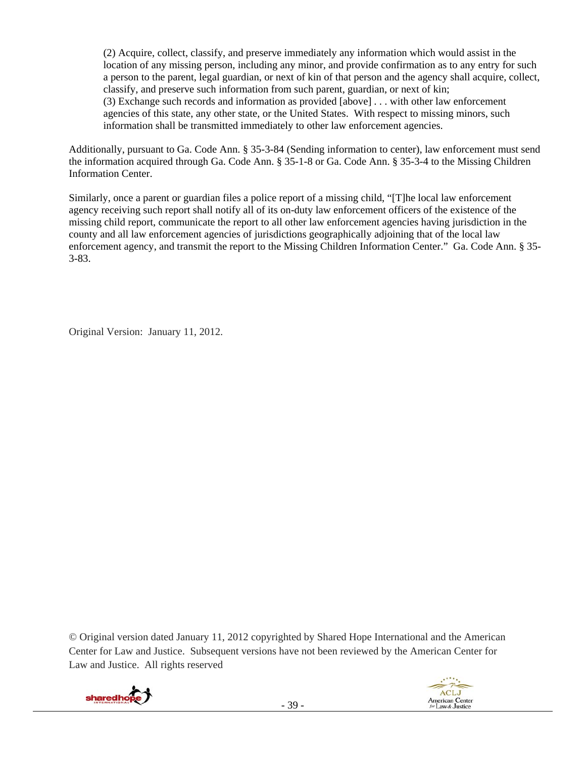(2) Acquire, collect, classify, and preserve immediately any information which would assist in the location of any missing person, including any minor, and provide confirmation as to any entry for such a person to the parent, legal guardian, or next of kin of that person and the agency shall acquire, collect, classify, and preserve such information from such parent, guardian, or next of kin;
(3) Exchange such records and information as provided [above] . . . with other law enforcement agencies of this state, any other state, or the United States. With respect to missing minors, such information shall be transmitted immediately to other law enforcement agencies.

Additionally, pursuant to Ga. Code Ann. § 35-3-84 (Sending information to center), law enforcement must send the information acquired through Ga. Code Ann. § 35-1-8 or Ga. Code Ann. § 35-3-4 to the Missing Children Information Center.

Similarly, once a parent or guardian files a police report of a missing child, "[T]he local law enforcement agency receiving such report shall notify all of its on-duty law enforcement officers of the existence of the missing child report, communicate the report to all other law enforcement agencies having jurisdiction in the county and all law enforcement agencies of jurisdictions geographically adjoining that of the local law enforcement agency, and transmit the report to the Missing Children Information Center." Ga. Code Ann. § 35-3-83.

Original Version: January 11, 2012.

© Original version dated January 11, 2012 copyrighted by Shared Hope International and the American Center for Law and Justice. Subsequent versions have not been reviewed by the American Center for Law and Justice. All rights reserved